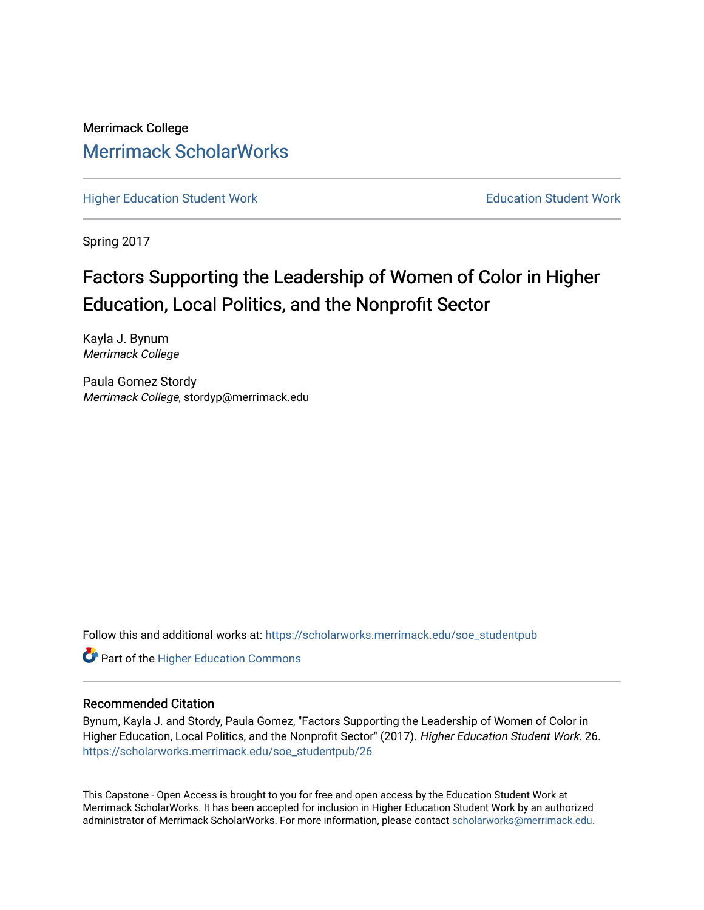Merrimack College

# Merrimack ScholarWorks

Higher Education Student Work

Education Student Work

Spring 2017

# Factors Supporting the Leadership of Women of Color in Higher Education, Local Politics, and the Nonprofit Sector

Kayla J. Bynum
*Merrimack College*

Paula Gomez Stordy
*Merrimack College*, stordyp@merrimack.edu

Follow this and additional works at: https://scholarworks.merrimack.edu/soe_studentpub

Part of the Higher Education Commons

## Recommended Citation

Bynum, Kayla J. and Stordy, Paula Gomez, "Factors Supporting the Leadership of Women of Color in Higher Education, Local Politics, and the Nonprofit Sector" (2017). *Higher Education Student Work*. 26.
https://scholarworks.merrimack.edu/soe_studentpub/26

This Capstone - Open Access is brought to you for free and open access by the Education Student Work at Merrimack ScholarWorks. It has been accepted for inclusion in Higher Education Student Work by an authorized administrator of Merrimack ScholarWorks. For more information, please contact scholarworks@merrimack.edu.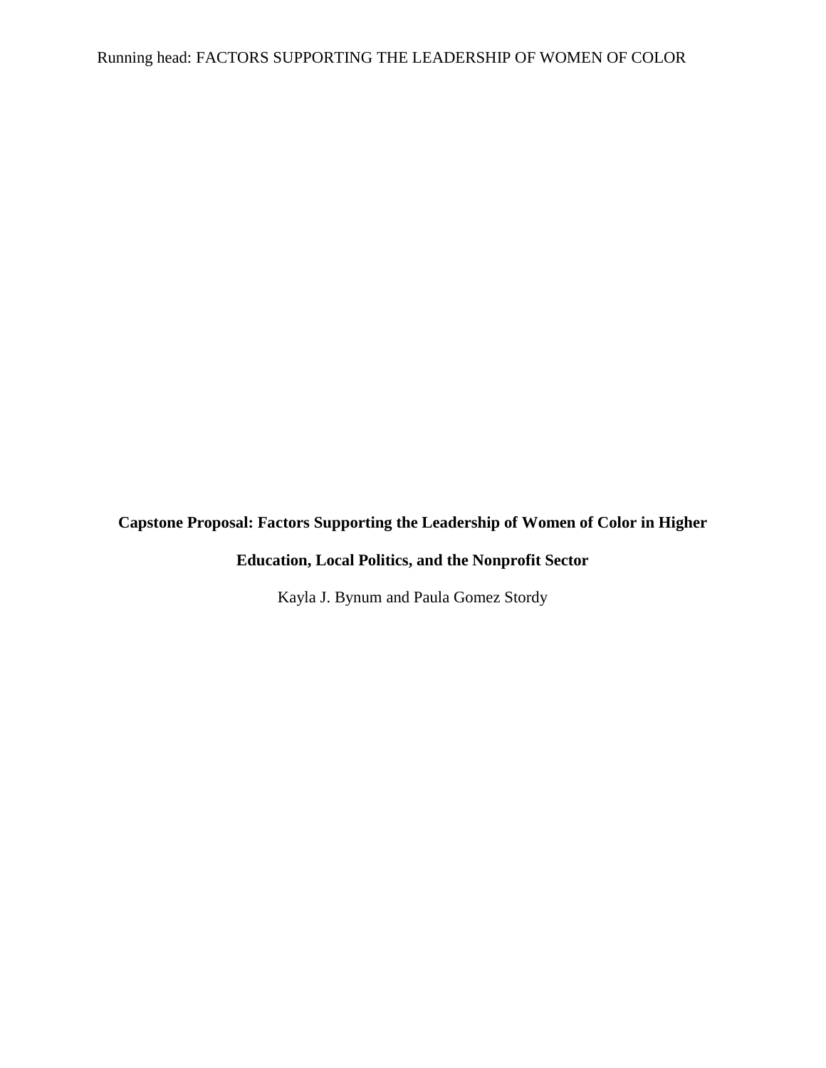**Capstone Proposal: Factors Supporting the Leadership of Women of Color in Higher Education, Local Politics, and the Nonprofit Sector**

Kayla J. Bynum and Paula Gomez Stordy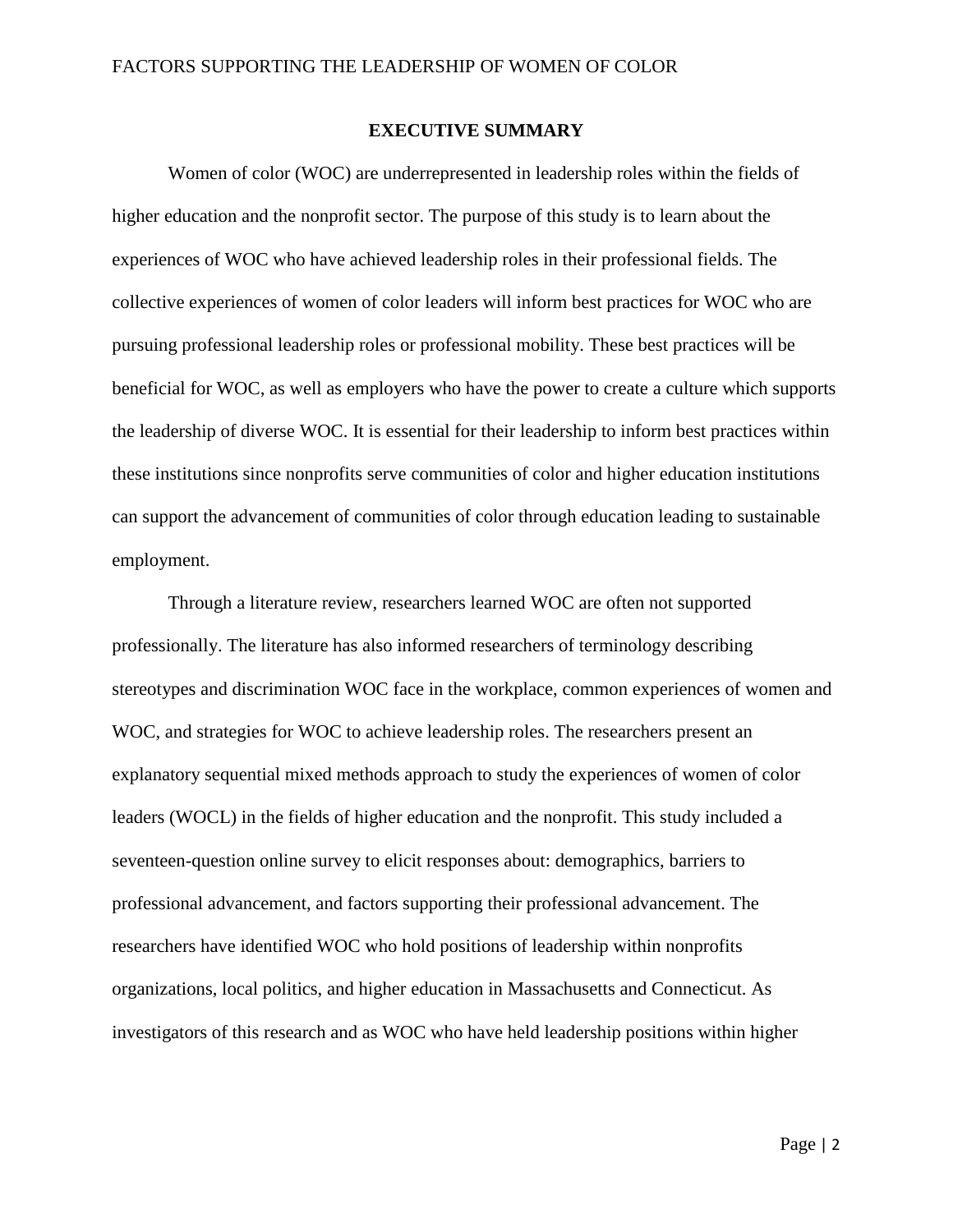## EXECUTIVE SUMMARY

Women of color (WOC) are underrepresented in leadership roles within the fields of higher education and the nonprofit sector. The purpose of this study is to learn about the experiences of WOC who have achieved leadership roles in their professional fields. The collective experiences of women of color leaders will inform best practices for WOC who are pursuing professional leadership roles or professional mobility. These best practices will be beneficial for WOC, as well as employers who have the power to create a culture which supports the leadership of diverse WOC. It is essential for their leadership to inform best practices within these institutions since nonprofits serve communities of color and higher education institutions can support the advancement of communities of color through education leading to sustainable employment.

Through a literature review, researchers learned WOC are often not supported professionally. The literature has also informed researchers of terminology describing stereotypes and discrimination WOC face in the workplace, common experiences of women and WOC, and strategies for WOC to achieve leadership roles. The researchers present an explanatory sequential mixed methods approach to study the experiences of women of color leaders (WOCL) in the fields of higher education and the nonprofit. This study included a seventeen-question online survey to elicit responses about: demographics, barriers to professional advancement, and factors supporting their professional advancement. The researchers have identified WOC who hold positions of leadership within nonprofits organizations, local politics, and higher education in Massachusetts and Connecticut. As investigators of this research and as WOC who have held leadership positions within higher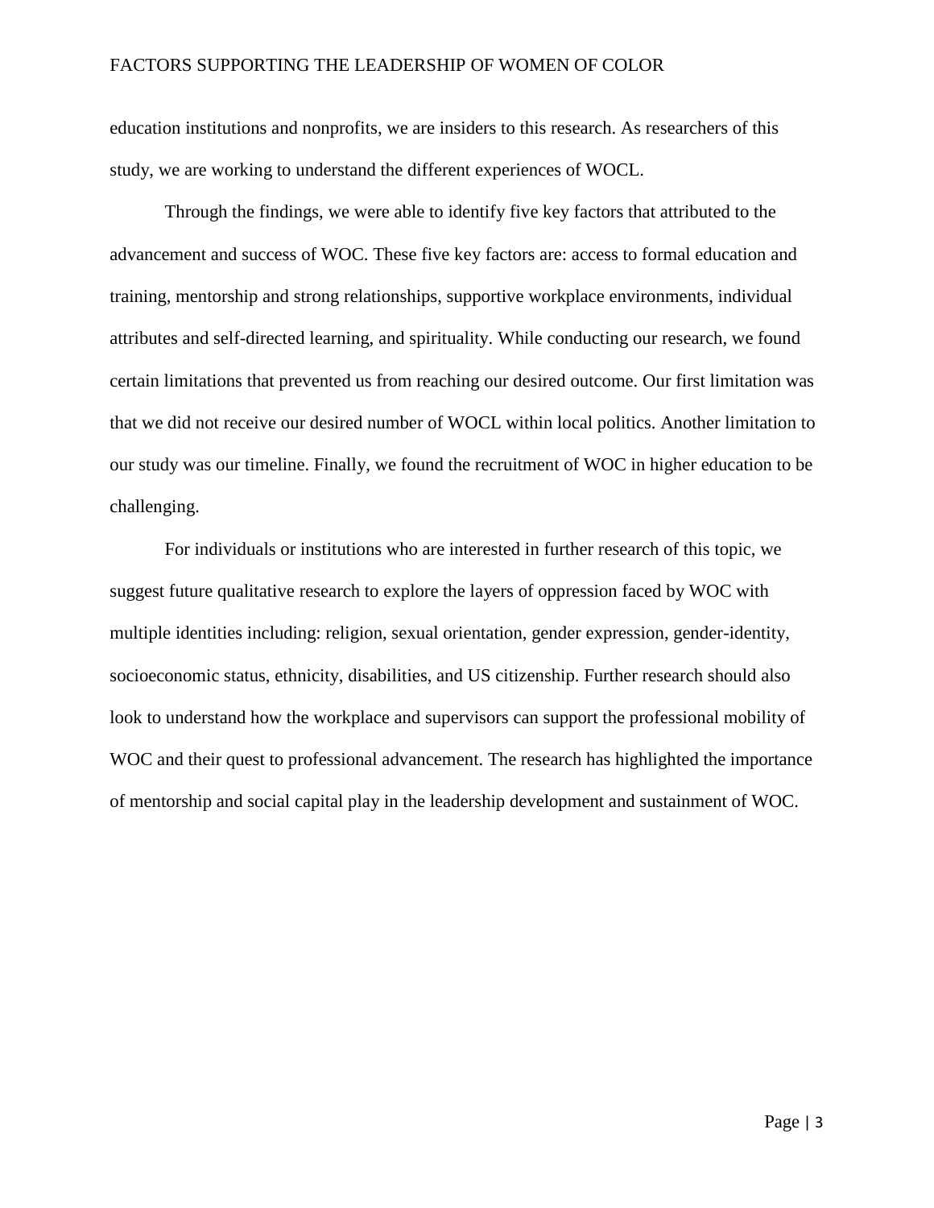education institutions and nonprofits, we are insiders to this research. As researchers of this study, we are working to understand the different experiences of WOCL.

Through the findings, we were able to identify five key factors that attributed to the advancement and success of WOC. These five key factors are: access to formal education and training, mentorship and strong relationships, supportive workplace environments, individual attributes and self-directed learning, and spirituality. While conducting our research, we found certain limitations that prevented us from reaching our desired outcome. Our first limitation was that we did not receive our desired number of WOCL within local politics. Another limitation to our study was our timeline. Finally, we found the recruitment of WOC in higher education to be challenging.

For individuals or institutions who are interested in further research of this topic, we suggest future qualitative research to explore the layers of oppression faced by WOC with multiple identities including: religion, sexual orientation, gender expression, gender-identity, socioeconomic status, ethnicity, disabilities, and US citizenship. Further research should also look to understand how the workplace and supervisors can support the professional mobility of WOC and their quest to professional advancement. The research has highlighted the importance of mentorship and social capital play in the leadership development and sustainment of WOC.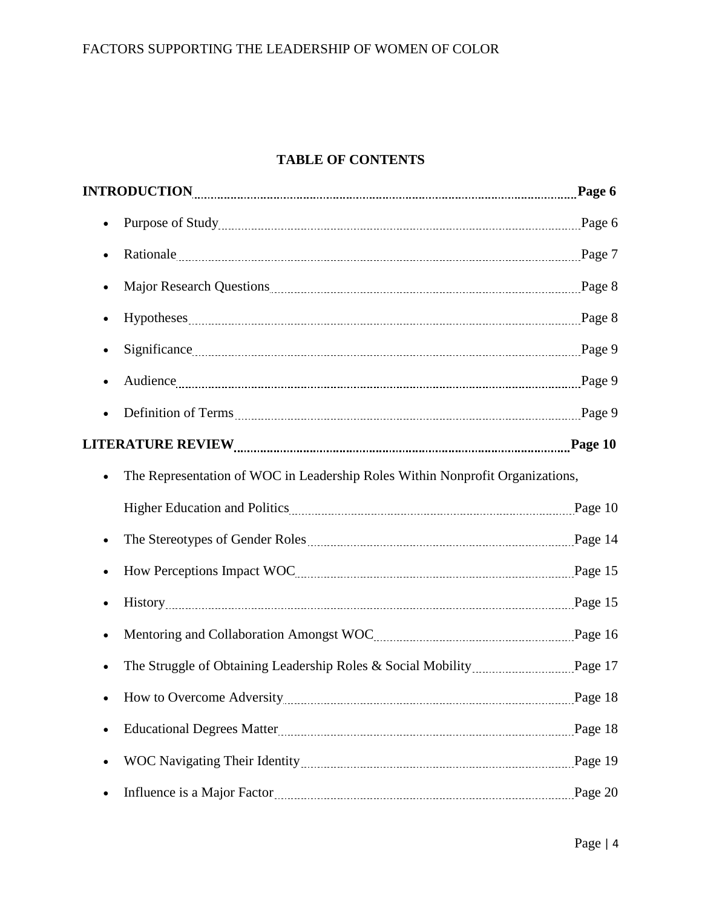## TABLE OF CONTENTS

**INTRODUCTION** .......... **Page 6**

- Purpose of Study .......... Page 6
- Rationale .......... Page 7
- Major Research Questions .......... Page 8
- Hypotheses .......... Page 8
- Significance .......... Page 9
- Audience .......... Page 9
- Definition of Terms .......... Page 9

**LITERATURE REVIEW** .......... **Page 10**

- The Representation of WOC in Leadership Roles Within Nonprofit Organizations, Higher Education and Politics .......... Page 10
- The Stereotypes of Gender Roles .......... Page 14
- How Perceptions Impact WOC .......... Page 15
- History .......... Page 15
- Mentoring and Collaboration Amongst WOC .......... Page 16
- The Struggle of Obtaining Leadership Roles & Social Mobility .......... Page 17
- How to Overcome Adversity .......... Page 18
- Educational Degrees Matter .......... Page 18
- WOC Navigating Their Identity .......... Page 19
- Influence is a Major Factor .......... Page 20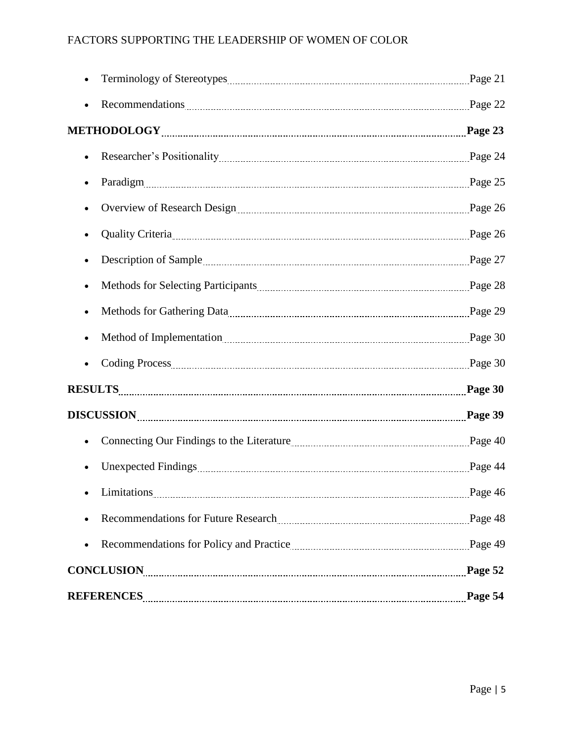- Terminology of Stereotypes ..... Page 21
- Recommendations ..... Page 22

**METHODOLOGY ..... Page 23**

- Researcher's Positionality ..... Page 24
- Paradigm ..... Page 25
- Overview of Research Design ..... Page 26
- Quality Criteria ..... Page 26
- Description of Sample ..... Page 27
- Methods for Selecting Participants ..... Page 28
- Methods for Gathering Data ..... Page 29
- Method of Implementation ..... Page 30
- Coding Process ..... Page 30

**RESULTS ..... Page 30**

**DISCUSSION ..... Page 39**

- Connecting Our Findings to the Literature ..... Page 40
- Unexpected Findings ..... Page 44
- Limitations ..... Page 46
- Recommendations for Future Research ..... Page 48
- Recommendations for Policy and Practice ..... Page 49

**CONCLUSION ..... Page 52**

**REFERENCES ..... Page 54**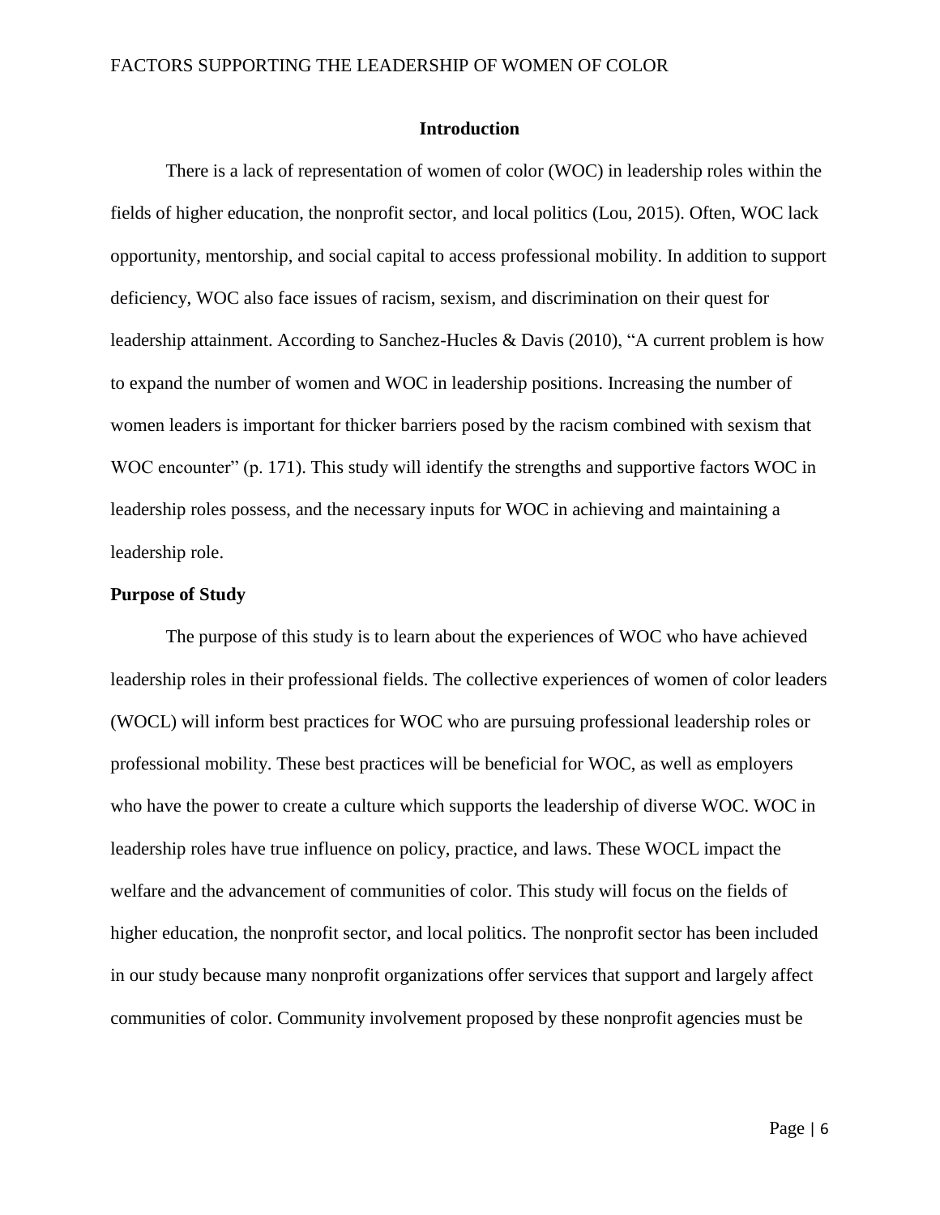## Introduction

There is a lack of representation of women of color (WOC) in leadership roles within the fields of higher education, the nonprofit sector, and local politics (Lou, 2015). Often, WOC lack opportunity, mentorship, and social capital to access professional mobility. In addition to support deficiency, WOC also face issues of racism, sexism, and discrimination on their quest for leadership attainment. According to Sanchez-Hucles & Davis (2010), "A current problem is how to expand the number of women and WOC in leadership positions. Increasing the number of women leaders is important for thicker barriers posed by the racism combined with sexism that WOC encounter" (p. 171). This study will identify the strengths and supportive factors WOC in leadership roles possess, and the necessary inputs for WOC in achieving and maintaining a leadership role.

### Purpose of Study

The purpose of this study is to learn about the experiences of WOC who have achieved leadership roles in their professional fields. The collective experiences of women of color leaders (WOCL) will inform best practices for WOC who are pursuing professional leadership roles or professional mobility. These best practices will be beneficial for WOC, as well as employers who have the power to create a culture which supports the leadership of diverse WOC. WOC in leadership roles have true influence on policy, practice, and laws. These WOCL impact the welfare and the advancement of communities of color. This study will focus on the fields of higher education, the nonprofit sector, and local politics. The nonprofit sector has been included in our study because many nonprofit organizations offer services that support and largely affect communities of color. Community involvement proposed by these nonprofit agencies must be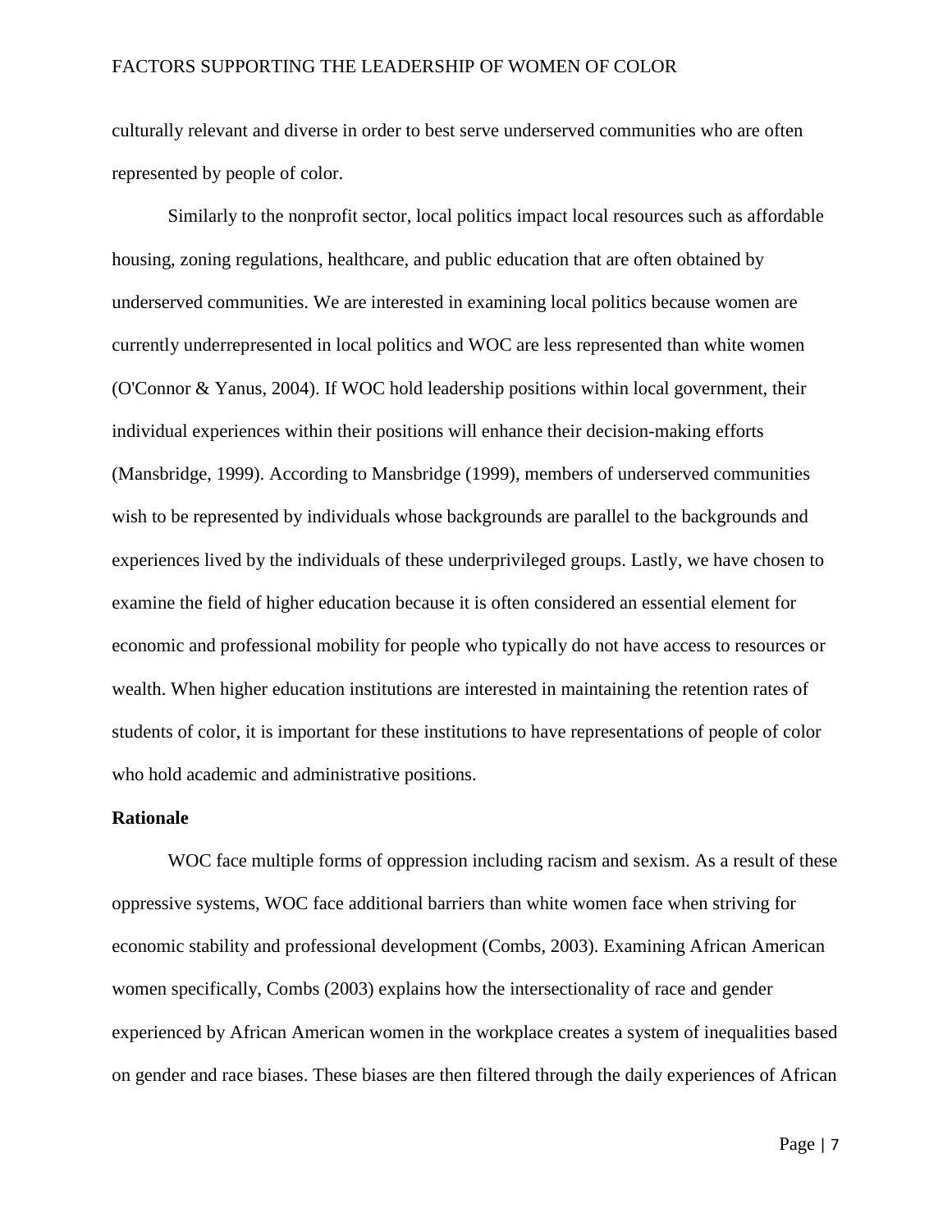culturally relevant and diverse in order to best serve underserved communities who are often represented by people of color.

Similarly to the nonprofit sector, local politics impact local resources such as affordable housing, zoning regulations, healthcare, and public education that are often obtained by underserved communities. We are interested in examining local politics because women are currently underrepresented in local politics and WOC are less represented than white women (O'Connor & Yanus, 2004). If WOC hold leadership positions within local government, their individual experiences within their positions will enhance their decision-making efforts (Mansbridge, 1999). According to Mansbridge (1999), members of underserved communities wish to be represented by individuals whose backgrounds are parallel to the backgrounds and experiences lived by the individuals of these underprivileged groups. Lastly, we have chosen to examine the field of higher education because it is often considered an essential element for economic and professional mobility for people who typically do not have access to resources or wealth. When higher education institutions are interested in maintaining the retention rates of students of color, it is important for these institutions to have representations of people of color who hold academic and administrative positions.

**Rationale**

WOC face multiple forms of oppression including racism and sexism. As a result of these oppressive systems, WOC face additional barriers than white women face when striving for economic stability and professional development (Combs, 2003). Examining African American women specifically, Combs (2003) explains how the intersectionality of race and gender experienced by African American women in the workplace creates a system of inequalities based on gender and race biases. These biases are then filtered through the daily experiences of African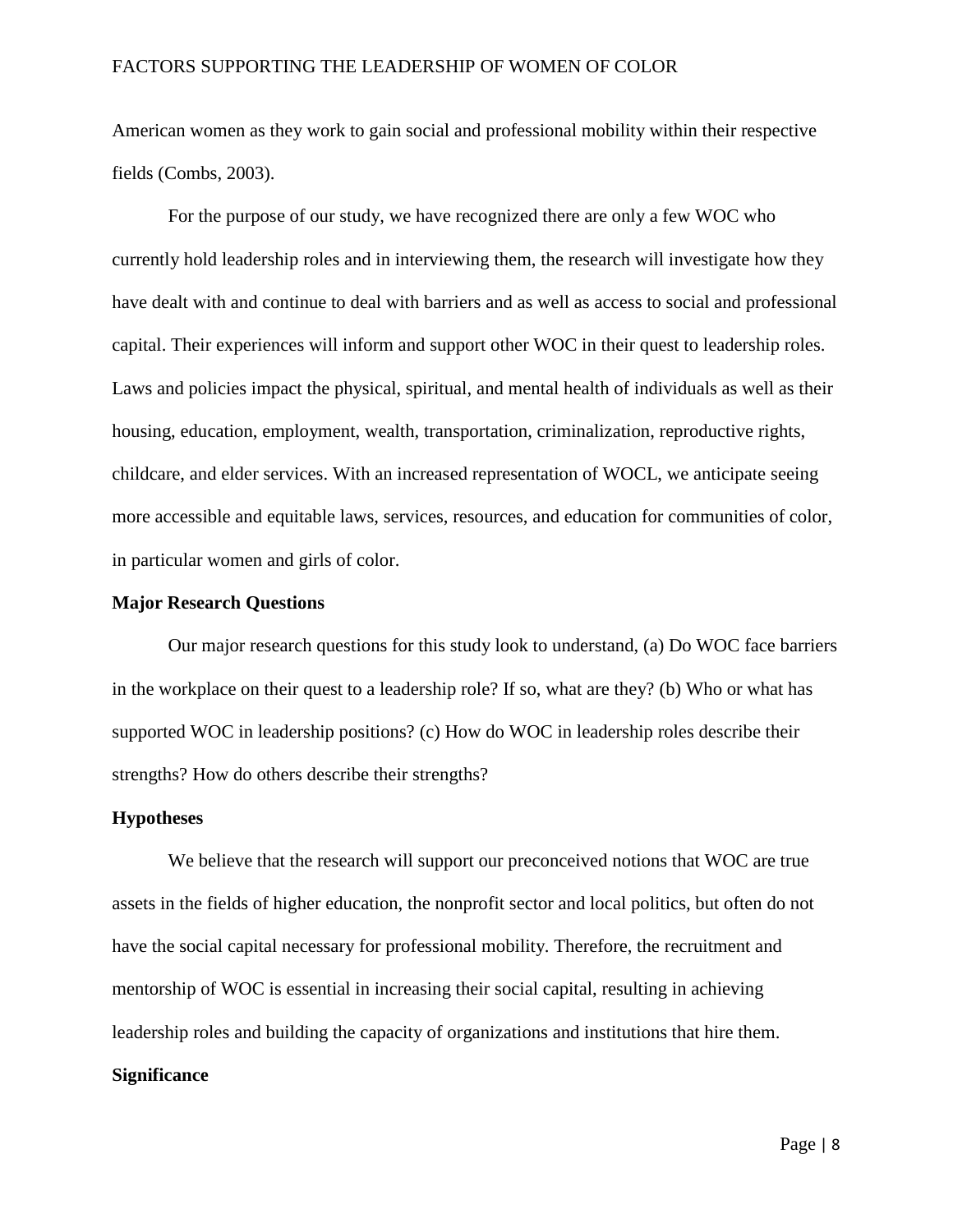American women as they work to gain social and professional mobility within their respective fields (Combs, 2003).

For the purpose of our study, we have recognized there are only a few WOC who currently hold leadership roles and in interviewing them, the research will investigate how they have dealt with and continue to deal with barriers and as well as access to social and professional capital. Their experiences will inform and support other WOC in their quest to leadership roles. Laws and policies impact the physical, spiritual, and mental health of individuals as well as their housing, education, employment, wealth, transportation, criminalization, reproductive rights, childcare, and elder services. With an increased representation of WOCL, we anticipate seeing more accessible and equitable laws, services, resources, and education for communities of color, in particular women and girls of color.

**Major Research Questions**

Our major research questions for this study look to understand, (a) Do WOC face barriers in the workplace on their quest to a leadership role? If so, what are they? (b) Who or what has supported WOC in leadership positions? (c) How do WOC in leadership roles describe their strengths? How do others describe their strengths?

**Hypotheses**

We believe that the research will support our preconceived notions that WOC are true assets in the fields of higher education, the nonprofit sector and local politics, but often do not have the social capital necessary for professional mobility. Therefore, the recruitment and mentorship of WOC is essential in increasing their social capital, resulting in achieving leadership roles and building the capacity of organizations and institutions that hire them.

**Significance**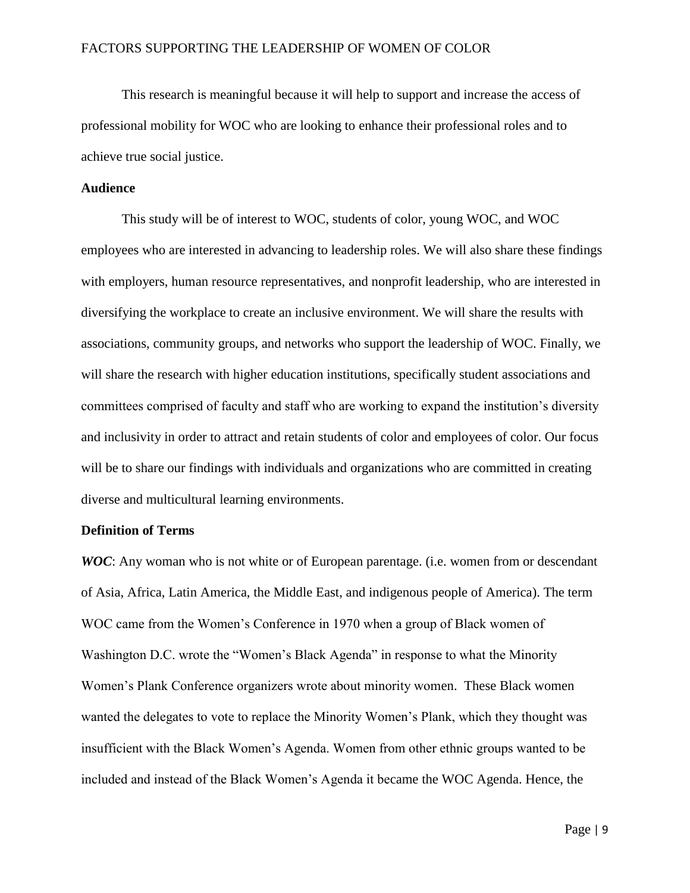This research is meaningful because it will help to support and increase the access of professional mobility for WOC who are looking to enhance their professional roles and to achieve true social justice.

### Audience

This study will be of interest to WOC, students of color, young WOC, and WOC employees who are interested in advancing to leadership roles. We will also share these findings with employers, human resource representatives, and nonprofit leadership, who are interested in diversifying the workplace to create an inclusive environment. We will share the results with associations, community groups, and networks who support the leadership of WOC. Finally, we will share the research with higher education institutions, specifically student associations and committees comprised of faculty and staff who are working to expand the institution's diversity and inclusivity in order to attract and retain students of color and employees of color. Our focus will be to share our findings with individuals and organizations who are committed in creating diverse and multicultural learning environments.

### Definition of Terms

***WOC***: Any woman who is not white or of European parentage. (i.e. women from or descendant of Asia, Africa, Latin America, the Middle East, and indigenous people of America). The term WOC came from the Women's Conference in 1970 when a group of Black women of Washington D.C. wrote the "Women's Black Agenda" in response to what the Minority Women's Plank Conference organizers wrote about minority women. These Black women wanted the delegates to vote to replace the Minority Women's Plank, which they thought was insufficient with the Black Women's Agenda. Women from other ethnic groups wanted to be included and instead of the Black Women's Agenda it became the WOC Agenda. Hence, the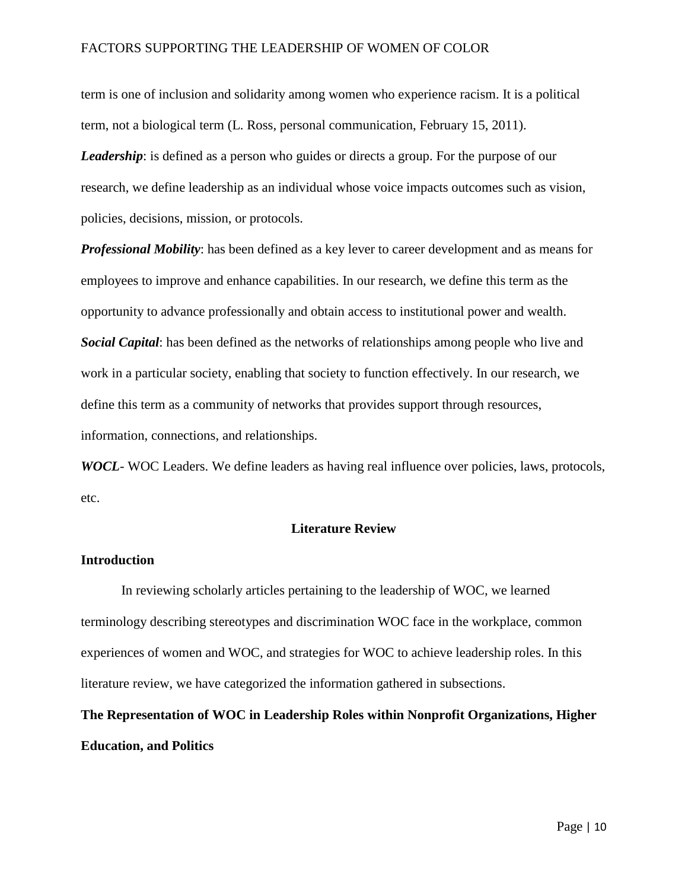term is one of inclusion and solidarity among women who experience racism. It is a political term, not a biological term (L. Ross, personal communication, February 15, 2011).

***Leadership***: is defined as a person who guides or directs a group. For the purpose of our research, we define leadership as an individual whose voice impacts outcomes such as vision, policies, decisions, mission, or protocols.

***Professional Mobility***: has been defined as a key lever to career development and as means for employees to improve and enhance capabilities. In our research, we define this term as the opportunity to advance professionally and obtain access to institutional power and wealth.

***Social Capital***: has been defined as the networks of relationships among people who live and work in a particular society, enabling that society to function effectively. In our research, we define this term as a community of networks that provides support through resources, information, connections, and relationships.

***WOCL***- WOC Leaders. We define leaders as having real influence over policies, laws, protocols, etc.

## Literature Review

### Introduction

In reviewing scholarly articles pertaining to the leadership of WOC, we learned terminology describing stereotypes and discrimination WOC face in the workplace, common experiences of women and WOC, and strategies for WOC to achieve leadership roles. In this literature review, we have categorized the information gathered in subsections.

### The Representation of WOC in Leadership Roles within Nonprofit Organizations, Higher Education, and Politics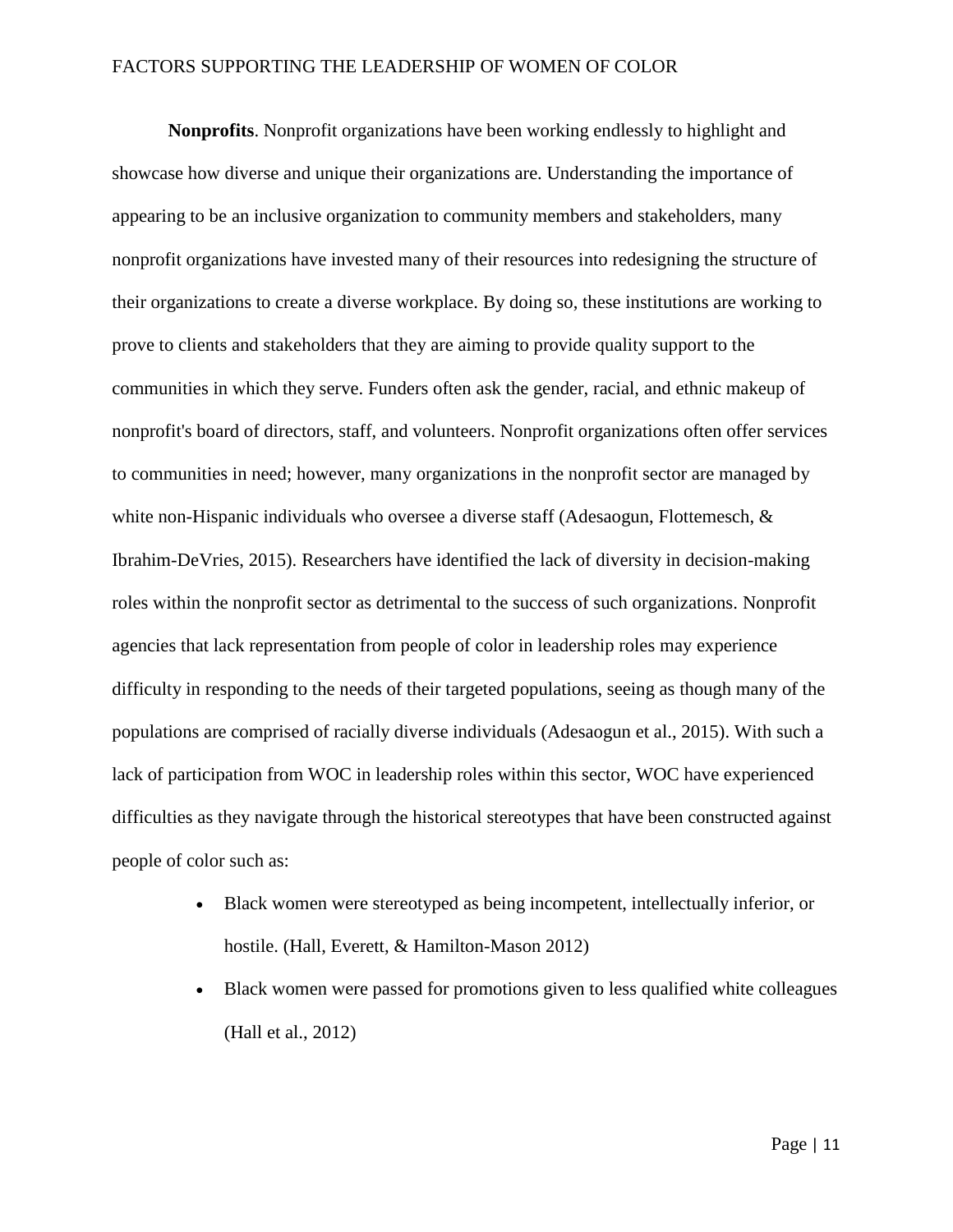**Nonprofits**. Nonprofit organizations have been working endlessly to highlight and showcase how diverse and unique their organizations are. Understanding the importance of appearing to be an inclusive organization to community members and stakeholders, many nonprofit organizations have invested many of their resources into redesigning the structure of their organizations to create a diverse workplace. By doing so, these institutions are working to prove to clients and stakeholders that they are aiming to provide quality support to the communities in which they serve. Funders often ask the gender, racial, and ethnic makeup of nonprofit's board of directors, staff, and volunteers. Nonprofit organizations often offer services to communities in need; however, many organizations in the nonprofit sector are managed by white non-Hispanic individuals who oversee a diverse staff (Adesaogun, Flottemesch, & Ibrahim-DeVries, 2015). Researchers have identified the lack of diversity in decision-making roles within the nonprofit sector as detrimental to the success of such organizations. Nonprofit agencies that lack representation from people of color in leadership roles may experience difficulty in responding to the needs of their targeted populations, seeing as though many of the populations are comprised of racially diverse individuals (Adesaogun et al., 2015). With such a lack of participation from WOC in leadership roles within this sector, WOC have experienced difficulties as they navigate through the historical stereotypes that have been constructed against people of color such as:

- Black women were stereotyped as being incompetent, intellectually inferior, or hostile. (Hall, Everett, & Hamilton-Mason 2012)
- Black women were passed for promotions given to less qualified white colleagues (Hall et al., 2012)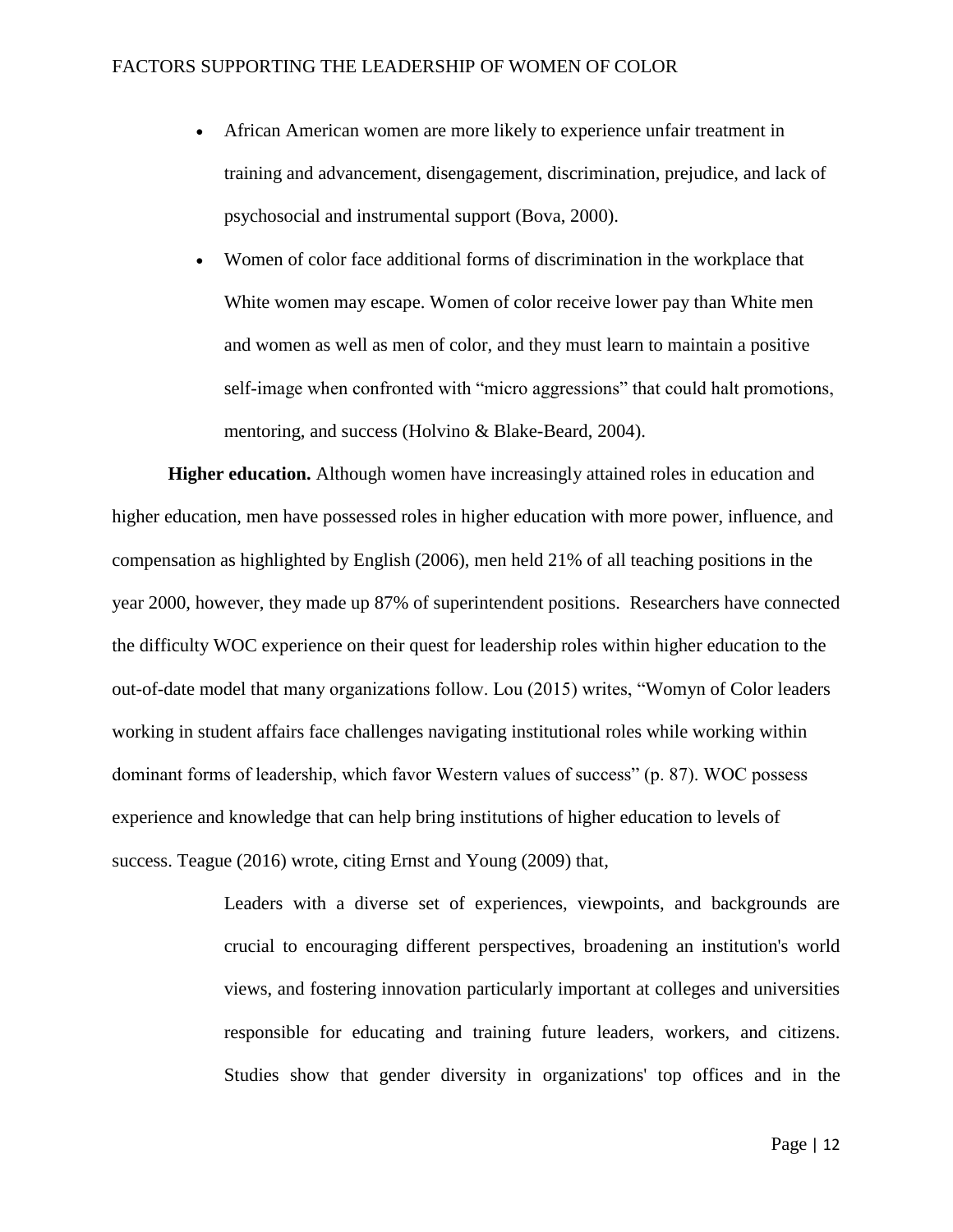- African American women are more likely to experience unfair treatment in training and advancement, disengagement, discrimination, prejudice, and lack of psychosocial and instrumental support (Bova, 2000).
- Women of color face additional forms of discrimination in the workplace that White women may escape. Women of color receive lower pay than White men and women as well as men of color, and they must learn to maintain a positive self-image when confronted with "micro aggressions" that could halt promotions, mentoring, and success (Holvino & Blake-Beard, 2004).

**Higher education.** Although women have increasingly attained roles in education and higher education, men have possessed roles in higher education with more power, influence, and compensation as highlighted by English (2006), men held 21% of all teaching positions in the year 2000, however, they made up 87% of superintendent positions. Researchers have connected the difficulty WOC experience on their quest for leadership roles within higher education to the out-of-date model that many organizations follow. Lou (2015) writes, "Womyn of Color leaders working in student affairs face challenges navigating institutional roles while working within dominant forms of leadership, which favor Western values of success" (p. 87). WOC possess experience and knowledge that can help bring institutions of higher education to levels of success. Teague (2016) wrote, citing Ernst and Young (2009) that,

> Leaders with a diverse set of experiences, viewpoints, and backgrounds are crucial to encouraging different perspectives, broadening an institution's world views, and fostering innovation particularly important at colleges and universities responsible for educating and training future leaders, workers, and citizens. Studies show that gender diversity in organizations' top offices and in the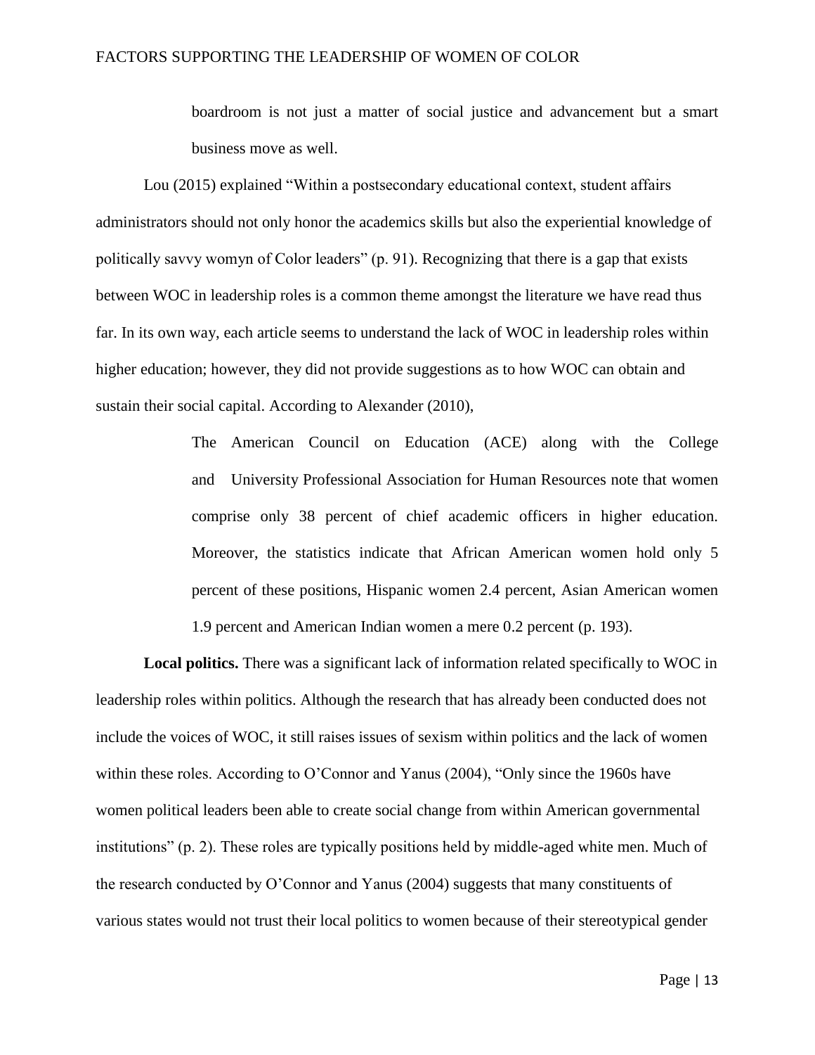> boardroom is not just a matter of social justice and advancement but a smart business move as well.

Lou (2015) explained "Within a postsecondary educational context, student affairs administrators should not only honor the academics skills but also the experiential knowledge of politically savvy womyn of Color leaders" (p. 91). Recognizing that there is a gap that exists between WOC in leadership roles is a common theme amongst the literature we have read thus far. In its own way, each article seems to understand the lack of WOC in leadership roles within higher education; however, they did not provide suggestions as to how WOC can obtain and sustain their social capital. According to Alexander (2010),

> The American Council on Education (ACE) along with the College and University Professional Association for Human Resources note that women comprise only 38 percent of chief academic officers in higher education. Moreover, the statistics indicate that African American women hold only 5 percent of these positions, Hispanic women 2.4 percent, Asian American women 1.9 percent and American Indian women a mere 0.2 percent (p. 193).

**Local politics.** There was a significant lack of information related specifically to WOC in leadership roles within politics. Although the research that has already been conducted does not include the voices of WOC, it still raises issues of sexism within politics and the lack of women within these roles. According to O'Connor and Yanus (2004), "Only since the 1960s have women political leaders been able to create social change from within American governmental institutions" (p. 2). These roles are typically positions held by middle-aged white men. Much of the research conducted by O'Connor and Yanus (2004) suggests that many constituents of various states would not trust their local politics to women because of their stereotypical gender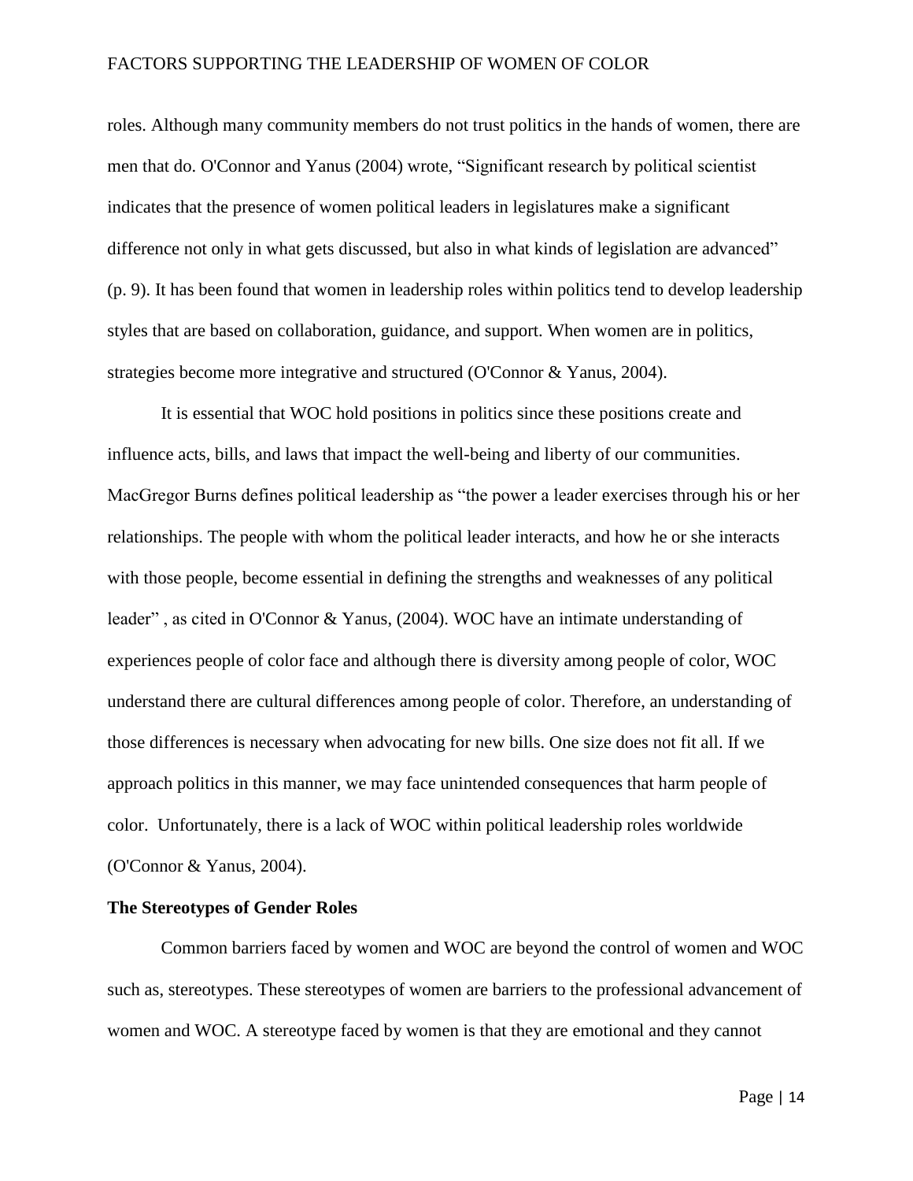roles. Although many community members do not trust politics in the hands of women, there are men that do. O'Connor and Yanus (2004) wrote, "Significant research by political scientist indicates that the presence of women political leaders in legislatures make a significant difference not only in what gets discussed, but also in what kinds of legislation are advanced" (p. 9). It has been found that women in leadership roles within politics tend to develop leadership styles that are based on collaboration, guidance, and support. When women are in politics, strategies become more integrative and structured (O'Connor & Yanus, 2004).

It is essential that WOC hold positions in politics since these positions create and influence acts, bills, and laws that impact the well-being and liberty of our communities. MacGregor Burns defines political leadership as "the power a leader exercises through his or her relationships. The people with whom the political leader interacts, and how he or she interacts with those people, become essential in defining the strengths and weaknesses of any political leader" , as cited in O'Connor & Yanus, (2004). WOC have an intimate understanding of experiences people of color face and although there is diversity among people of color, WOC understand there are cultural differences among people of color. Therefore, an understanding of those differences is necessary when advocating for new bills. One size does not fit all. If we approach politics in this manner, we may face unintended consequences that harm people of color. Unfortunately, there is a lack of WOC within political leadership roles worldwide (O'Connor & Yanus, 2004).

**The Stereotypes of Gender Roles**

Common barriers faced by women and WOC are beyond the control of women and WOC such as, stereotypes. These stereotypes of women are barriers to the professional advancement of women and WOC. A stereotype faced by women is that they are emotional and they cannot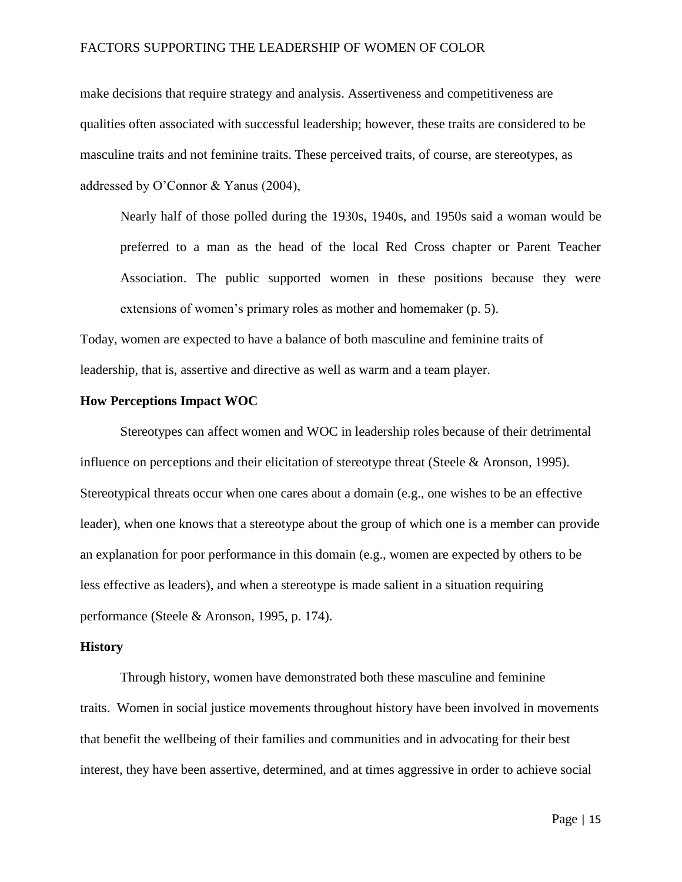make decisions that require strategy and analysis. Assertiveness and competitiveness are qualities often associated with successful leadership; however, these traits are considered to be masculine traits and not feminine traits. These perceived traits, of course, are stereotypes, as addressed by O'Connor & Yanus (2004),

> Nearly half of those polled during the 1930s, 1940s, and 1950s said a woman would be preferred to a man as the head of the local Red Cross chapter or Parent Teacher Association. The public supported women in these positions because they were extensions of women's primary roles as mother and homemaker (p. 5).

Today, women are expected to have a balance of both masculine and feminine traits of leadership, that is, assertive and directive as well as warm and a team player.

**How Perceptions Impact WOC**

Stereotypes can affect women and WOC in leadership roles because of their detrimental influence on perceptions and their elicitation of stereotype threat (Steele & Aronson, 1995). Stereotypical threats occur when one cares about a domain (e.g., one wishes to be an effective leader), when one knows that a stereotype about the group of which one is a member can provide an explanation for poor performance in this domain (e.g., women are expected by others to be less effective as leaders), and when a stereotype is made salient in a situation requiring performance (Steele & Aronson, 1995, p. 174).

**History**

Through history, women have demonstrated both these masculine and feminine traits. Women in social justice movements throughout history have been involved in movements that benefit the wellbeing of their families and communities and in advocating for their best interest, they have been assertive, determined, and at times aggressive in order to achieve social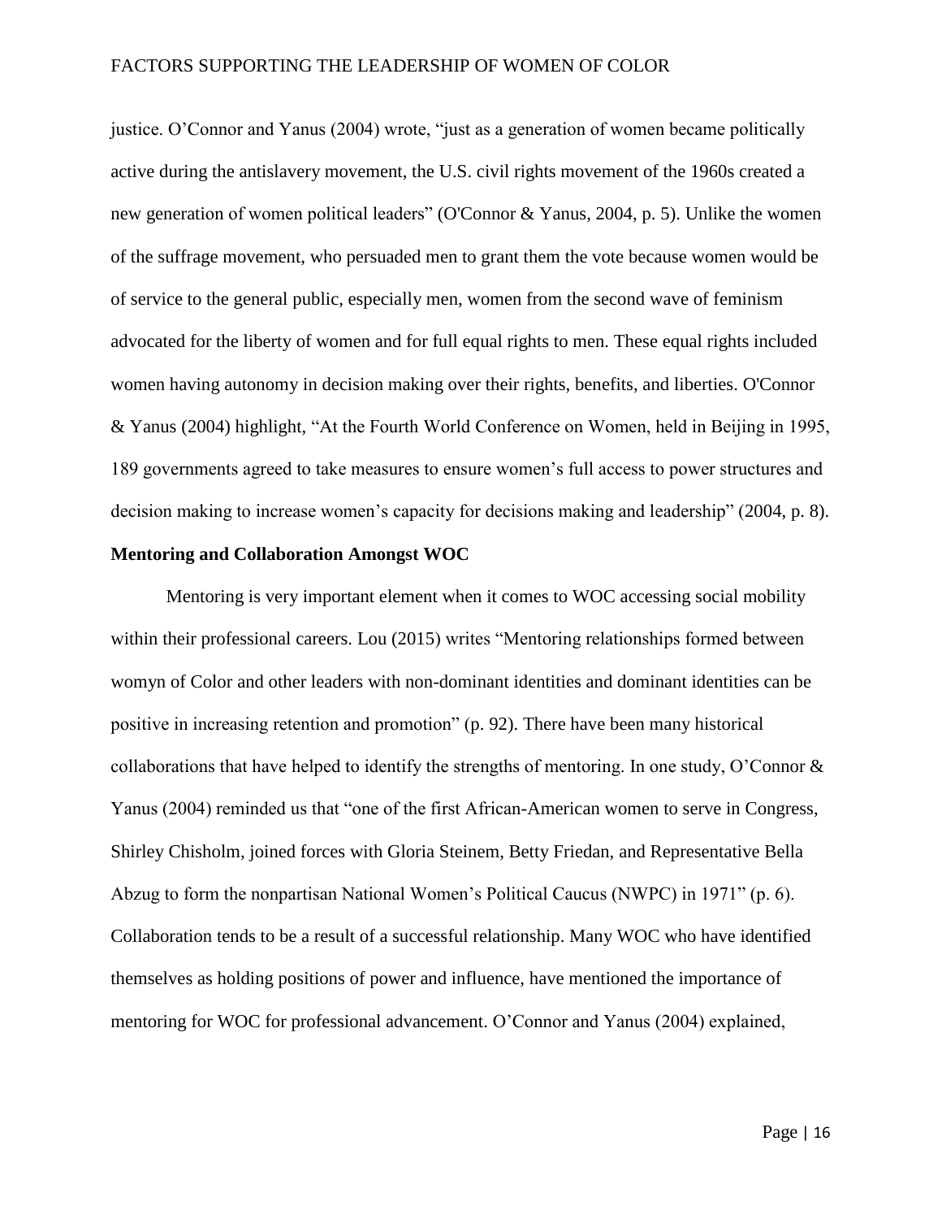justice. O'Connor and Yanus (2004) wrote, "just as a generation of women became politically active during the antislavery movement, the U.S. civil rights movement of the 1960s created a new generation of women political leaders" (O'Connor & Yanus, 2004, p. 5). Unlike the women of the suffrage movement, who persuaded men to grant them the vote because women would be of service to the general public, especially men, women from the second wave of feminism advocated for the liberty of women and for full equal rights to men. These equal rights included women having autonomy in decision making over their rights, benefits, and liberties. O'Connor & Yanus (2004) highlight, "At the Fourth World Conference on Women, held in Beijing in 1995, 189 governments agreed to take measures to ensure women's full access to power structures and decision making to increase women's capacity for decisions making and leadership" (2004, p. 8).

### Mentoring and Collaboration Amongst WOC

Mentoring is very important element when it comes to WOC accessing social mobility within their professional careers. Lou (2015) writes "Mentoring relationships formed between womyn of Color and other leaders with non-dominant identities and dominant identities can be positive in increasing retention and promotion" (p. 92). There have been many historical collaborations that have helped to identify the strengths of mentoring. In one study, O'Connor & Yanus (2004) reminded us that "one of the first African-American women to serve in Congress, Shirley Chisholm, joined forces with Gloria Steinem, Betty Friedan, and Representative Bella Abzug to form the nonpartisan National Women's Political Caucus (NWPC) in 1971" (p. 6). Collaboration tends to be a result of a successful relationship. Many WOC who have identified themselves as holding positions of power and influence, have mentioned the importance of mentoring for WOC for professional advancement. O'Connor and Yanus (2004) explained,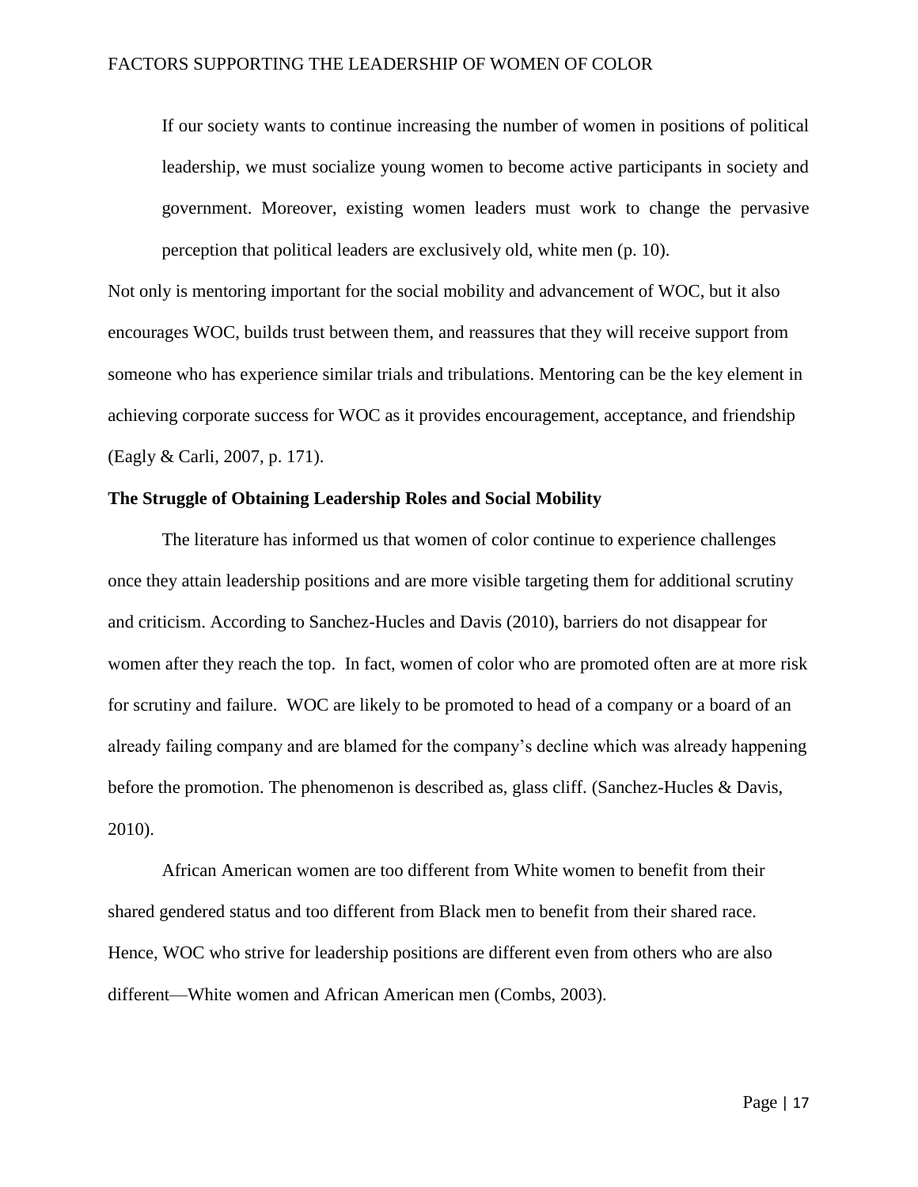> If our society wants to continue increasing the number of women in positions of political leadership, we must socialize young women to become active participants in society and government. Moreover, existing women leaders must work to change the pervasive perception that political leaders are exclusively old, white men (p. 10).

Not only is mentoring important for the social mobility and advancement of WOC, but it also encourages WOC, builds trust between them, and reassures that they will receive support from someone who has experience similar trials and tribulations. Mentoring can be the key element in achieving corporate success for WOC as it provides encouragement, acceptance, and friendship (Eagly & Carli, 2007, p. 171).

**The Struggle of Obtaining Leadership Roles and Social Mobility**

The literature has informed us that women of color continue to experience challenges once they attain leadership positions and are more visible targeting them for additional scrutiny and criticism. According to Sanchez-Hucles and Davis (2010), barriers do not disappear for women after they reach the top. In fact, women of color who are promoted often are at more risk for scrutiny and failure. WOC are likely to be promoted to head of a company or a board of an already failing company and are blamed for the company's decline which was already happening before the promotion. The phenomenon is described as, glass cliff. (Sanchez-Hucles & Davis, 2010).

African American women are too different from White women to benefit from their shared gendered status and too different from Black men to benefit from their shared race. Hence, WOC who strive for leadership positions are different even from others who are also different—White women and African American men (Combs, 2003).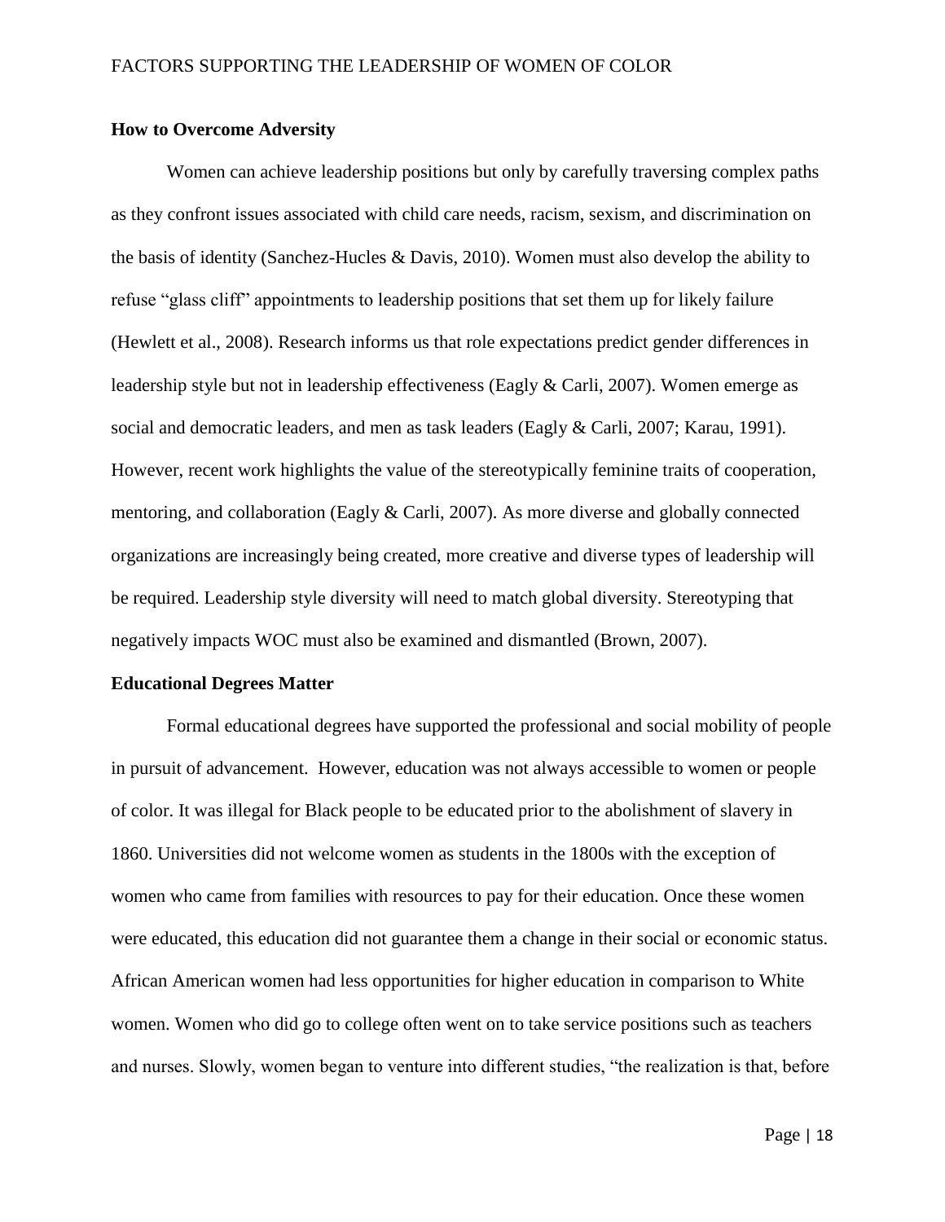**How to Overcome Adversity**

Women can achieve leadership positions but only by carefully traversing complex paths as they confront issues associated with child care needs, racism, sexism, and discrimination on the basis of identity (Sanchez-Hucles & Davis, 2010). Women must also develop the ability to refuse "glass cliff" appointments to leadership positions that set them up for likely failure (Hewlett et al., 2008). Research informs us that role expectations predict gender differences in leadership style but not in leadership effectiveness (Eagly & Carli, 2007). Women emerge as social and democratic leaders, and men as task leaders (Eagly & Carli, 2007; Karau, 1991). However, recent work highlights the value of the stereotypically feminine traits of cooperation, mentoring, and collaboration (Eagly & Carli, 2007). As more diverse and globally connected organizations are increasingly being created, more creative and diverse types of leadership will be required. Leadership style diversity will need to match global diversity. Stereotyping that negatively impacts WOC must also be examined and dismantled (Brown, 2007).

**Educational Degrees Matter**

Formal educational degrees have supported the professional and social mobility of people in pursuit of advancement. However, education was not always accessible to women or people of color. It was illegal for Black people to be educated prior to the abolishment of slavery in 1860. Universities did not welcome women as students in the 1800s with the exception of women who came from families with resources to pay for their education. Once these women were educated, this education did not guarantee them a change in their social or economic status. African American women had less opportunities for higher education in comparison to White women. Women who did go to college often went on to take service positions such as teachers and nurses. Slowly, women began to venture into different studies, "the realization is that, before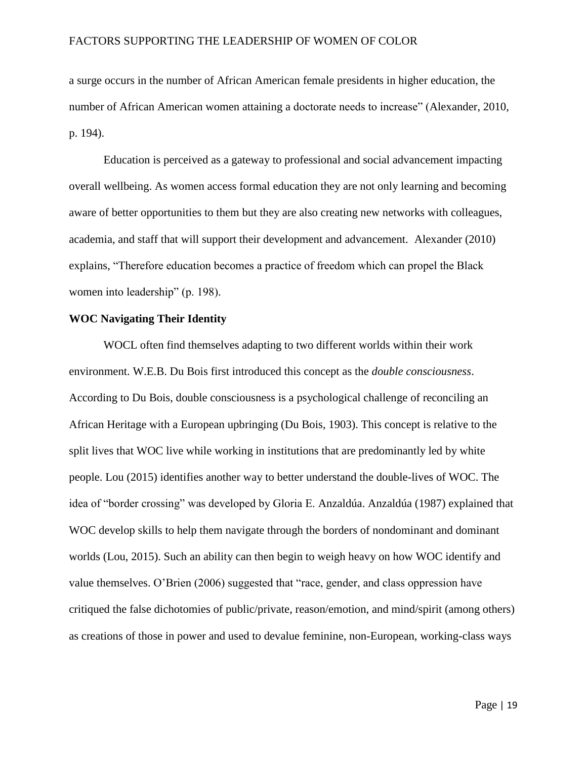a surge occurs in the number of African American female presidents in higher education, the number of African American women attaining a doctorate needs to increase" (Alexander, 2010, p. 194).

Education is perceived as a gateway to professional and social advancement impacting overall wellbeing. As women access formal education they are not only learning and becoming aware of better opportunities to them but they are also creating new networks with colleagues, academia, and staff that will support their development and advancement. Alexander (2010) explains, "Therefore education becomes a practice of freedom which can propel the Black women into leadership" (p. 198).

**WOC Navigating Their Identity**

WOCL often find themselves adapting to two different worlds within their work environment. W.E.B. Du Bois first introduced this concept as the *double consciousness*. According to Du Bois, double consciousness is a psychological challenge of reconciling an African Heritage with a European upbringing (Du Bois, 1903). This concept is relative to the split lives that WOC live while working in institutions that are predominantly led by white people. Lou (2015) identifies another way to better understand the double-lives of WOC. The idea of "border crossing" was developed by Gloria E. Anzaldúa. Anzaldúa (1987) explained that WOC develop skills to help them navigate through the borders of nondominant and dominant worlds (Lou, 2015). Such an ability can then begin to weigh heavy on how WOC identify and value themselves. O'Brien (2006) suggested that "race, gender, and class oppression have critiqued the false dichotomies of public/private, reason/emotion, and mind/spirit (among others) as creations of those in power and used to devalue feminine, non-European, working-class ways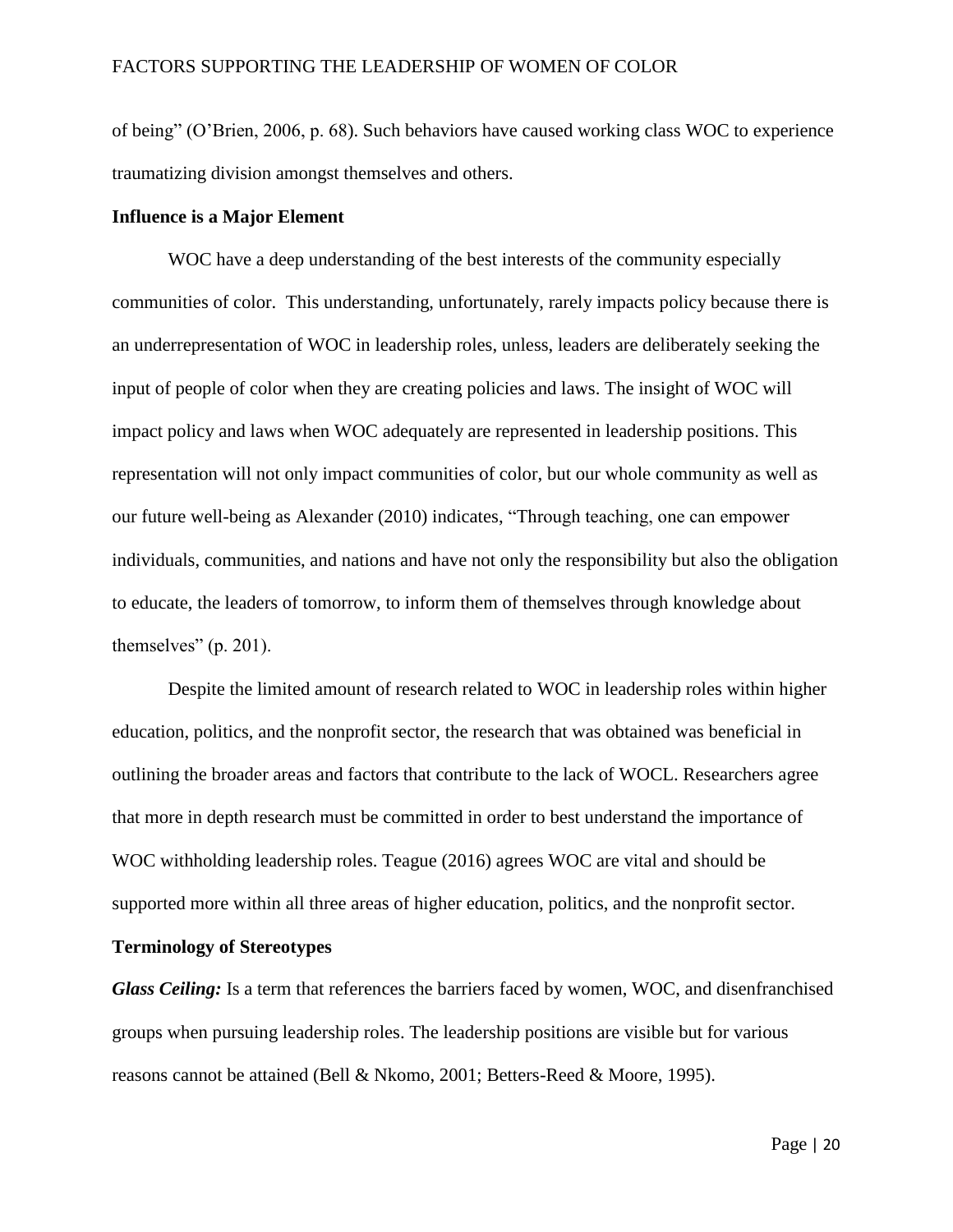of being" (O'Brien, 2006, p. 68). Such behaviors have caused working class WOC to experience traumatizing division amongst themselves and others.

### Influence is a Major Element

WOC have a deep understanding of the best interests of the community especially communities of color. This understanding, unfortunately, rarely impacts policy because there is an underrepresentation of WOC in leadership roles, unless, leaders are deliberately seeking the input of people of color when they are creating policies and laws. The insight of WOC will impact policy and laws when WOC adequately are represented in leadership positions. This representation will not only impact communities of color, but our whole community as well as our future well-being as Alexander (2010) indicates, "Through teaching, one can empower individuals, communities, and nations and have not only the responsibility but also the obligation to educate, the leaders of tomorrow, to inform them of themselves through knowledge about themselves" (p. 201).

Despite the limited amount of research related to WOC in leadership roles within higher education, politics, and the nonprofit sector, the research that was obtained was beneficial in outlining the broader areas and factors that contribute to the lack of WOCL. Researchers agree that more in depth research must be committed in order to best understand the importance of WOC withholding leadership roles. Teague (2016) agrees WOC are vital and should be supported more within all three areas of higher education, politics, and the nonprofit sector.

### Terminology of Stereotypes

***Glass Ceiling:*** Is a term that references the barriers faced by women, WOC, and disenfranchised groups when pursuing leadership roles. The leadership positions are visible but for various reasons cannot be attained (Bell & Nkomo, 2001; Betters-Reed & Moore, 1995).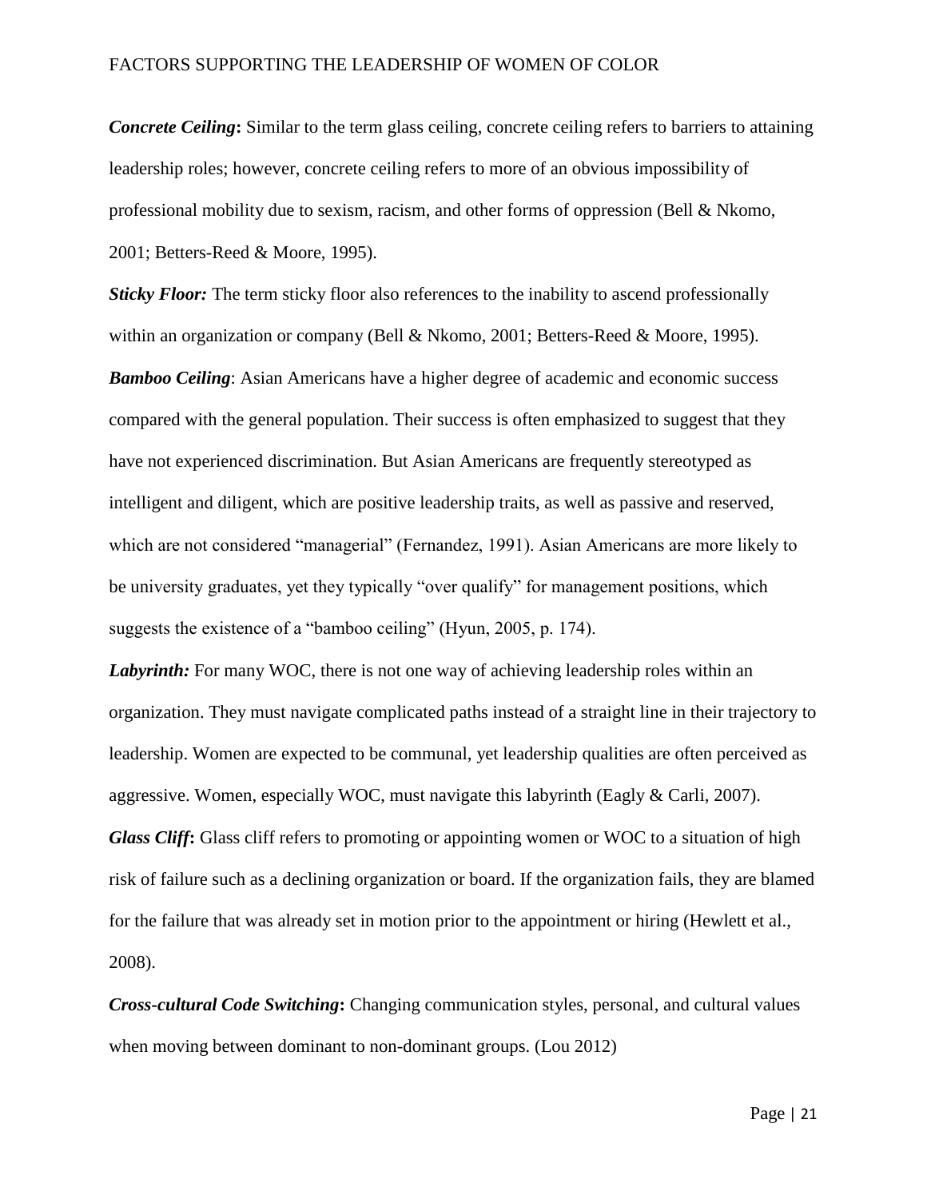***Concrete Ceiling*****:** Similar to the term glass ceiling, concrete ceiling refers to barriers to attaining leadership roles; however, concrete ceiling refers to more of an obvious impossibility of professional mobility due to sexism, racism, and other forms of oppression (Bell & Nkomo, 2001; Betters-Reed & Moore, 1995).

***Sticky Floor:*** The term sticky floor also references to the inability to ascend professionally within an organization or company (Bell & Nkomo, 2001; Betters-Reed & Moore, 1995).

***Bamboo Ceiling***: Asian Americans have a higher degree of academic and economic success compared with the general population. Their success is often emphasized to suggest that they have not experienced discrimination. But Asian Americans are frequently stereotyped as intelligent and diligent, which are positive leadership traits, as well as passive and reserved, which are not considered "managerial" (Fernandez, 1991). Asian Americans are more likely to be university graduates, yet they typically "over qualify" for management positions, which suggests the existence of a "bamboo ceiling" (Hyun, 2005, p. 174).

***Labyrinth:*** For many WOC, there is not one way of achieving leadership roles within an organization. They must navigate complicated paths instead of a straight line in their trajectory to leadership. Women are expected to be communal, yet leadership qualities are often perceived as aggressive. Women, especially WOC, must navigate this labyrinth (Eagly & Carli, 2007).

***Glass Cliff*****:** Glass cliff refers to promoting or appointing women or WOC to a situation of high risk of failure such as a declining organization or board. If the organization fails, they are blamed for the failure that was already set in motion prior to the appointment or hiring (Hewlett et al., 2008).

***Cross-cultural Code Switching*****:** Changing communication styles, personal, and cultural values when moving between dominant to non-dominant groups. (Lou 2012)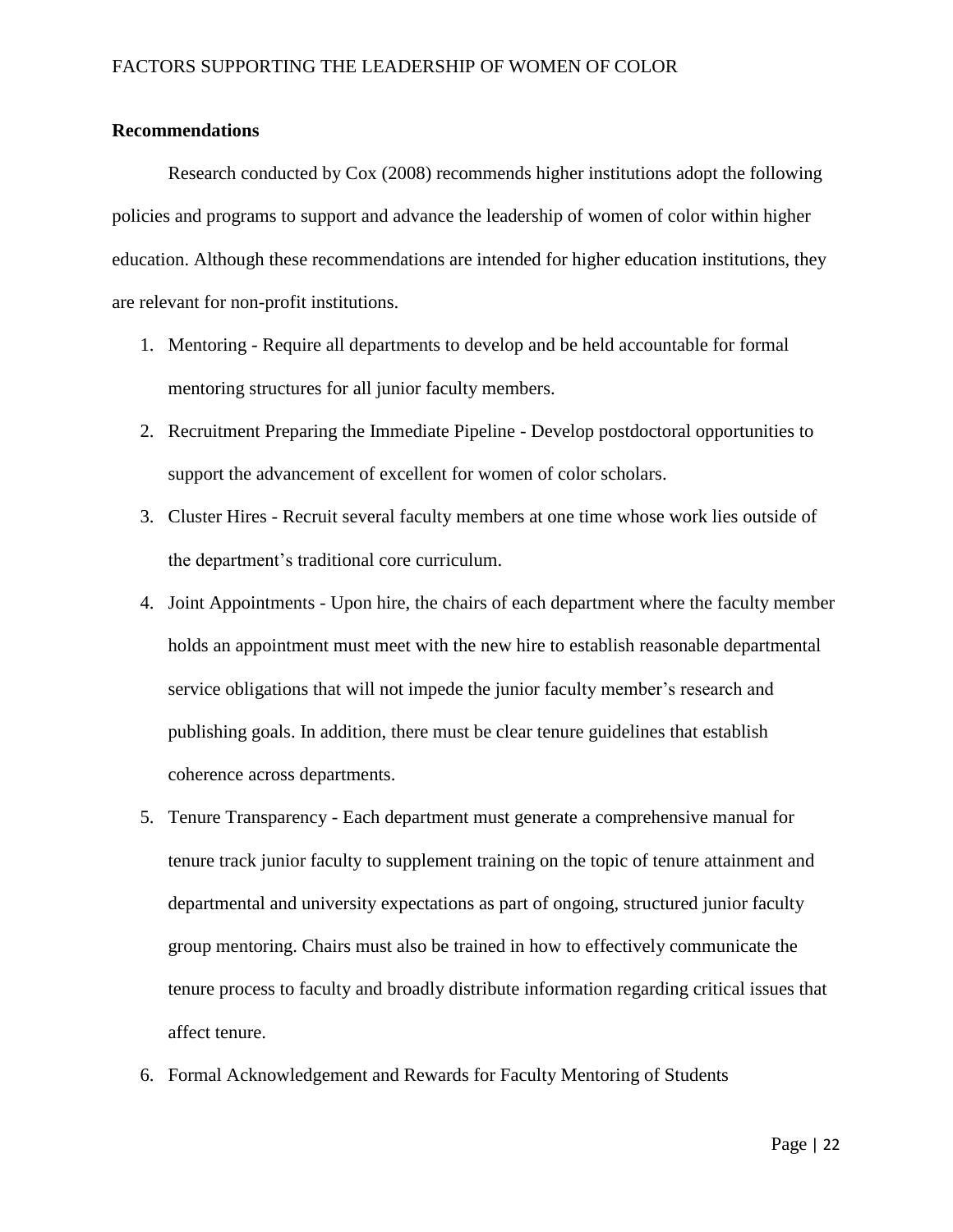## Recommendations

Research conducted by Cox (2008) recommends higher institutions adopt the following policies and programs to support and advance the leadership of women of color within higher education. Although these recommendations are intended for higher education institutions, they are relevant for non-profit institutions.

1. Mentoring - Require all departments to develop and be held accountable for formal mentoring structures for all junior faculty members.
2. Recruitment Preparing the Immediate Pipeline - Develop postdoctoral opportunities to support the advancement of excellent for women of color scholars.
3. Cluster Hires - Recruit several faculty members at one time whose work lies outside of the department's traditional core curriculum.
4. Joint Appointments - Upon hire, the chairs of each department where the faculty member holds an appointment must meet with the new hire to establish reasonable departmental service obligations that will not impede the junior faculty member's research and publishing goals. In addition, there must be clear tenure guidelines that establish coherence across departments.
5. Tenure Transparency - Each department must generate a comprehensive manual for tenure track junior faculty to supplement training on the topic of tenure attainment and departmental and university expectations as part of ongoing, structured junior faculty group mentoring. Chairs must also be trained in how to effectively communicate the tenure process to faculty and broadly distribute information regarding critical issues that affect tenure.
6. Formal Acknowledgement and Rewards for Faculty Mentoring of Students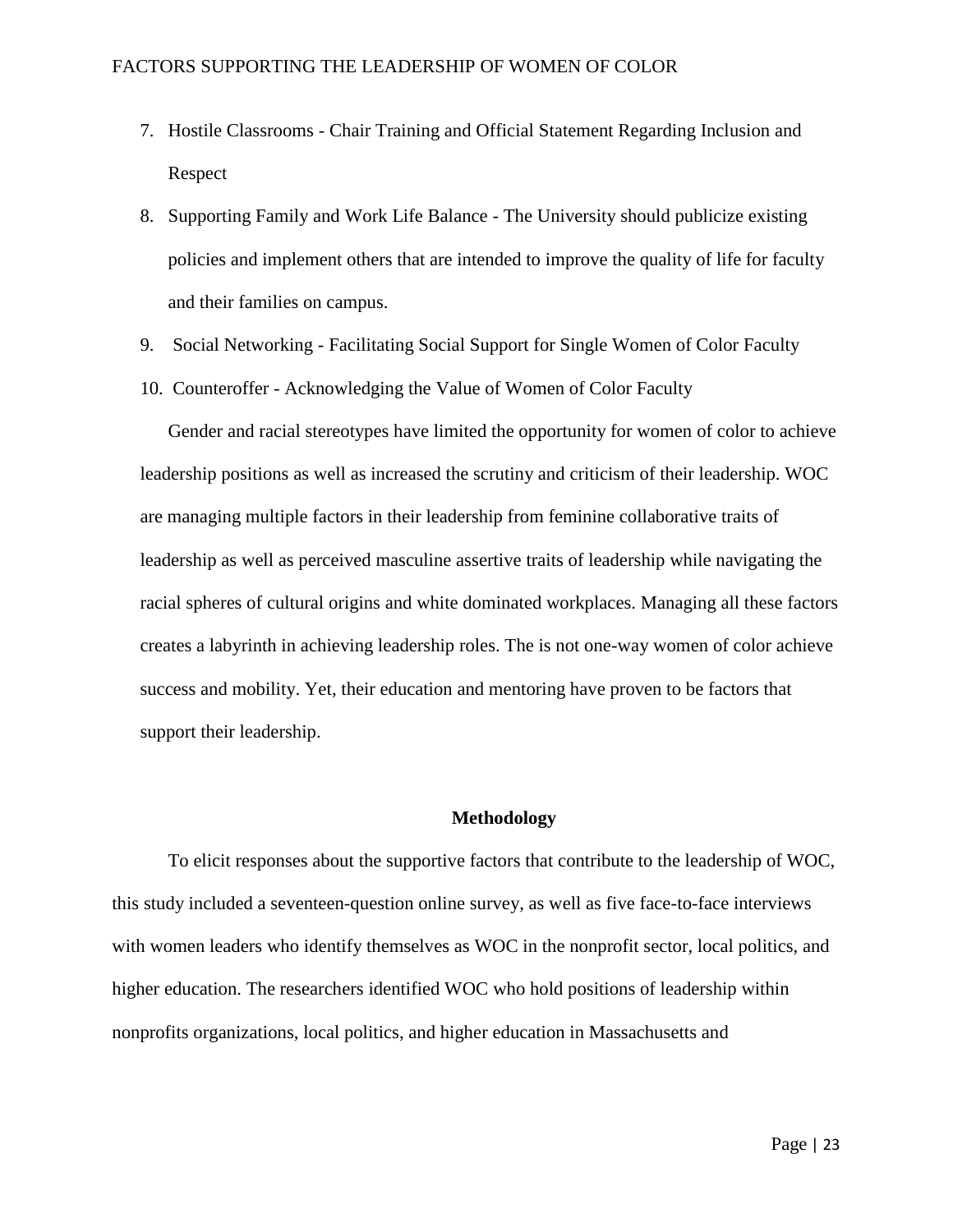7. Hostile Classrooms - Chair Training and Official Statement Regarding Inclusion and Respect
8. Supporting Family and Work Life Balance - The University should publicize existing policies and implement others that are intended to improve the quality of life for faculty and their families on campus.
9. Social Networking - Facilitating Social Support for Single Women of Color Faculty
10. Counteroffer - Acknowledging the Value of Women of Color Faculty

Gender and racial stereotypes have limited the opportunity for women of color to achieve leadership positions as well as increased the scrutiny and criticism of their leadership. WOC are managing multiple factors in their leadership from feminine collaborative traits of leadership as well as perceived masculine assertive traits of leadership while navigating the racial spheres of cultural origins and white dominated workplaces. Managing all these factors creates a labyrinth in achieving leadership roles. The is not one-way women of color achieve success and mobility. Yet, their education and mentoring have proven to be factors that support their leadership.

## Methodology

To elicit responses about the supportive factors that contribute to the leadership of WOC, this study included a seventeen-question online survey, as well as five face-to-face interviews with women leaders who identify themselves as WOC in the nonprofit sector, local politics, and higher education. The researchers identified WOC who hold positions of leadership within nonprofits organizations, local politics, and higher education in Massachusetts and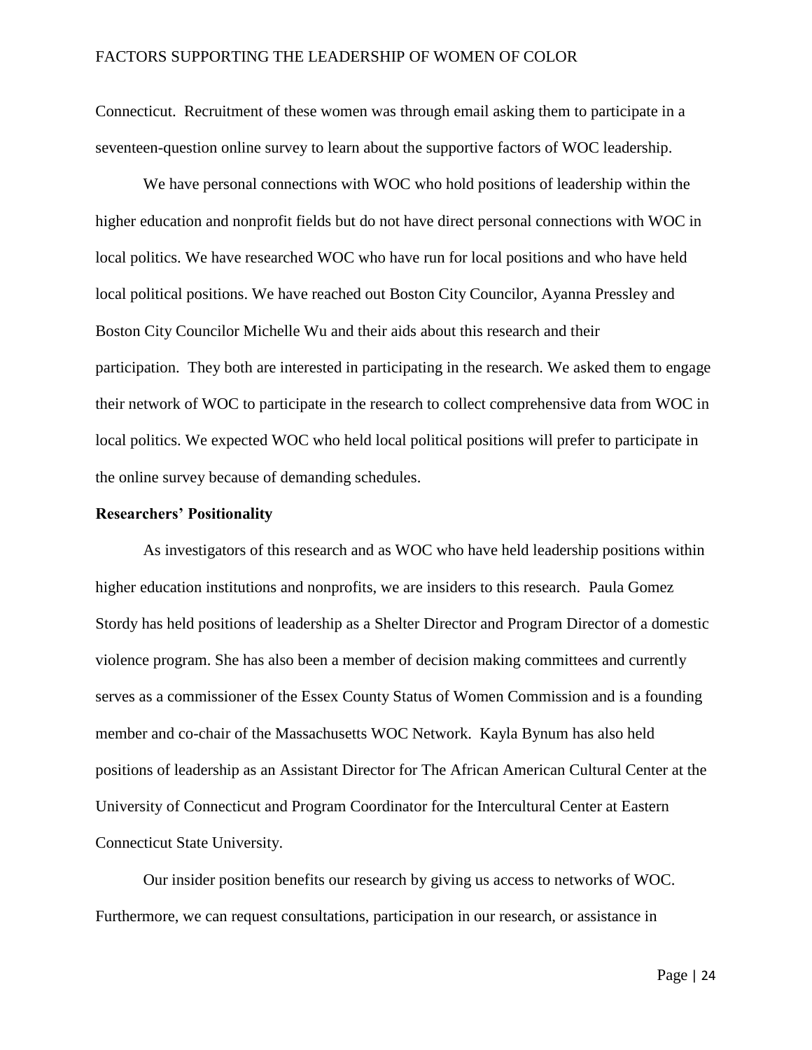Connecticut. Recruitment of these women was through email asking them to participate in a seventeen-question online survey to learn about the supportive factors of WOC leadership.

We have personal connections with WOC who hold positions of leadership within the higher education and nonprofit fields but do not have direct personal connections with WOC in local politics. We have researched WOC who have run for local positions and who have held local political positions. We have reached out Boston City Councilor, Ayanna Pressley and Boston City Councilor Michelle Wu and their aids about this research and their participation. They both are interested in participating in the research. We asked them to engage their network of WOC to participate in the research to collect comprehensive data from WOC in local politics. We expected WOC who held local political positions will prefer to participate in the online survey because of demanding schedules.

### Researchers' Positionality

As investigators of this research and as WOC who have held leadership positions within higher education institutions and nonprofits, we are insiders to this research. Paula Gomez Stordy has held positions of leadership as a Shelter Director and Program Director of a domestic violence program. She has also been a member of decision making committees and currently serves as a commissioner of the Essex County Status of Women Commission and is a founding member and co-chair of the Massachusetts WOC Network. Kayla Bynum has also held positions of leadership as an Assistant Director for The African American Cultural Center at the University of Connecticut and Program Coordinator for the Intercultural Center at Eastern Connecticut State University.

Our insider position benefits our research by giving us access to networks of WOC. Furthermore, we can request consultations, participation in our research, or assistance in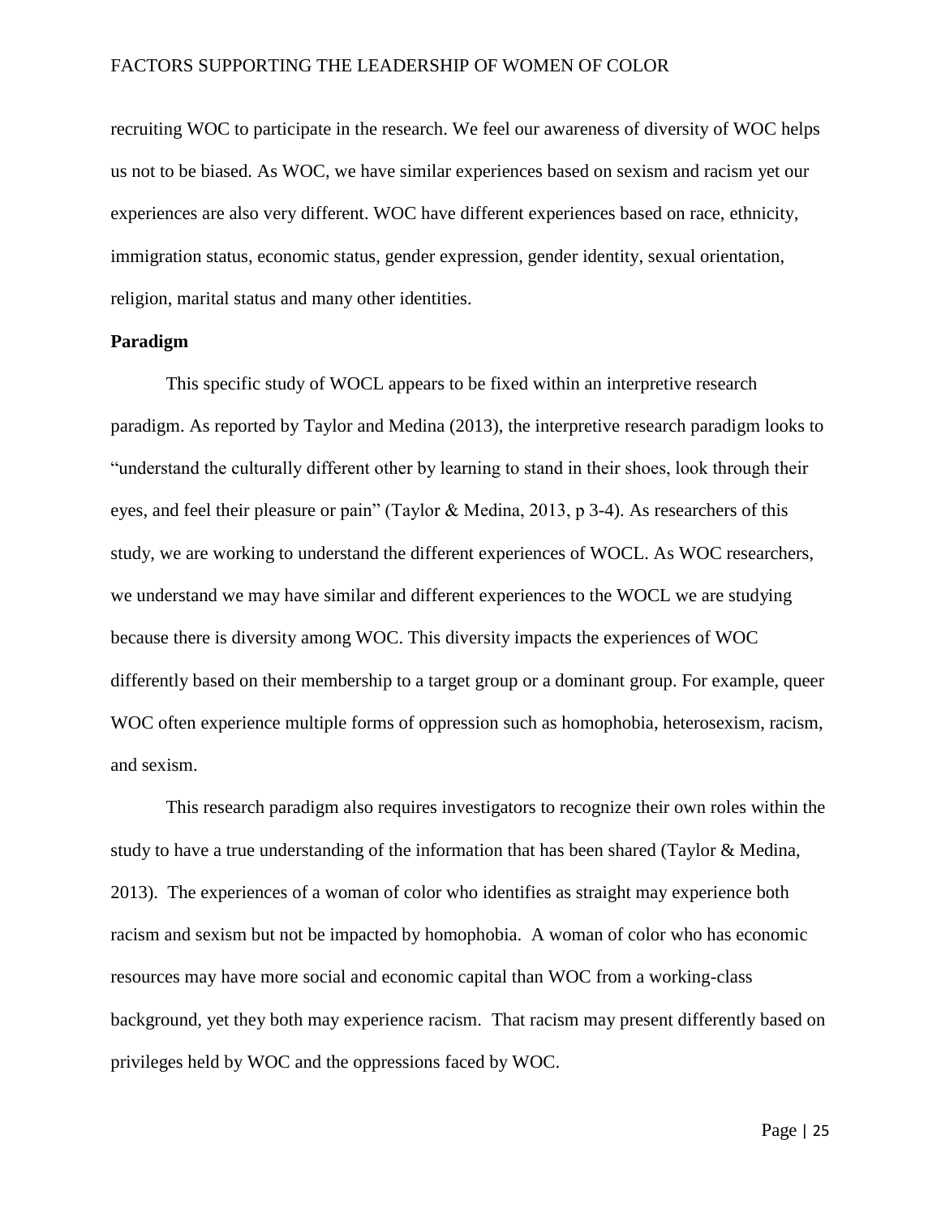recruiting WOC to participate in the research. We feel our awareness of diversity of WOC helps us not to be biased. As WOC, we have similar experiences based on sexism and racism yet our experiences are also very different. WOC have different experiences based on race, ethnicity, immigration status, economic status, gender expression, gender identity, sexual orientation, religion, marital status and many other identities.

### Paradigm

This specific study of WOCL appears to be fixed within an interpretive research paradigm. As reported by Taylor and Medina (2013), the interpretive research paradigm looks to "understand the culturally different other by learning to stand in their shoes, look through their eyes, and feel their pleasure or pain" (Taylor & Medina, 2013, p 3-4). As researchers of this study, we are working to understand the different experiences of WOCL. As WOC researchers, we understand we may have similar and different experiences to the WOCL we are studying because there is diversity among WOC. This diversity impacts the experiences of WOC differently based on their membership to a target group or a dominant group. For example, queer WOC often experience multiple forms of oppression such as homophobia, heterosexism, racism, and sexism.

This research paradigm also requires investigators to recognize their own roles within the study to have a true understanding of the information that has been shared (Taylor & Medina, 2013). The experiences of a woman of color who identifies as straight may experience both racism and sexism but not be impacted by homophobia. A woman of color who has economic resources may have more social and economic capital than WOC from a working-class background, yet they both may experience racism. That racism may present differently based on privileges held by WOC and the oppressions faced by WOC.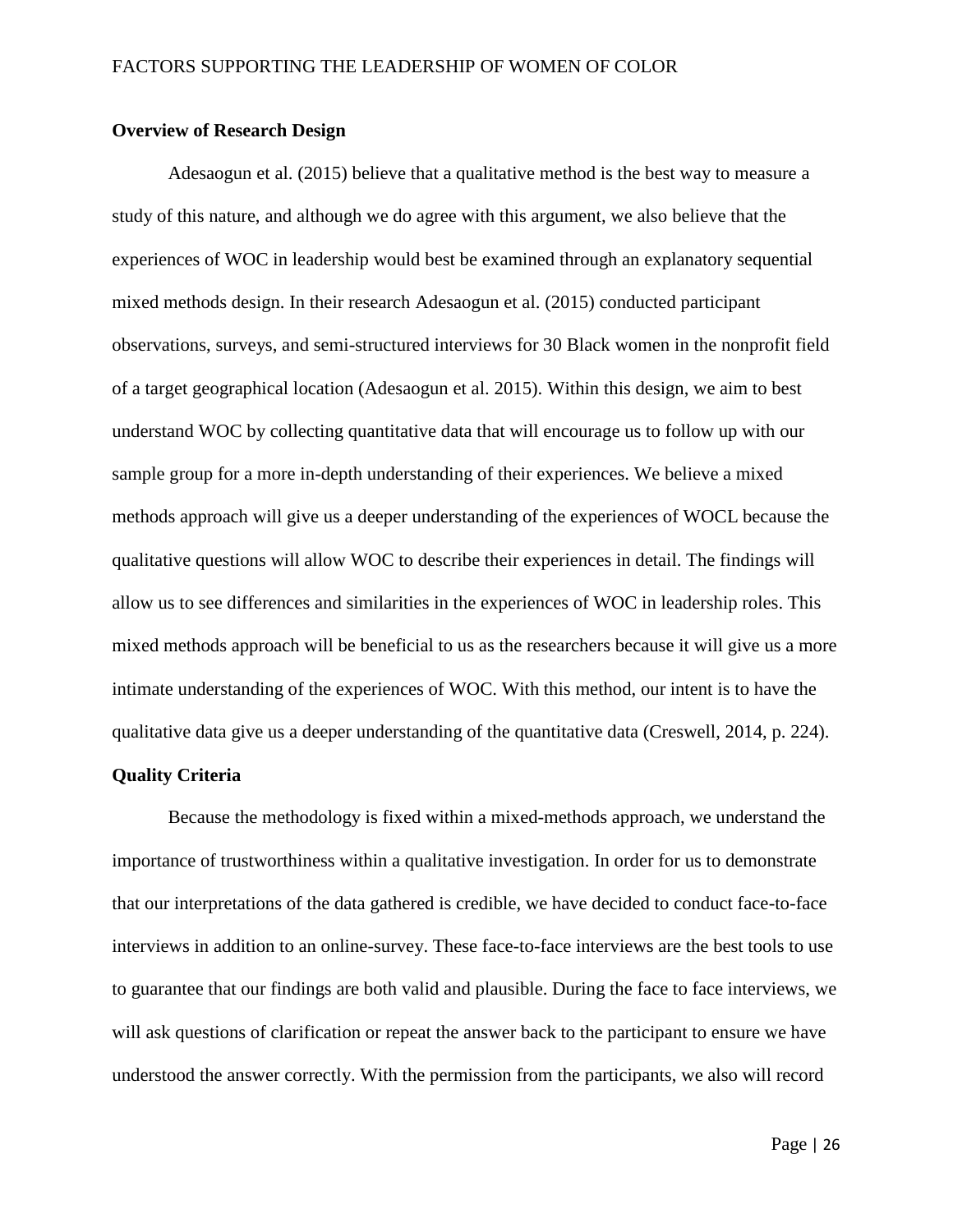**Overview of Research Design**

Adesaogun et al. (2015) believe that a qualitative method is the best way to measure a study of this nature, and although we do agree with this argument, we also believe that the experiences of WOC in leadership would best be examined through an explanatory sequential mixed methods design. In their research Adesaogun et al. (2015) conducted participant observations, surveys, and semi-structured interviews for 30 Black women in the nonprofit field of a target geographical location (Adesaogun et al. 2015). Within this design, we aim to best understand WOC by collecting quantitative data that will encourage us to follow up with our sample group for a more in-depth understanding of their experiences. We believe a mixed methods approach will give us a deeper understanding of the experiences of WOCL because the qualitative questions will allow WOC to describe their experiences in detail. The findings will allow us to see differences and similarities in the experiences of WOC in leadership roles. This mixed methods approach will be beneficial to us as the researchers because it will give us a more intimate understanding of the experiences of WOC. With this method, our intent is to have the qualitative data give us a deeper understanding of the quantitative data (Creswell, 2014, p. 224).

**Quality Criteria**

Because the methodology is fixed within a mixed-methods approach, we understand the importance of trustworthiness within a qualitative investigation. In order for us to demonstrate that our interpretations of the data gathered is credible, we have decided to conduct face-to-face interviews in addition to an online-survey. These face-to-face interviews are the best tools to use to guarantee that our findings are both valid and plausible. During the face to face interviews, we will ask questions of clarification or repeat the answer back to the participant to ensure we have understood the answer correctly. With the permission from the participants, we also will record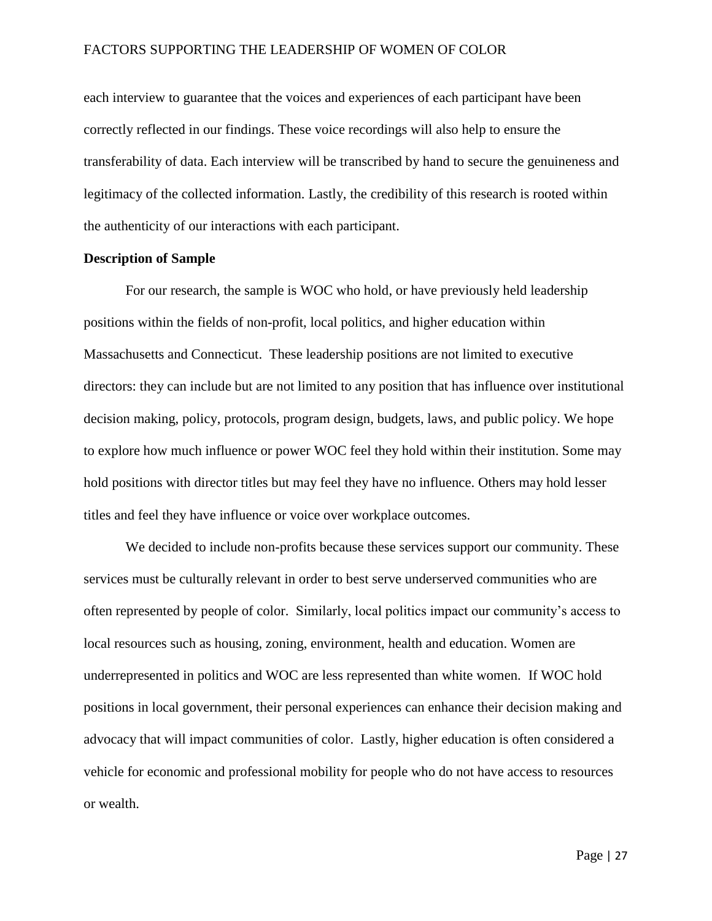each interview to guarantee that the voices and experiences of each participant have been correctly reflected in our findings. These voice recordings will also help to ensure the transferability of data. Each interview will be transcribed by hand to secure the genuineness and legitimacy of the collected information. Lastly, the credibility of this research is rooted within the authenticity of our interactions with each participant.

**Description of Sample**

For our research, the sample is WOC who hold, or have previously held leadership positions within the fields of non-profit, local politics, and higher education within Massachusetts and Connecticut. These leadership positions are not limited to executive directors: they can include but are not limited to any position that has influence over institutional decision making, policy, protocols, program design, budgets, laws, and public policy. We hope to explore how much influence or power WOC feel they hold within their institution. Some may hold positions with director titles but may feel they have no influence. Others may hold lesser titles and feel they have influence or voice over workplace outcomes.

We decided to include non-profits because these services support our community. These services must be culturally relevant in order to best serve underserved communities who are often represented by people of color. Similarly, local politics impact our community's access to local resources such as housing, zoning, environment, health and education. Women are underrepresented in politics and WOC are less represented than white women. If WOC hold positions in local government, their personal experiences can enhance their decision making and advocacy that will impact communities of color. Lastly, higher education is often considered a vehicle for economic and professional mobility for people who do not have access to resources or wealth.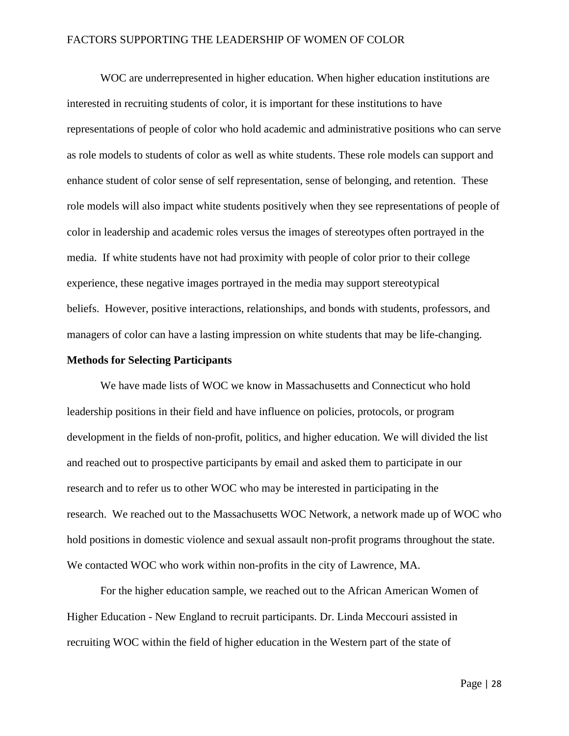WOC are underrepresented in higher education. When higher education institutions are interested in recruiting students of color, it is important for these institutions to have representations of people of color who hold academic and administrative positions who can serve as role models to students of color as well as white students. These role models can support and enhance student of color sense of self representation, sense of belonging, and retention. These role models will also impact white students positively when they see representations of people of color in leadership and academic roles versus the images of stereotypes often portrayed in the media. If white students have not had proximity with people of color prior to their college experience, these negative images portrayed in the media may support stereotypical beliefs. However, positive interactions, relationships, and bonds with students, professors, and managers of color can have a lasting impression on white students that may be life-changing.

**Methods for Selecting Participants**

We have made lists of WOC we know in Massachusetts and Connecticut who hold leadership positions in their field and have influence on policies, protocols, or program development in the fields of non-profit, politics, and higher education. We will divided the list and reached out to prospective participants by email and asked them to participate in our research and to refer us to other WOC who may be interested in participating in the research. We reached out to the Massachusetts WOC Network, a network made up of WOC who hold positions in domestic violence and sexual assault non-profit programs throughout the state. We contacted WOC who work within non-profits in the city of Lawrence, MA.

For the higher education sample, we reached out to the African American Women of Higher Education - New England to recruit participants. Dr. Linda Meccouri assisted in recruiting WOC within the field of higher education in the Western part of the state of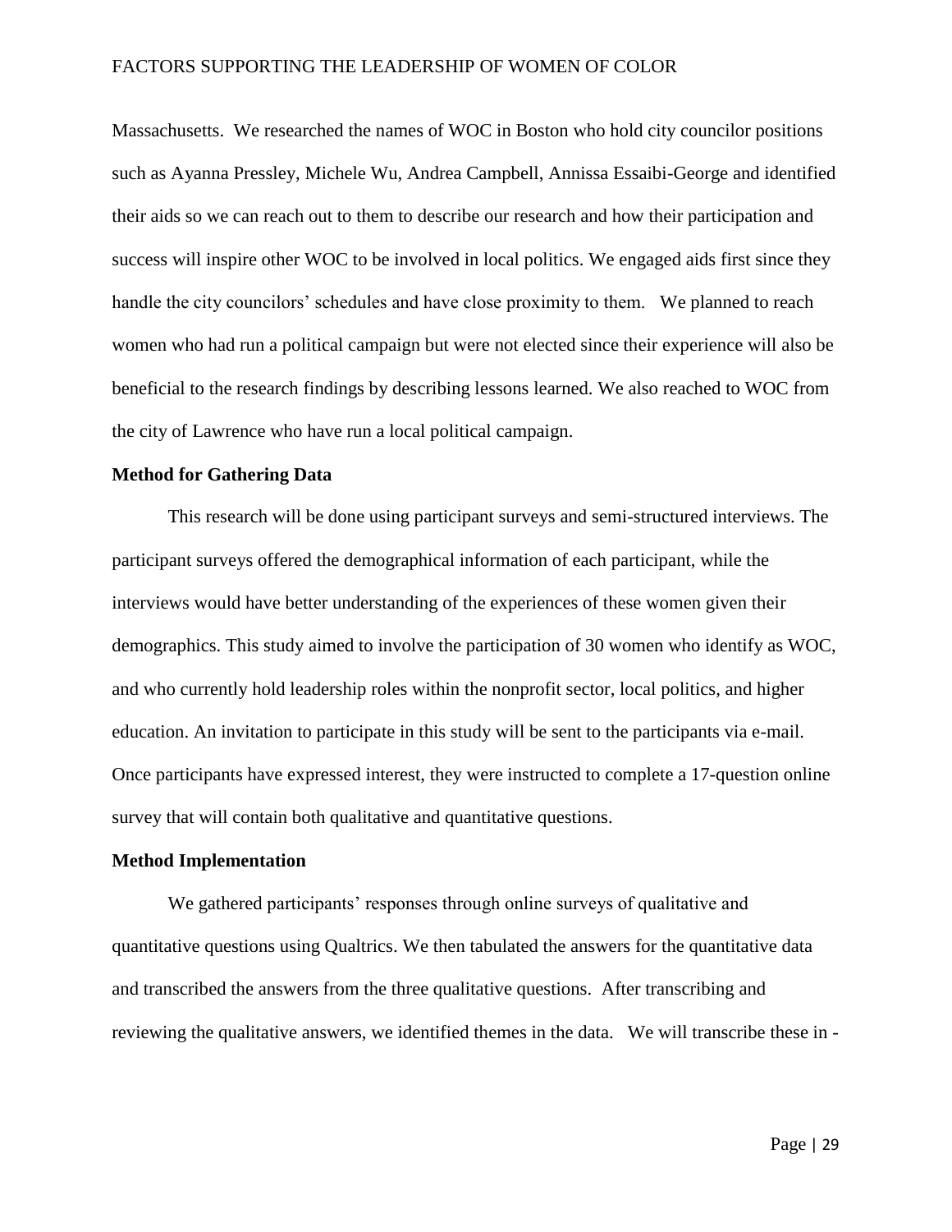Massachusetts. We researched the names of WOC in Boston who hold city councilor positions such as Ayanna Pressley, Michele Wu, Andrea Campbell, Annissa Essaibi-George and identified their aids so we can reach out to them to describe our research and how their participation and success will inspire other WOC to be involved in local politics. We engaged aids first since they handle the city councilors' schedules and have close proximity to them. We planned to reach women who had run a political campaign but were not elected since their experience will also be beneficial to the research findings by describing lessons learned. We also reached to WOC from the city of Lawrence who have run a local political campaign.

**Method for Gathering Data**

This research will be done using participant surveys and semi-structured interviews. The participant surveys offered the demographical information of each participant, while the interviews would have better understanding of the experiences of these women given their demographics. This study aimed to involve the participation of 30 women who identify as WOC, and who currently hold leadership roles within the nonprofit sector, local politics, and higher education. An invitation to participate in this study will be sent to the participants via e-mail. Once participants have expressed interest, they were instructed to complete a 17-question online survey that will contain both qualitative and quantitative questions.

**Method Implementation**

We gathered participants' responses through online surveys of qualitative and quantitative questions using Qualtrics. We then tabulated the answers for the quantitative data and transcribed the answers from the three qualitative questions. After transcribing and reviewing the qualitative answers, we identified themes in the data. We will transcribe these in -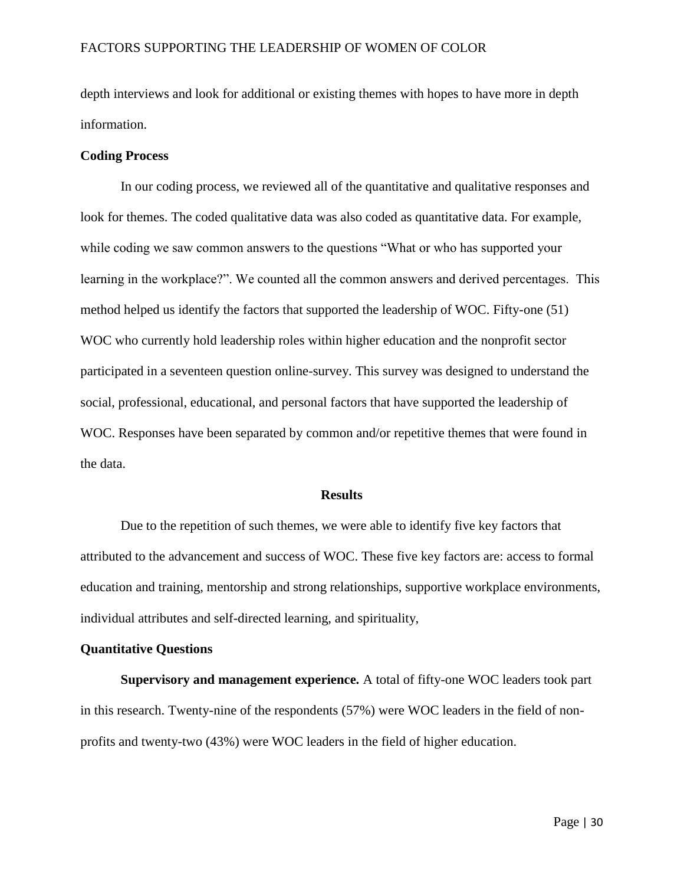depth interviews and look for additional or existing themes with hopes to have more in depth information.

## Coding Process

In our coding process, we reviewed all of the quantitative and qualitative responses and look for themes. The coded qualitative data was also coded as quantitative data. For example, while coding we saw common answers to the questions "What or who has supported your learning in the workplace?". We counted all the common answers and derived percentages. This method helped us identify the factors that supported the leadership of WOC. Fifty-one (51) WOC who currently hold leadership roles within higher education and the nonprofit sector participated in a seventeen question online-survey. This survey was designed to understand the social, professional, educational, and personal factors that have supported the leadership of WOC. Responses have been separated by common and/or repetitive themes that were found in the data.

# Results

Due to the repetition of such themes, we were able to identify five key factors that attributed to the advancement and success of WOC. These five key factors are: access to formal education and training, mentorship and strong relationships, supportive workplace environments, individual attributes and self-directed learning, and spirituality,

## Quantitative Questions

**Supervisory and management experience.** A total of fifty-one WOC leaders took part in this research. Twenty-nine of the respondents (57%) were WOC leaders in the field of non-profits and twenty-two (43%) were WOC leaders in the field of higher education.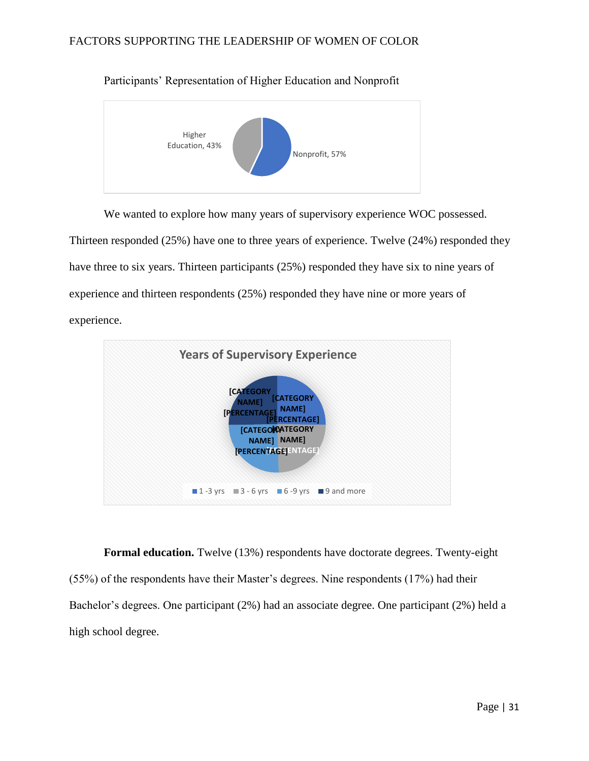Participants' Representation of Higher Education and Nonprofit

Higher Education, 43%

Nonprofit, 57%

We wanted to explore how many years of supervisory experience WOC possessed. Thirteen responded (25%) have one to three years of experience. Twelve (24%) responded they have three to six years. Thirteen participants (25%) responded they have six to nine years of experience and thirteen respondents (25%) responded they have nine or more years of experience.

Years of Supervisory Experience

[CATEGORY NAME] [PERCENTAGE]

[CATEGORY NAME] [PERCENTAGE]

[CATEGORY NAME] [PERCENTAGE]

[CATEGORY NAME] [PERCENTAGE]

1 -3 yrs 3 - 6 yrs 6 -9 yrs 9 and more

**Formal education.** Twelve (13%) respondents have doctorate degrees. Twenty-eight (55%) of the respondents have their Master's degrees. Nine respondents (17%) had their Bachelor's degrees. One participant (2%) had an associate degree. One participant (2%) held a high school degree.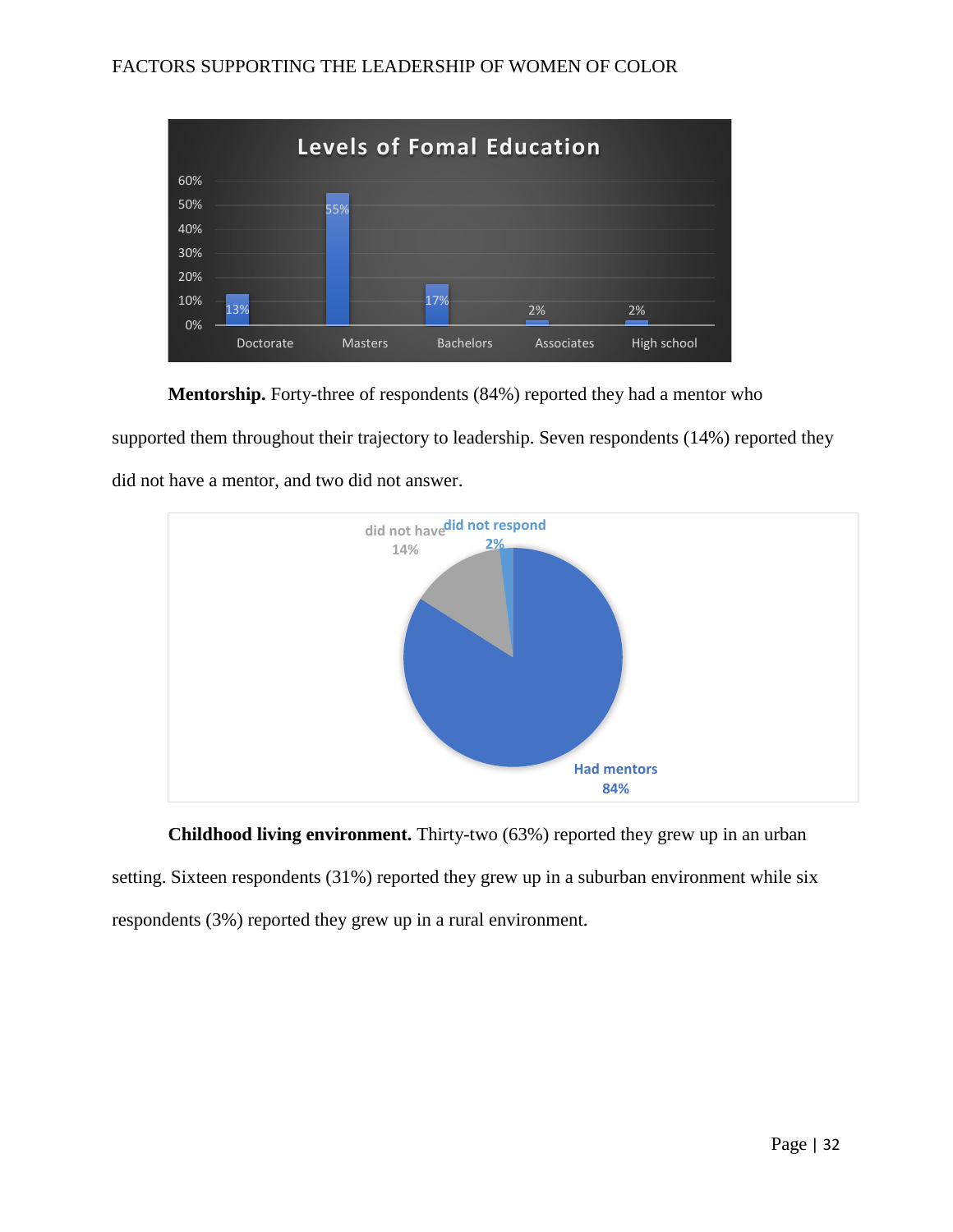**Mentorship.** Forty-three of respondents (84%) reported they had a mentor who supported them throughout their trajectory to leadership. Seven respondents (14%) reported they did not have a mentor, and two did not answer.

**Childhood living environment.** Thirty-two (63%) reported they grew up in an urban setting. Sixteen respondents (31%) reported they grew up in a suburban environment while six respondents (3%) reported they grew up in a rural environment.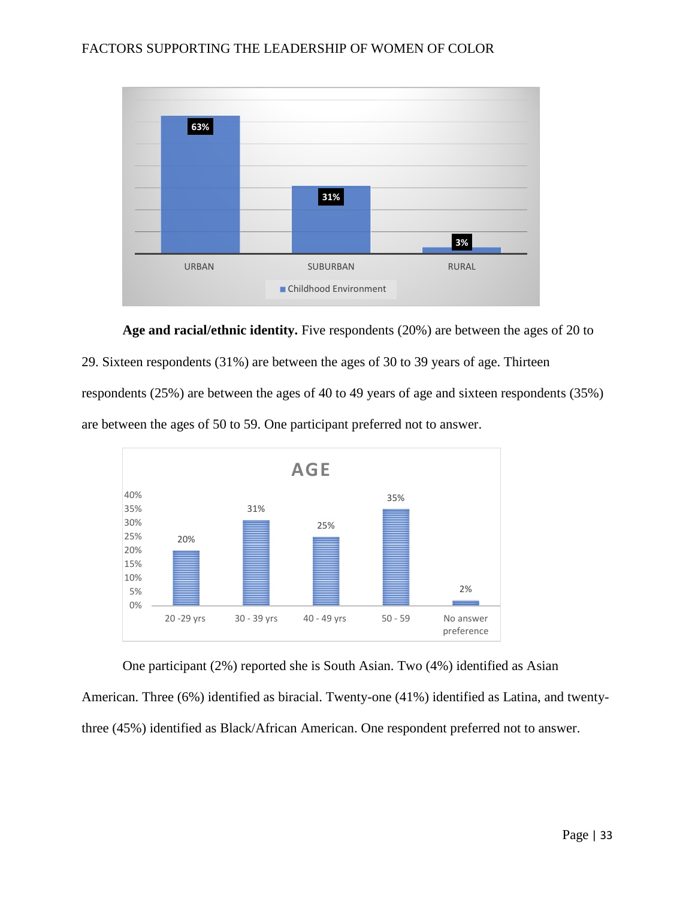| | URBAN | SUBURBAN | RURAL |
|---|---|---|---|
| Childhood Environment | 63% | 31% | 3% |

**Age and racial/ethnic identity.** Five respondents (20%) are between the ages of 20 to 29. Sixteen respondents (31%) are between the ages of 30 to 39 years of age. Thirteen respondents (25%) are between the ages of 40 to 49 years of age and sixteen respondents (35%) are between the ages of 50 to 59. One participant preferred not to answer.

**AGE**

| 20 -29 yrs | 30 - 39 yrs | 40 - 49 yrs | 50 - 59 | No answer preference |
|---|---|---|---|---|
| 20% | 31% | 25% | 35% | 2% |

One participant (2%) reported she is South Asian. Two (4%) identified as Asian American. Three (6%) identified as biracial. Twenty-one (41%) identified as Latina, and twenty-three (45%) identified as Black/African American. One respondent preferred not to answer.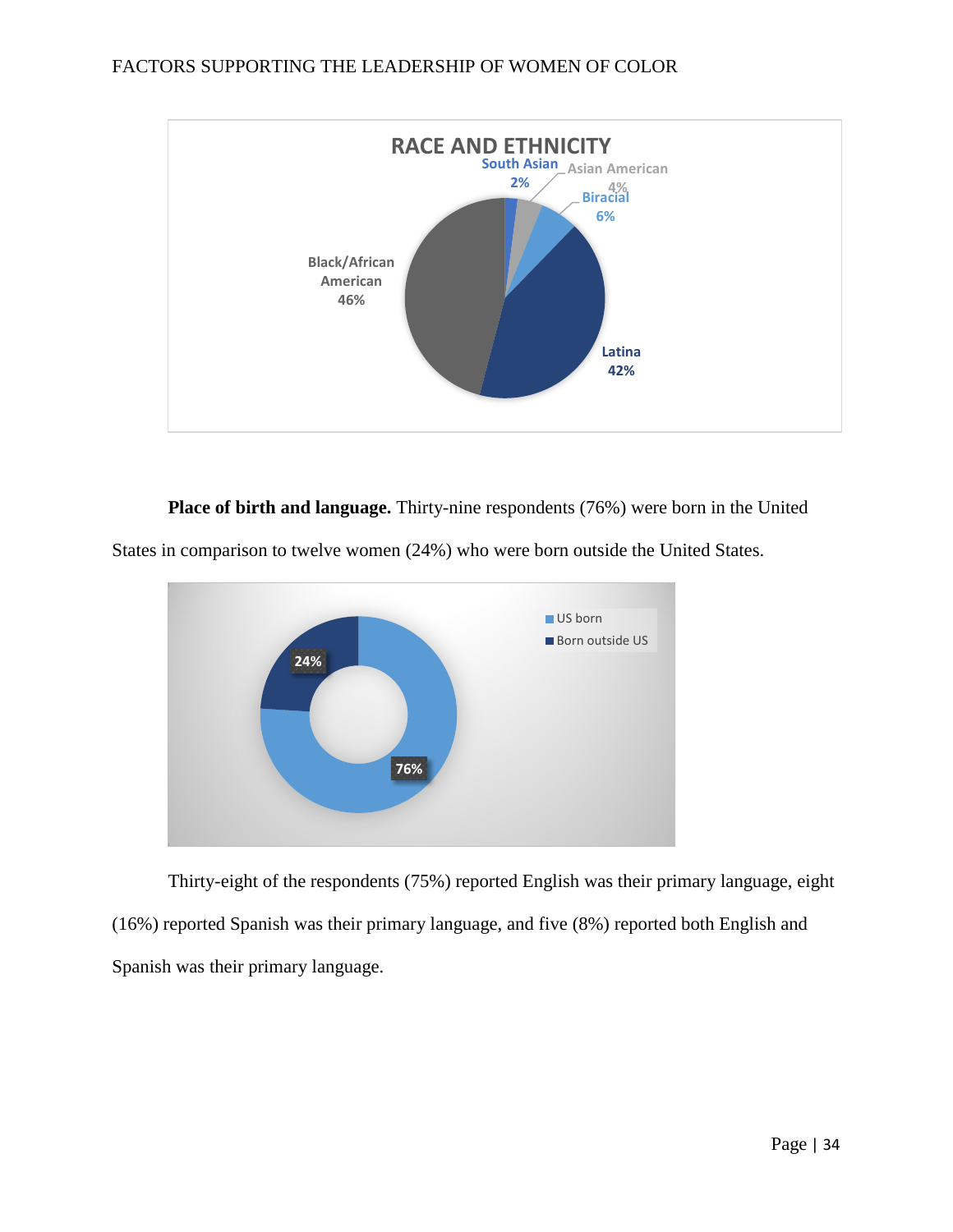**Place of birth and language.** Thirty-nine respondents (76%) were born in the United States in comparison to twelve women (24%) who were born outside the United States.

Thirty-eight of the respondents (75%) reported English was their primary language, eight (16%) reported Spanish was their primary language, and five (8%) reported both English and Spanish was their primary language.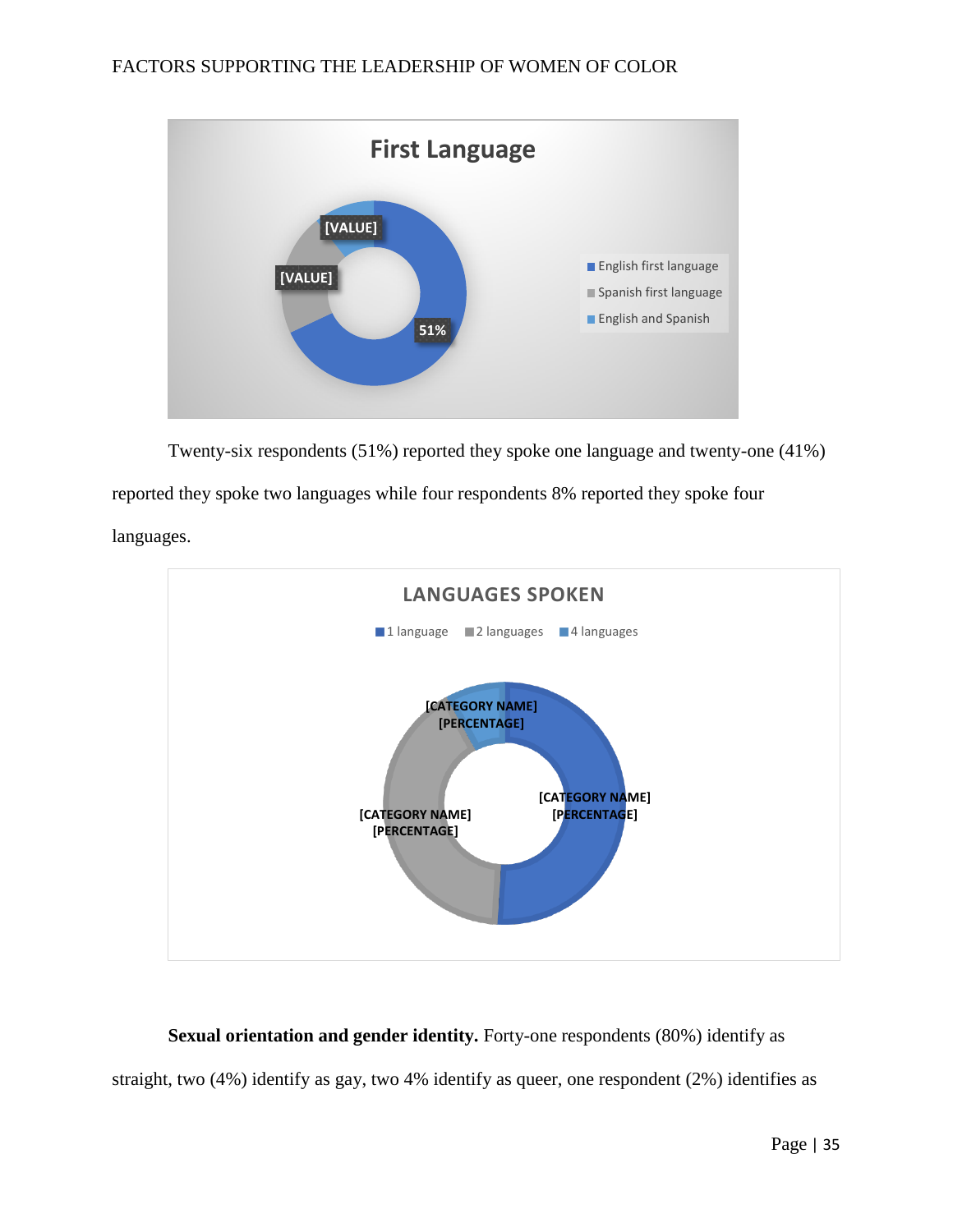Twenty-six respondents (51%) reported they spoke one language and twenty-one (41%) reported they spoke two languages while four respondents 8% reported they spoke four languages.

**Sexual orientation and gender identity.** Forty-one respondents (80%) identify as straight, two (4%) identify as gay, two 4% identify as queer, one respondent (2%) identifies as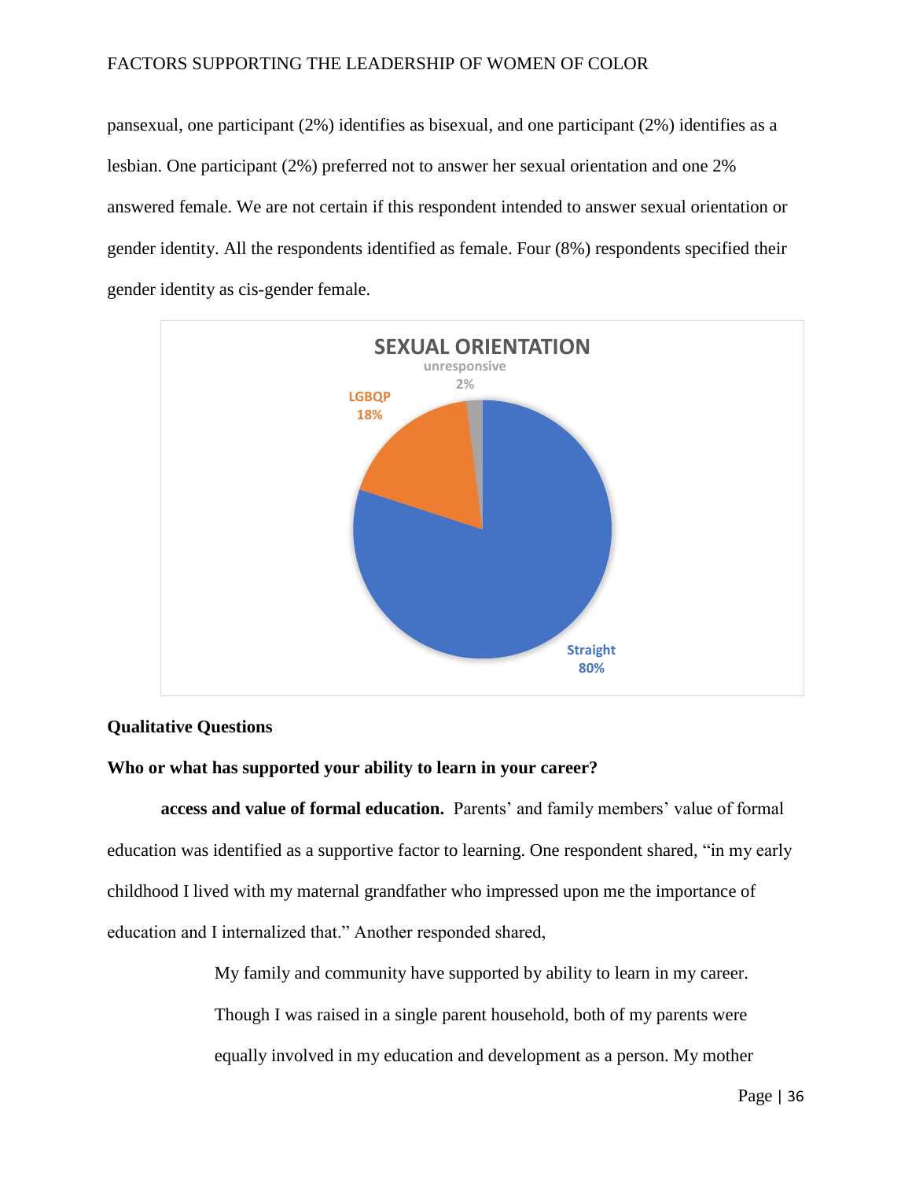pansexual, one participant (2%) identifies as bisexual, and one participant (2%) identifies as a lesbian. One participant (2%) preferred not to answer her sexual orientation and one 2% answered female. We are not certain if this respondent intended to answer sexual orientation or gender identity. All the respondents identified as female. Four (8%) respondents specified their gender identity as cis-gender female.

**SEXUAL ORIENTATION**

unresponsive 2%

LGBQP 18%

Straight 80%

**Qualitative Questions**

**Who or what has supported your ability to learn in your career?**

**access and value of formal education.** Parents' and family members' value of formal education was identified as a supportive factor to learning. One respondent shared, "in my early childhood I lived with my maternal grandfather who impressed upon me the importance of education and I internalized that." Another responded shared,

> My family and community have supported by ability to learn in my career. Though I was raised in a single parent household, both of my parents were equally involved in my education and development as a person. My mother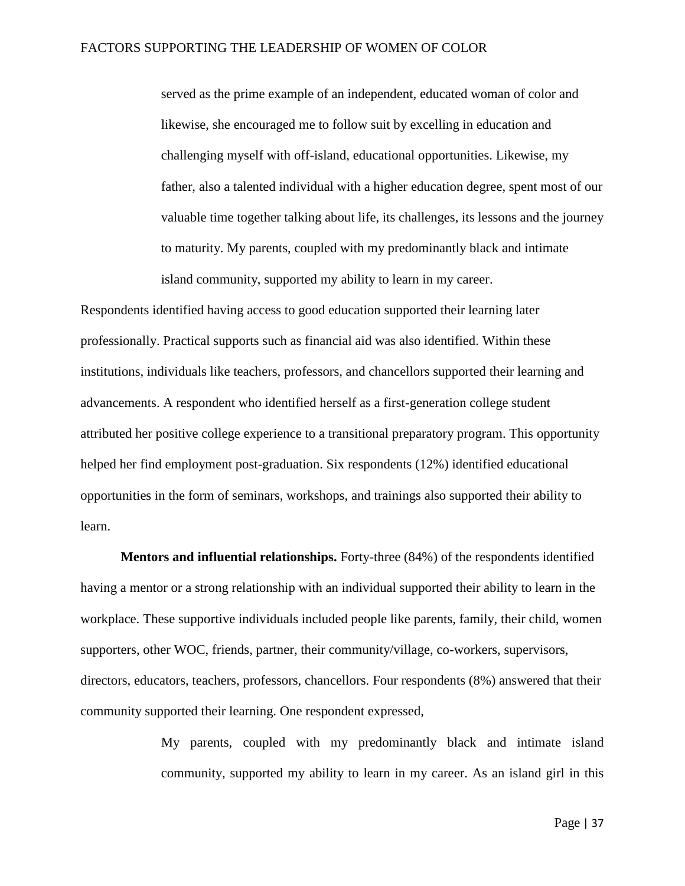> served as the prime example of an independent, educated woman of color and likewise, she encouraged me to follow suit by excelling in education and challenging myself with off-island, educational opportunities. Likewise, my father, also a talented individual with a higher education degree, spent most of our valuable time together talking about life, its challenges, its lessons and the journey to maturity. My parents, coupled with my predominantly black and intimate island community, supported my ability to learn in my career.

Respondents identified having access to good education supported their learning later professionally. Practical supports such as financial aid was also identified. Within these institutions, individuals like teachers, professors, and chancellors supported their learning and advancements. A respondent who identified herself as a first-generation college student attributed her positive college experience to a transitional preparatory program. This opportunity helped her find employment post-graduation. Six respondents (12%) identified educational opportunities in the form of seminars, workshops, and trainings also supported their ability to learn.

**Mentors and influential relationships.** Forty-three (84%) of the respondents identified having a mentor or a strong relationship with an individual supported their ability to learn in the workplace. These supportive individuals included people like parents, family, their child, women supporters, other WOC, friends, partner, their community/village, co-workers, supervisors, directors, educators, teachers, professors, chancellors. Four respondents (8%) answered that their community supported their learning. One respondent expressed,

> My parents, coupled with my predominantly black and intimate island community, supported my ability to learn in my career. As an island girl in this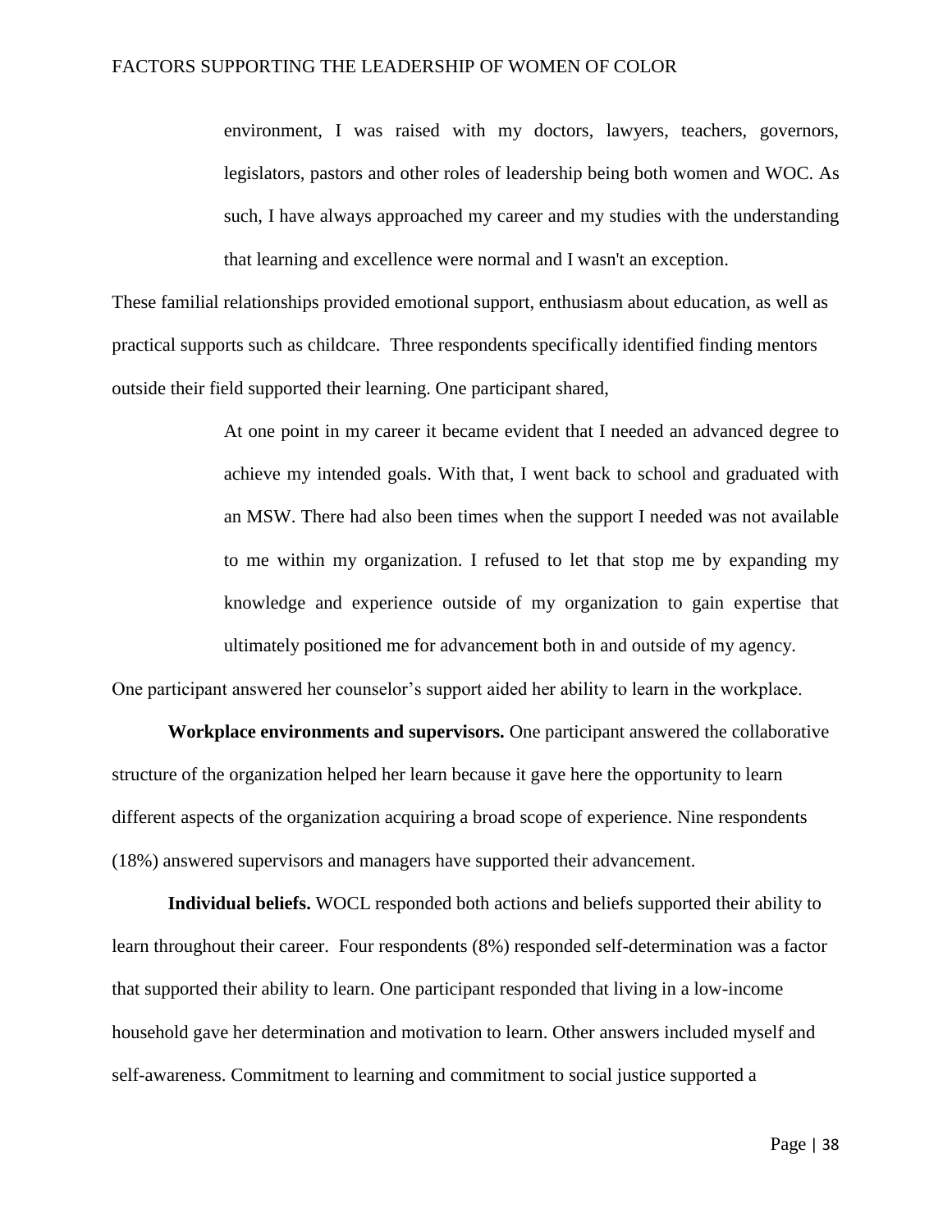> environment, I was raised with my doctors, lawyers, teachers, governors, legislators, pastors and other roles of leadership being both women and WOC. As such, I have always approached my career and my studies with the understanding that learning and excellence were normal and I wasn't an exception.

These familial relationships provided emotional support, enthusiasm about education, as well as practical supports such as childcare. Three respondents specifically identified finding mentors outside their field supported their learning. One participant shared,

> At one point in my career it became evident that I needed an advanced degree to achieve my intended goals. With that, I went back to school and graduated with an MSW. There had also been times when the support I needed was not available to me within my organization. I refused to let that stop me by expanding my knowledge and experience outside of my organization to gain expertise that ultimately positioned me for advancement both in and outside of my agency.

One participant answered her counselor's support aided her ability to learn in the workplace.

**Workplace environments and supervisors.** One participant answered the collaborative structure of the organization helped her learn because it gave here the opportunity to learn different aspects of the organization acquiring a broad scope of experience. Nine respondents (18%) answered supervisors and managers have supported their advancement.

**Individual beliefs.** WOCL responded both actions and beliefs supported their ability to learn throughout their career. Four respondents (8%) responded self-determination was a factor that supported their ability to learn. One participant responded that living in a low-income household gave her determination and motivation to learn. Other answers included myself and self-awareness. Commitment to learning and commitment to social justice supported a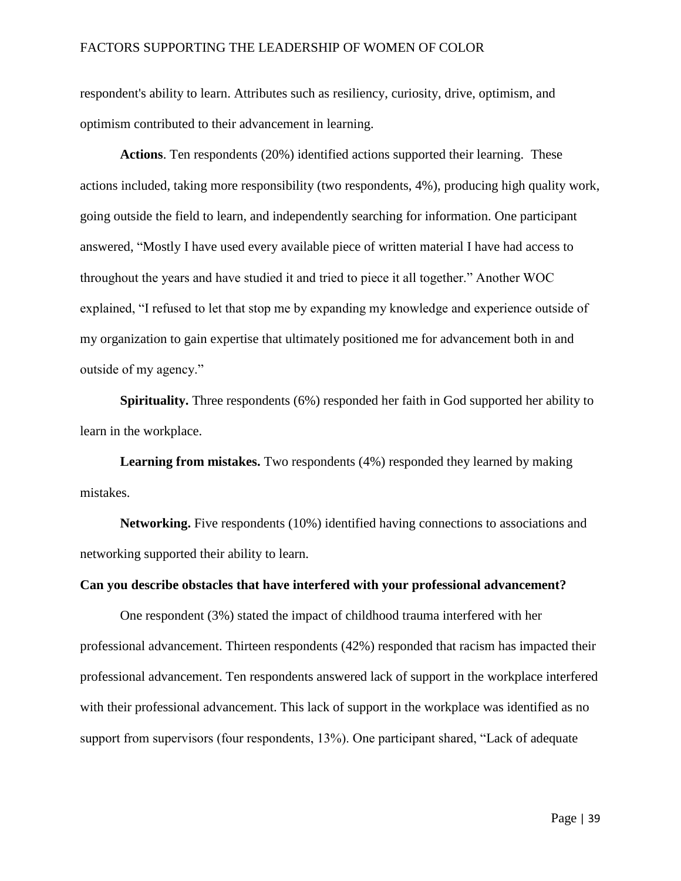respondent's ability to learn. Attributes such as resiliency, curiosity, drive, optimism, and optimism contributed to their advancement in learning.

**Actions**. Ten respondents (20%) identified actions supported their learning. These actions included, taking more responsibility (two respondents, 4%), producing high quality work, going outside the field to learn, and independently searching for information. One participant answered, "Mostly I have used every available piece of written material I have had access to throughout the years and have studied it and tried to piece it all together." Another WOC explained, "I refused to let that stop me by expanding my knowledge and experience outside of my organization to gain expertise that ultimately positioned me for advancement both in and outside of my agency."

**Spirituality.** Three respondents (6%) responded her faith in God supported her ability to learn in the workplace.

**Learning from mistakes.** Two respondents (4%) responded they learned by making mistakes.

**Networking.** Five respondents (10%) identified having connections to associations and networking supported their ability to learn.

**Can you describe obstacles that have interfered with your professional advancement?**

One respondent (3%) stated the impact of childhood trauma interfered with her professional advancement. Thirteen respondents (42%) responded that racism has impacted their professional advancement. Ten respondents answered lack of support in the workplace interfered with their professional advancement. This lack of support in the workplace was identified as no support from supervisors (four respondents, 13%). One participant shared, "Lack of adequate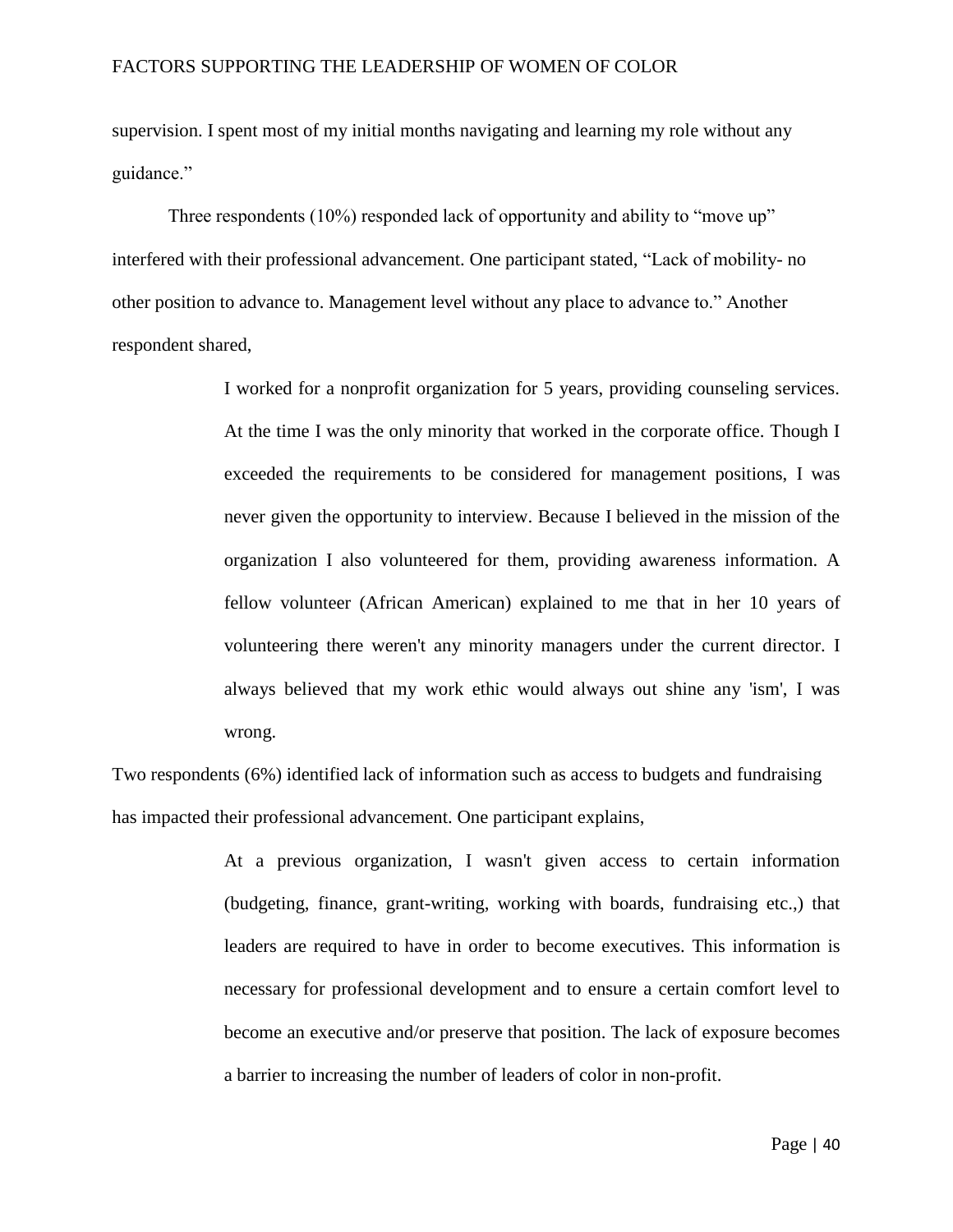supervision. I spent most of my initial months navigating and learning my role without any guidance."

Three respondents (10%) responded lack of opportunity and ability to "move up" interfered with their professional advancement. One participant stated, "Lack of mobility- no other position to advance to. Management level without any place to advance to." Another respondent shared,

> I worked for a nonprofit organization for 5 years, providing counseling services. At the time I was the only minority that worked in the corporate office. Though I exceeded the requirements to be considered for management positions, I was never given the opportunity to interview. Because I believed in the mission of the organization I also volunteered for them, providing awareness information. A fellow volunteer (African American) explained to me that in her 10 years of volunteering there weren't any minority managers under the current director. I always believed that my work ethic would always out shine any 'ism', I was wrong.

Two respondents (6%) identified lack of information such as access to budgets and fundraising has impacted their professional advancement. One participant explains,

> At a previous organization, I wasn't given access to certain information (budgeting, finance, grant-writing, working with boards, fundraising etc.,) that leaders are required to have in order to become executives. This information is necessary for professional development and to ensure a certain comfort level to become an executive and/or preserve that position. The lack of exposure becomes a barrier to increasing the number of leaders of color in non-profit.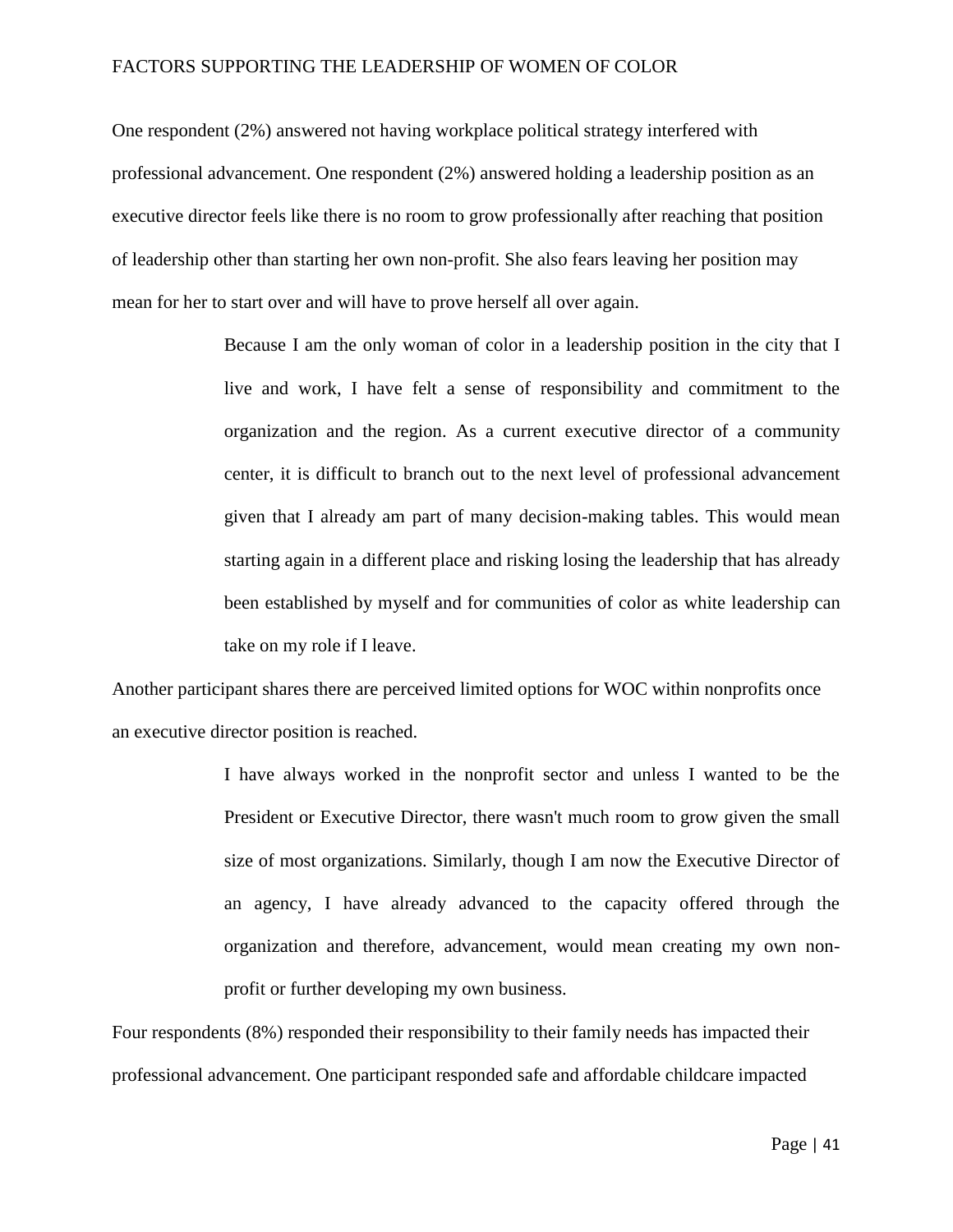One respondent (2%) answered not having workplace political strategy interfered with professional advancement. One respondent (2%) answered holding a leadership position as an executive director feels like there is no room to grow professionally after reaching that position of leadership other than starting her own non-profit. She also fears leaving her position may mean for her to start over and will have to prove herself all over again.

> Because I am the only woman of color in a leadership position in the city that I live and work, I have felt a sense of responsibility and commitment to the organization and the region. As a current executive director of a community center, it is difficult to branch out to the next level of professional advancement given that I already am part of many decision-making tables. This would mean starting again in a different place and risking losing the leadership that has already been established by myself and for communities of color as white leadership can take on my role if I leave.

Another participant shares there are perceived limited options for WOC within nonprofits once an executive director position is reached.

> I have always worked in the nonprofit sector and unless I wanted to be the President or Executive Director, there wasn't much room to grow given the small size of most organizations. Similarly, though I am now the Executive Director of an agency, I have already advanced to the capacity offered through the organization and therefore, advancement, would mean creating my own non-profit or further developing my own business.

Four respondents (8%) responded their responsibility to their family needs has impacted their professional advancement. One participant responded safe and affordable childcare impacted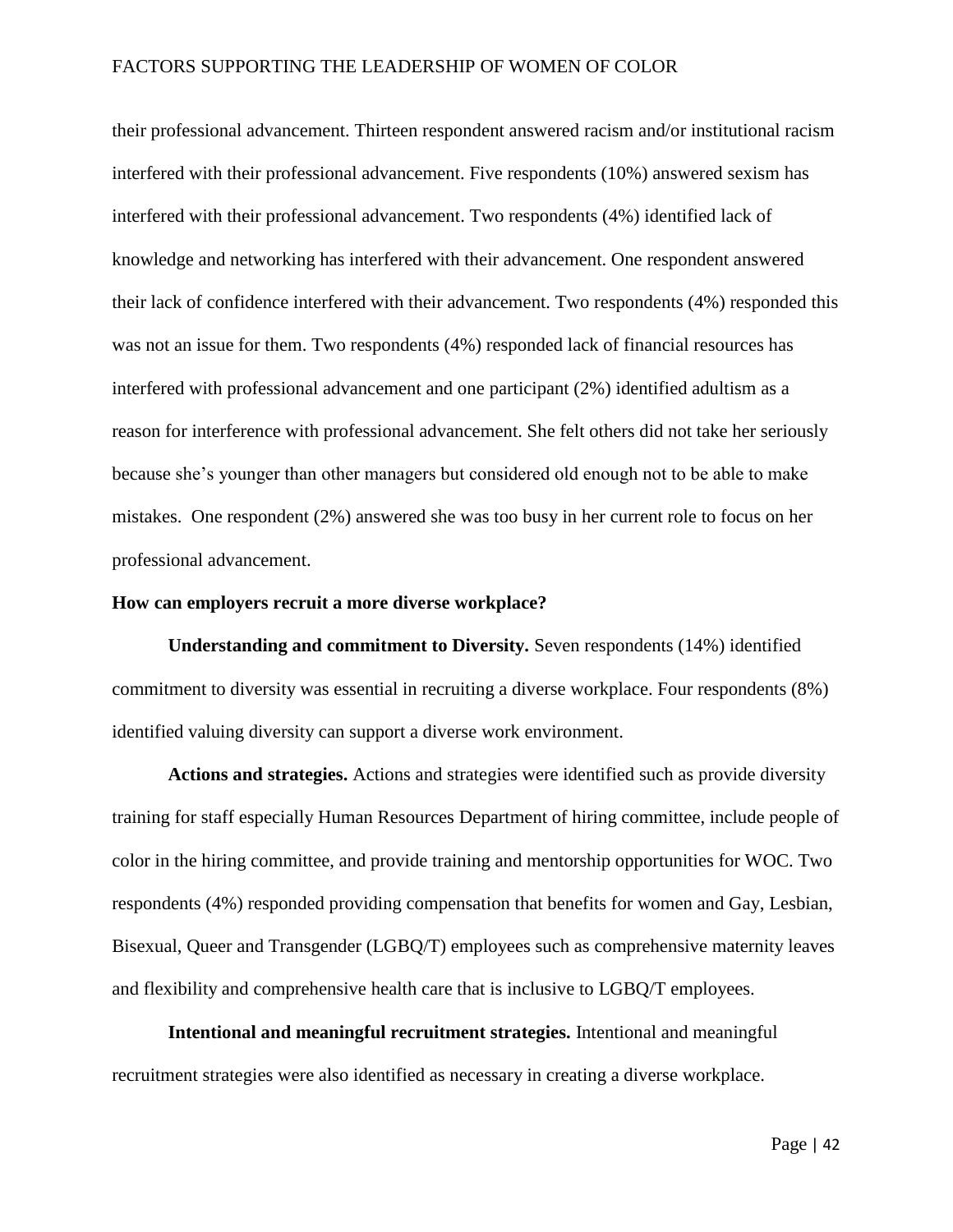their professional advancement. Thirteen respondent answered racism and/or institutional racism interfered with their professional advancement. Five respondents (10%) answered sexism has interfered with their professional advancement. Two respondents (4%) identified lack of knowledge and networking has interfered with their advancement. One respondent answered their lack of confidence interfered with their advancement. Two respondents (4%) responded this was not an issue for them. Two respondents (4%) responded lack of financial resources has interfered with professional advancement and one participant (2%) identified adultism as a reason for interference with professional advancement. She felt others did not take her seriously because she's younger than other managers but considered old enough not to be able to make mistakes.  One respondent (2%) answered she was too busy in her current role to focus on her professional advancement.

**How can employers recruit a more diverse workplace?**

**Understanding and commitment to Diversity.** Seven respondents (14%) identified commitment to diversity was essential in recruiting a diverse workplace. Four respondents (8%) identified valuing diversity can support a diverse work environment.

**Actions and strategies.** Actions and strategies were identified such as provide diversity training for staff especially Human Resources Department of hiring committee, include people of color in the hiring committee, and provide training and mentorship opportunities for WOC. Two respondents (4%) responded providing compensation that benefits for women and Gay, Lesbian, Bisexual, Queer and Transgender (LGBQ/T) employees such as comprehensive maternity leaves and flexibility and comprehensive health care that is inclusive to LGBQ/T employees.

**Intentional and meaningful recruitment strategies.** Intentional and meaningful recruitment strategies were also identified as necessary in creating a diverse workplace.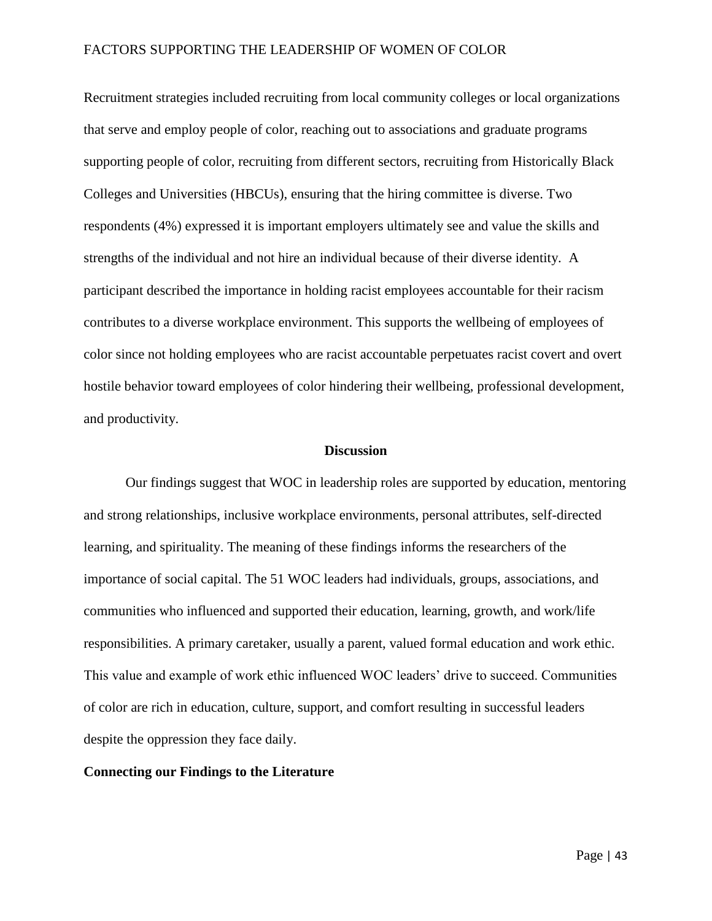Recruitment strategies included recruiting from local community colleges or local organizations that serve and employ people of color, reaching out to associations and graduate programs supporting people of color, recruiting from different sectors, recruiting from Historically Black Colleges and Universities (HBCUs), ensuring that the hiring committee is diverse. Two respondents (4%) expressed it is important employers ultimately see and value the skills and strengths of the individual and not hire an individual because of their diverse identity. A participant described the importance in holding racist employees accountable for their racism contributes to a diverse workplace environment. This supports the wellbeing of employees of color since not holding employees who are racist accountable perpetuates racist covert and overt hostile behavior toward employees of color hindering their wellbeing, professional development, and productivity.

## Discussion

Our findings suggest that WOC in leadership roles are supported by education, mentoring and strong relationships, inclusive workplace environments, personal attributes, self-directed learning, and spirituality. The meaning of these findings informs the researchers of the importance of social capital. The 51 WOC leaders had individuals, groups, associations, and communities who influenced and supported their education, learning, growth, and work/life responsibilities. A primary caretaker, usually a parent, valued formal education and work ethic. This value and example of work ethic influenced WOC leaders' drive to succeed. Communities of color are rich in education, culture, support, and comfort resulting in successful leaders despite the oppression they face daily.

### Connecting our Findings to the Literature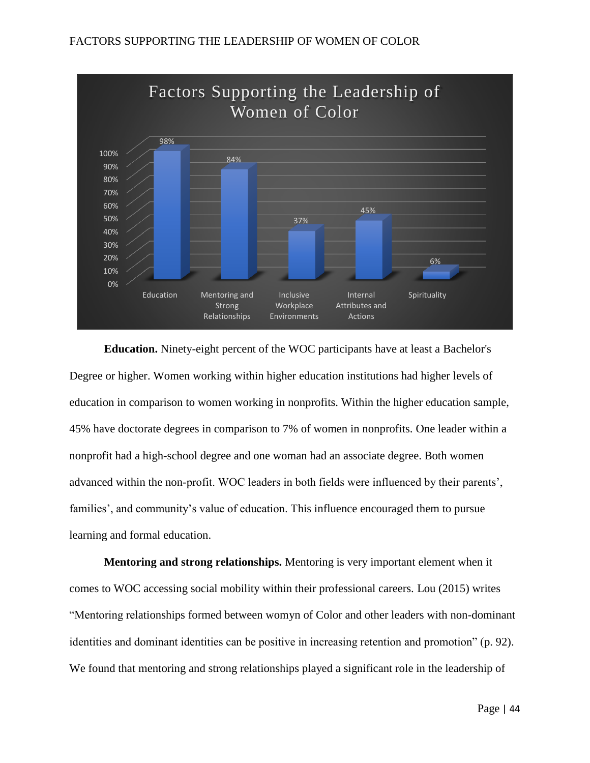**Factors Supporting the Leadership of Women of Color**

| Factor | Percentage |
| --- | --- |
| Education | 98% |
| Mentoring and Strong Relationships | 84% |
| Inclusive Workplace Environments | 37% |
| Internal Attributes and Actions | 45% |
| Spirituality | 6% |

**Education.** Ninety-eight percent of the WOC participants have at least a Bachelor's Degree or higher. Women working within higher education institutions had higher levels of education in comparison to women working in nonprofits. Within the higher education sample, 45% have doctorate degrees in comparison to 7% of women in nonprofits. One leader within a nonprofit had a high-school degree and one woman had an associate degree. Both women advanced within the non-profit. WOC leaders in both fields were influenced by their parents', families', and community's value of education. This influence encouraged them to pursue learning and formal education.

**Mentoring and strong relationships.** Mentoring is very important element when it comes to WOC accessing social mobility within their professional careers. Lou (2015) writes "Mentoring relationships formed between womyn of Color and other leaders with non-dominant identities and dominant identities can be positive in increasing retention and promotion" (p. 92). We found that mentoring and strong relationships played a significant role in the leadership of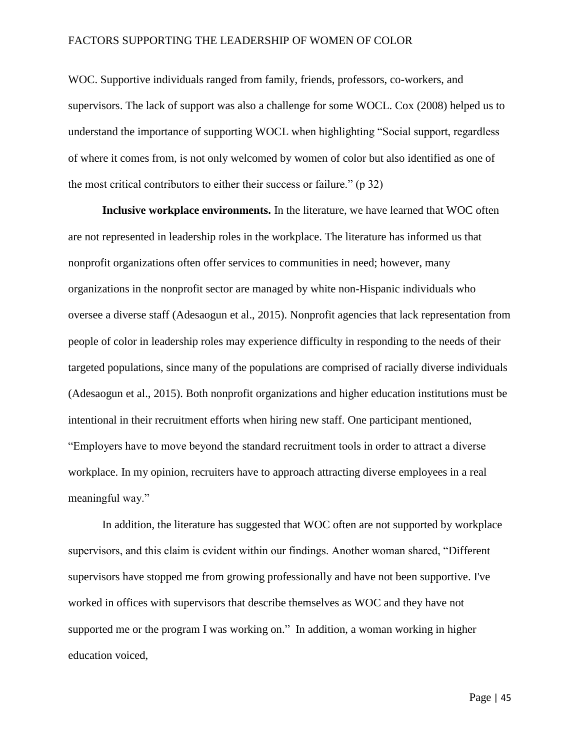WOC. Supportive individuals ranged from family, friends, professors, co-workers, and supervisors. The lack of support was also a challenge for some WOCL. Cox (2008) helped us to understand the importance of supporting WOCL when highlighting "Social support, regardless of where it comes from, is not only welcomed by women of color but also identified as one of the most critical contributors to either their success or failure." (p 32)

**Inclusive workplace environments.** In the literature, we have learned that WOC often are not represented in leadership roles in the workplace. The literature has informed us that nonprofit organizations often offer services to communities in need; however, many organizations in the nonprofit sector are managed by white non-Hispanic individuals who oversee a diverse staff (Adesaogun et al., 2015). Nonprofit agencies that lack representation from people of color in leadership roles may experience difficulty in responding to the needs of their targeted populations, since many of the populations are comprised of racially diverse individuals (Adesaogun et al., 2015). Both nonprofit organizations and higher education institutions must be intentional in their recruitment efforts when hiring new staff. One participant mentioned, "Employers have to move beyond the standard recruitment tools in order to attract a diverse workplace. In my opinion, recruiters have to approach attracting diverse employees in a real meaningful way."

In addition, the literature has suggested that WOC often are not supported by workplace supervisors, and this claim is evident within our findings. Another woman shared, "Different supervisors have stopped me from growing professionally and have not been supportive. I've worked in offices with supervisors that describe themselves as WOC and they have not supported me or the program I was working on." In addition, a woman working in higher education voiced,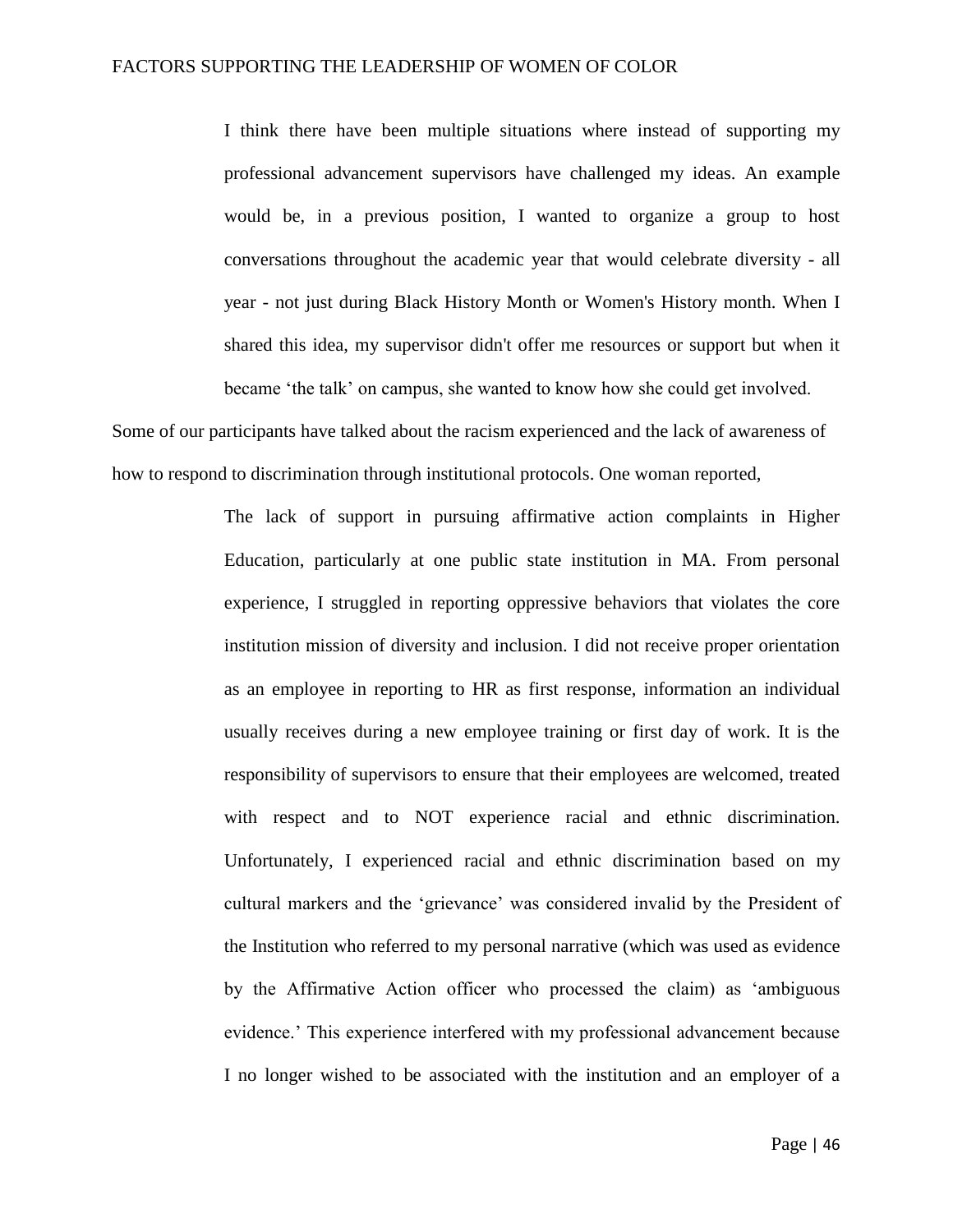> I think there have been multiple situations where instead of supporting my professional advancement supervisors have challenged my ideas. An example would be, in a previous position, I wanted to organize a group to host conversations throughout the academic year that would celebrate diversity - all year - not just during Black History Month or Women's History month. When I shared this idea, my supervisor didn't offer me resources or support but when it became 'the talk' on campus, she wanted to know how she could get involved.

Some of our participants have talked about the racism experienced and the lack of awareness of how to respond to discrimination through institutional protocols. One woman reported,

> The lack of support in pursuing affirmative action complaints in Higher Education, particularly at one public state institution in MA. From personal experience, I struggled in reporting oppressive behaviors that violates the core institution mission of diversity and inclusion. I did not receive proper orientation as an employee in reporting to HR as first response, information an individual usually receives during a new employee training or first day of work. It is the responsibility of supervisors to ensure that their employees are welcomed, treated with respect and to NOT experience racial and ethnic discrimination. Unfortunately, I experienced racial and ethnic discrimination based on my cultural markers and the 'grievance' was considered invalid by the President of the Institution who referred to my personal narrative (which was used as evidence by the Affirmative Action officer who processed the claim) as 'ambiguous evidence.' This experience interfered with my professional advancement because I no longer wished to be associated with the institution and an employer of a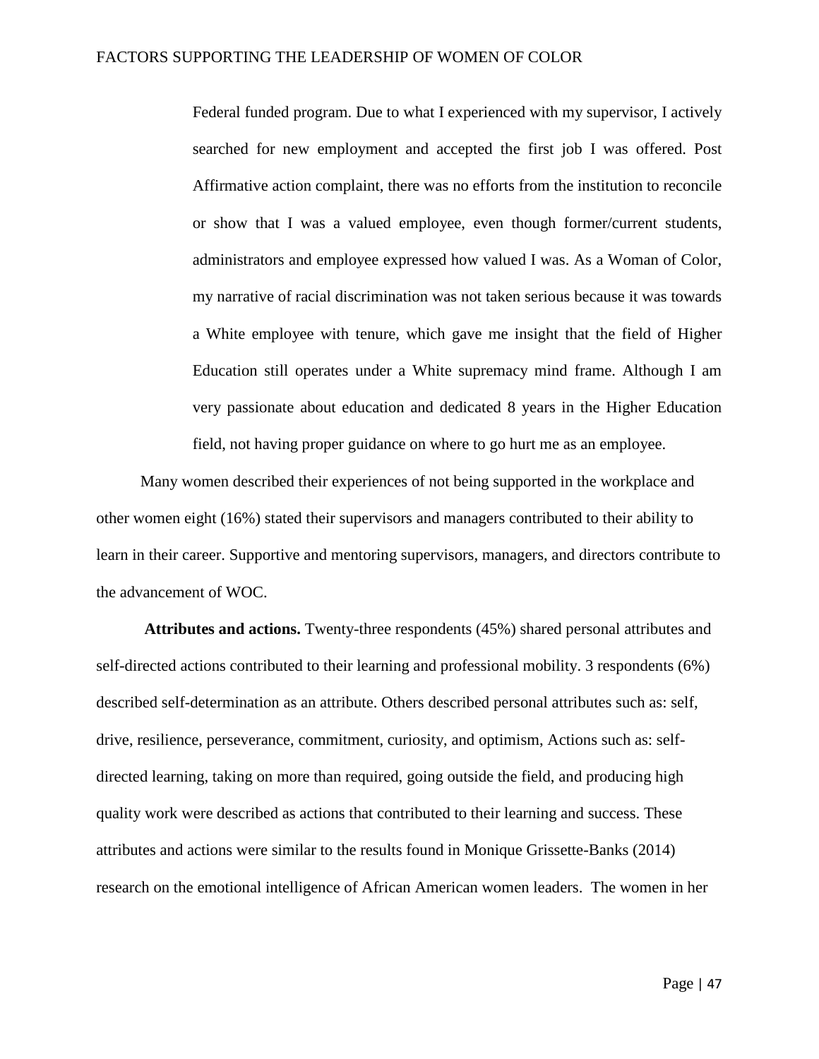> Federal funded program. Due to what I experienced with my supervisor, I actively searched for new employment and accepted the first job I was offered. Post Affirmative action complaint, there was no efforts from the institution to reconcile or show that I was a valued employee, even though former/current students, administrators and employee expressed how valued I was. As a Woman of Color, my narrative of racial discrimination was not taken serious because it was towards a White employee with tenure, which gave me insight that the field of Higher Education still operates under a White supremacy mind frame. Although I am very passionate about education and dedicated 8 years in the Higher Education field, not having proper guidance on where to go hurt me as an employee.

Many women described their experiences of not being supported in the workplace and other women eight (16%) stated their supervisors and managers contributed to their ability to learn in their career. Supportive and mentoring supervisors, managers, and directors contribute to the advancement of WOC.

**Attributes and actions.** Twenty-three respondents (45%) shared personal attributes and self-directed actions contributed to their learning and professional mobility. 3 respondents (6%) described self-determination as an attribute. Others described personal attributes such as: self, drive, resilience, perseverance, commitment, curiosity, and optimism, Actions such as: self-directed learning, taking on more than required, going outside the field, and producing high quality work were described as actions that contributed to their learning and success. These attributes and actions were similar to the results found in Monique Grissette-Banks (2014) research on the emotional intelligence of African American women leaders. The women in her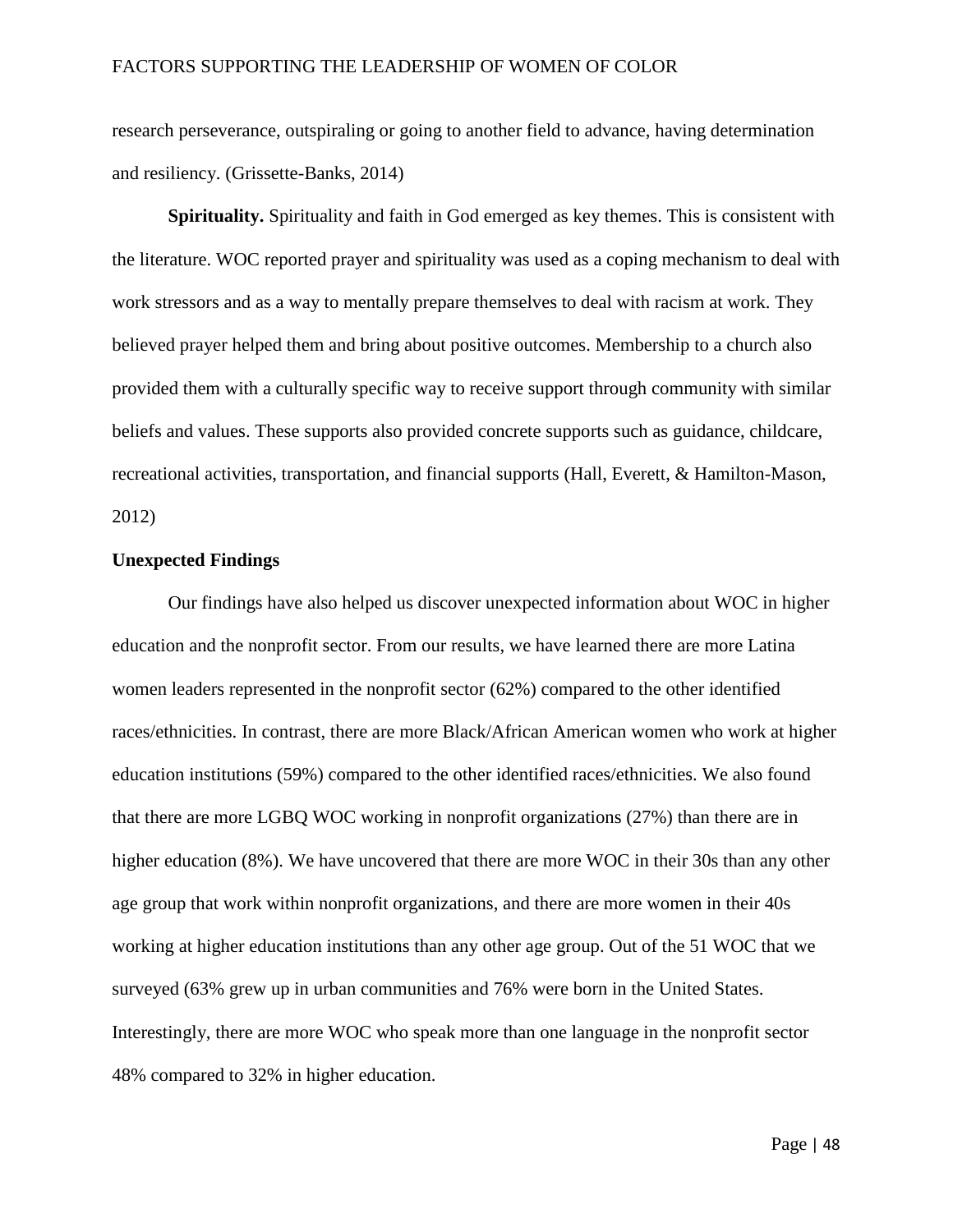research perseverance, outspiraling or going to another field to advance, having determination and resiliency. (Grissette-Banks, 2014)

**Spirituality.** Spirituality and faith in God emerged as key themes. This is consistent with the literature. WOC reported prayer and spirituality was used as a coping mechanism to deal with work stressors and as a way to mentally prepare themselves to deal with racism at work. They believed prayer helped them and bring about positive outcomes. Membership to a church also provided them with a culturally specific way to receive support through community with similar beliefs and values. These supports also provided concrete supports such as guidance, childcare, recreational activities, transportation, and financial supports (Hall, Everett, & Hamilton-Mason, 2012)

## Unexpected Findings

Our findings have also helped us discover unexpected information about WOC in higher education and the nonprofit sector. From our results, we have learned there are more Latina women leaders represented in the nonprofit sector (62%) compared to the other identified races/ethnicities. In contrast, there are more Black/African American women who work at higher education institutions (59%) compared to the other identified races/ethnicities. We also found that there are more LGBQ WOC working in nonprofit organizations (27%) than there are in higher education (8%). We have uncovered that there are more WOC in their 30s than any other age group that work within nonprofit organizations, and there are more women in their 40s working at higher education institutions than any other age group. Out of the 51 WOC that we surveyed (63% grew up in urban communities and 76% were born in the United States. Interestingly, there are more WOC who speak more than one language in the nonprofit sector 48% compared to 32% in higher education.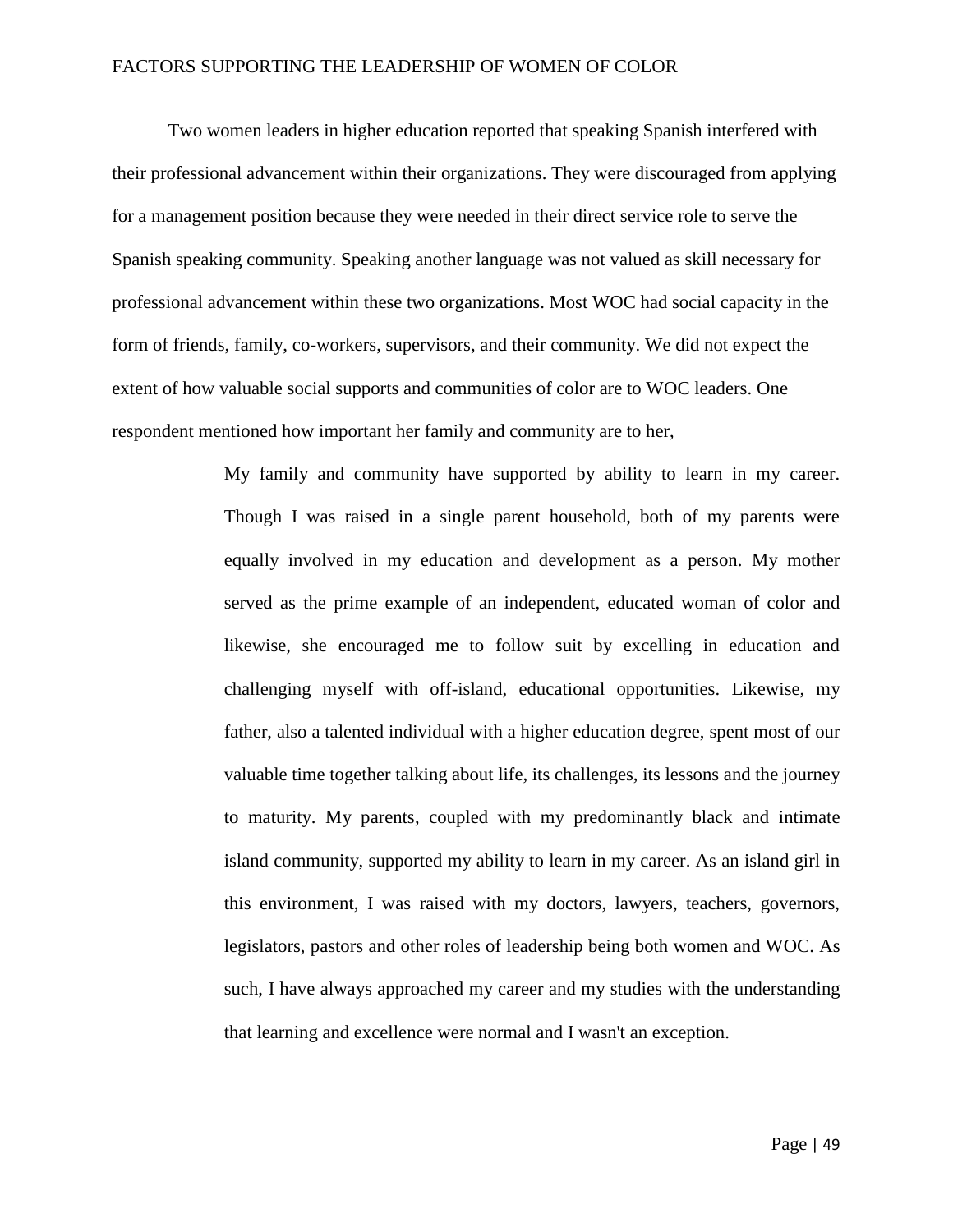Two women leaders in higher education reported that speaking Spanish interfered with their professional advancement within their organizations. They were discouraged from applying for a management position because they were needed in their direct service role to serve the Spanish speaking community. Speaking another language was not valued as skill necessary for professional advancement within these two organizations. Most WOC had social capacity in the form of friends, family, co-workers, supervisors, and their community. We did not expect the extent of how valuable social supports and communities of color are to WOC leaders. One respondent mentioned how important her family and community are to her,

> My family and community have supported by ability to learn in my career. Though I was raised in a single parent household, both of my parents were equally involved in my education and development as a person. My mother served as the prime example of an independent, educated woman of color and likewise, she encouraged me to follow suit by excelling in education and challenging myself with off-island, educational opportunities. Likewise, my father, also a talented individual with a higher education degree, spent most of our valuable time together talking about life, its challenges, its lessons and the journey to maturity. My parents, coupled with my predominantly black and intimate island community, supported my ability to learn in my career. As an island girl in this environment, I was raised with my doctors, lawyers, teachers, governors, legislators, pastors and other roles of leadership being both women and WOC. As such, I have always approached my career and my studies with the understanding that learning and excellence were normal and I wasn't an exception.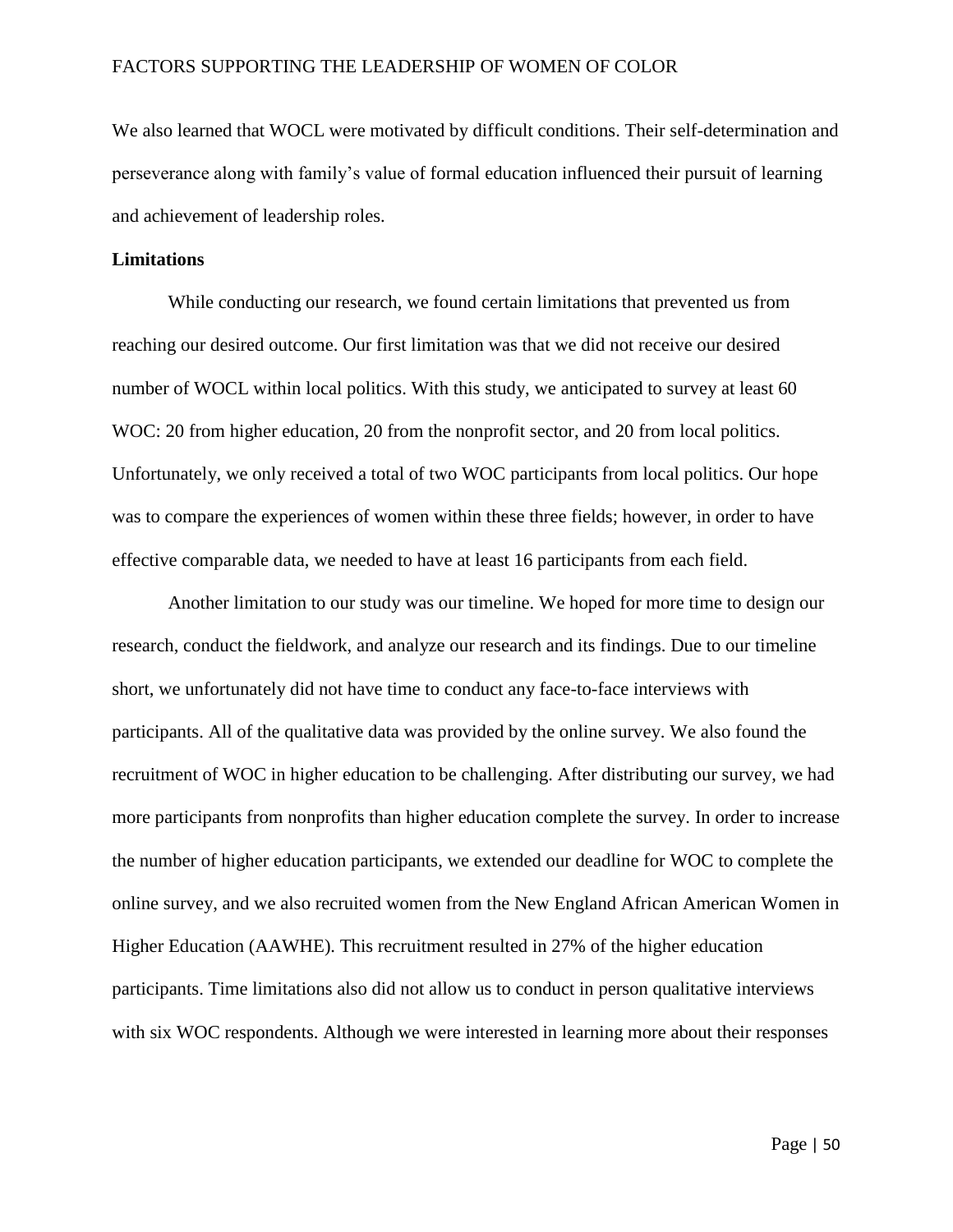We also learned that WOCL were motivated by difficult conditions. Their self-determination and perseverance along with family's value of formal education influenced their pursuit of learning and achievement of leadership roles.

**Limitations**

While conducting our research, we found certain limitations that prevented us from reaching our desired outcome. Our first limitation was that we did not receive our desired number of WOCL within local politics. With this study, we anticipated to survey at least 60 WOC: 20 from higher education, 20 from the nonprofit sector, and 20 from local politics. Unfortunately, we only received a total of two WOC participants from local politics. Our hope was to compare the experiences of women within these three fields; however, in order to have effective comparable data, we needed to have at least 16 participants from each field.

Another limitation to our study was our timeline. We hoped for more time to design our research, conduct the fieldwork, and analyze our research and its findings. Due to our timeline short, we unfortunately did not have time to conduct any face-to-face interviews with participants. All of the qualitative data was provided by the online survey. We also found the recruitment of WOC in higher education to be challenging. After distributing our survey, we had more participants from nonprofits than higher education complete the survey. In order to increase the number of higher education participants, we extended our deadline for WOC to complete the online survey, and we also recruited women from the New England African American Women in Higher Education (AAWHE). This recruitment resulted in 27% of the higher education participants. Time limitations also did not allow us to conduct in person qualitative interviews with six WOC respondents. Although we were interested in learning more about their responses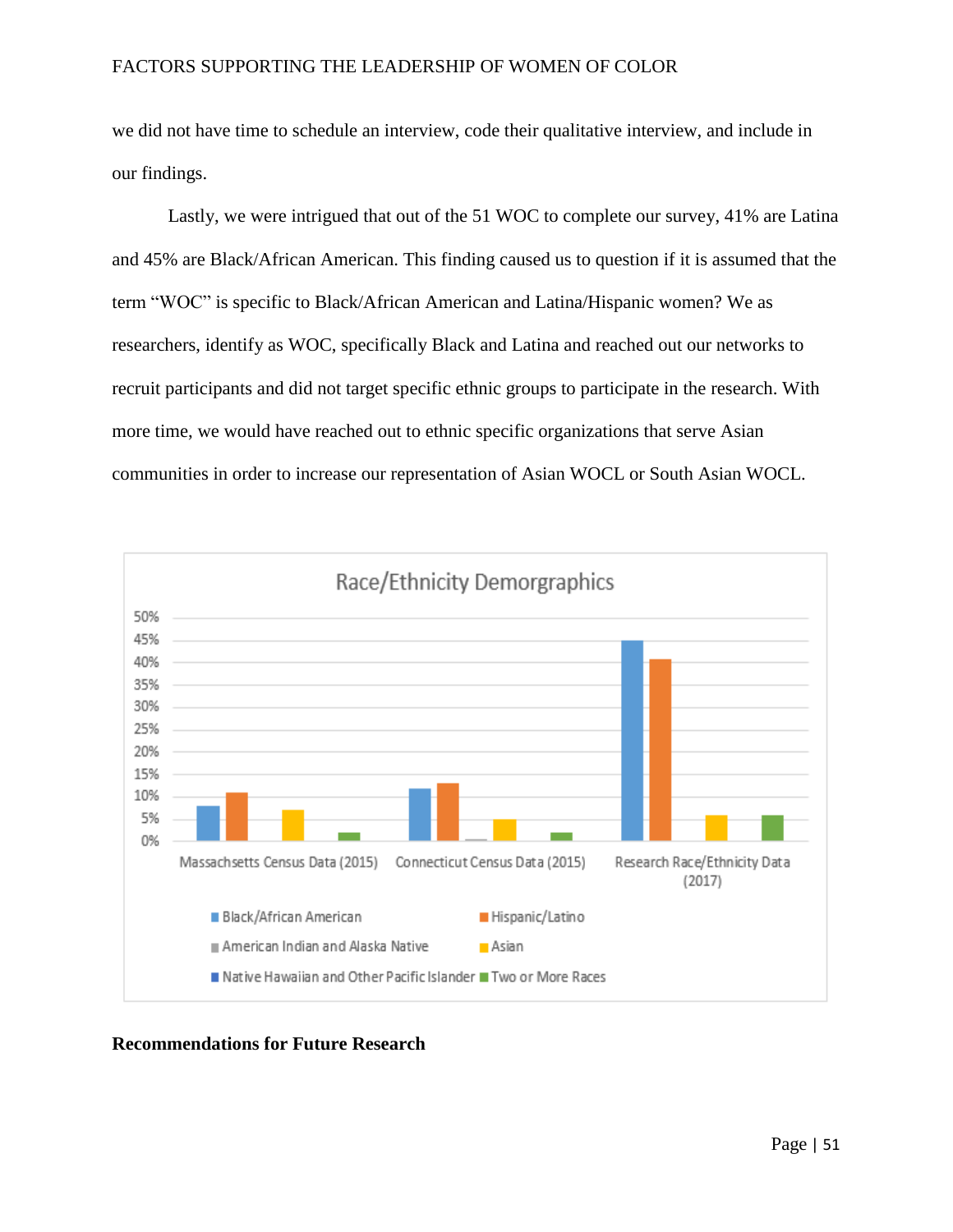we did not have time to schedule an interview, code their qualitative interview, and include in our findings.

Lastly, we were intrigued that out of the 51 WOC to complete our survey, 41% are Latina and 45% are Black/African American. This finding caused us to question if it is assumed that the term "WOC" is specific to Black/African American and Latina/Hispanic women? We as researchers, identify as WOC, specifically Black and Latina and reached out our networks to recruit participants and did not target specific ethnic groups to participate in the research. With more time, we would have reached out to ethnic specific organizations that serve Asian communities in order to increase our representation of Asian WOCL or South Asian WOCL.

### Recommendations for Future Research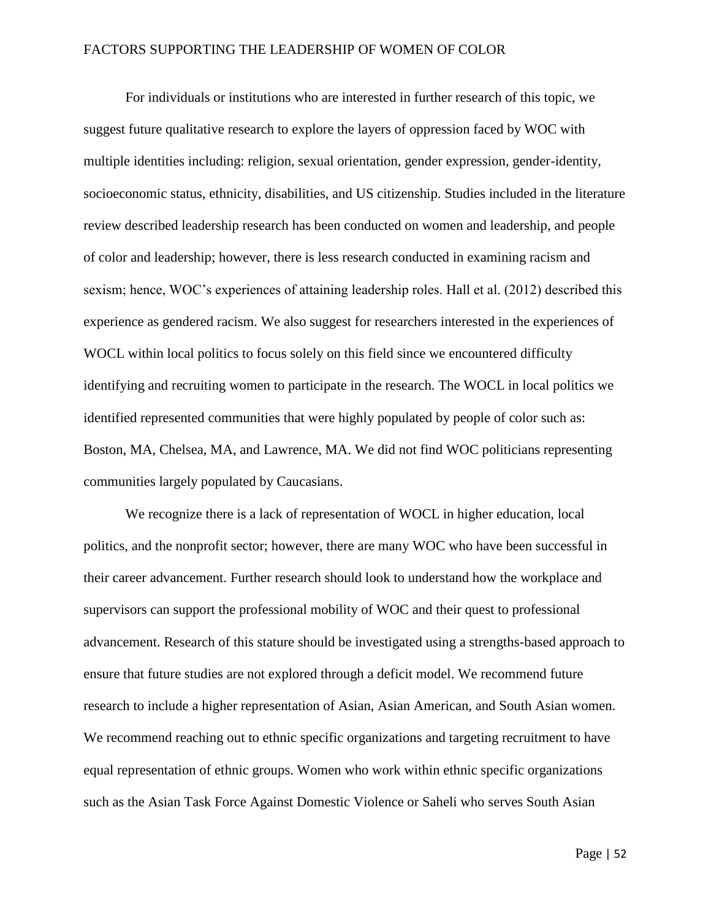For individuals or institutions who are interested in further research of this topic, we suggest future qualitative research to explore the layers of oppression faced by WOC with multiple identities including: religion, sexual orientation, gender expression, gender-identity, socioeconomic status, ethnicity, disabilities, and US citizenship. Studies included in the literature review described leadership research has been conducted on women and leadership, and people of color and leadership; however, there is less research conducted in examining racism and sexism; hence, WOC's experiences of attaining leadership roles. Hall et al. (2012) described this experience as gendered racism. We also suggest for researchers interested in the experiences of WOCL within local politics to focus solely on this field since we encountered difficulty identifying and recruiting women to participate in the research. The WOCL in local politics we identified represented communities that were highly populated by people of color such as: Boston, MA, Chelsea, MA, and Lawrence, MA. We did not find WOC politicians representing communities largely populated by Caucasians.

We recognize there is a lack of representation of WOCL in higher education, local politics, and the nonprofit sector; however, there are many WOC who have been successful in their career advancement. Further research should look to understand how the workplace and supervisors can support the professional mobility of WOC and their quest to professional advancement. Research of this stature should be investigated using a strengths-based approach to ensure that future studies are not explored through a deficit model. We recommend future research to include a higher representation of Asian, Asian American, and South Asian women. We recommend reaching out to ethnic specific organizations and targeting recruitment to have equal representation of ethnic groups. Women who work within ethnic specific organizations such as the Asian Task Force Against Domestic Violence or Saheli who serves South Asian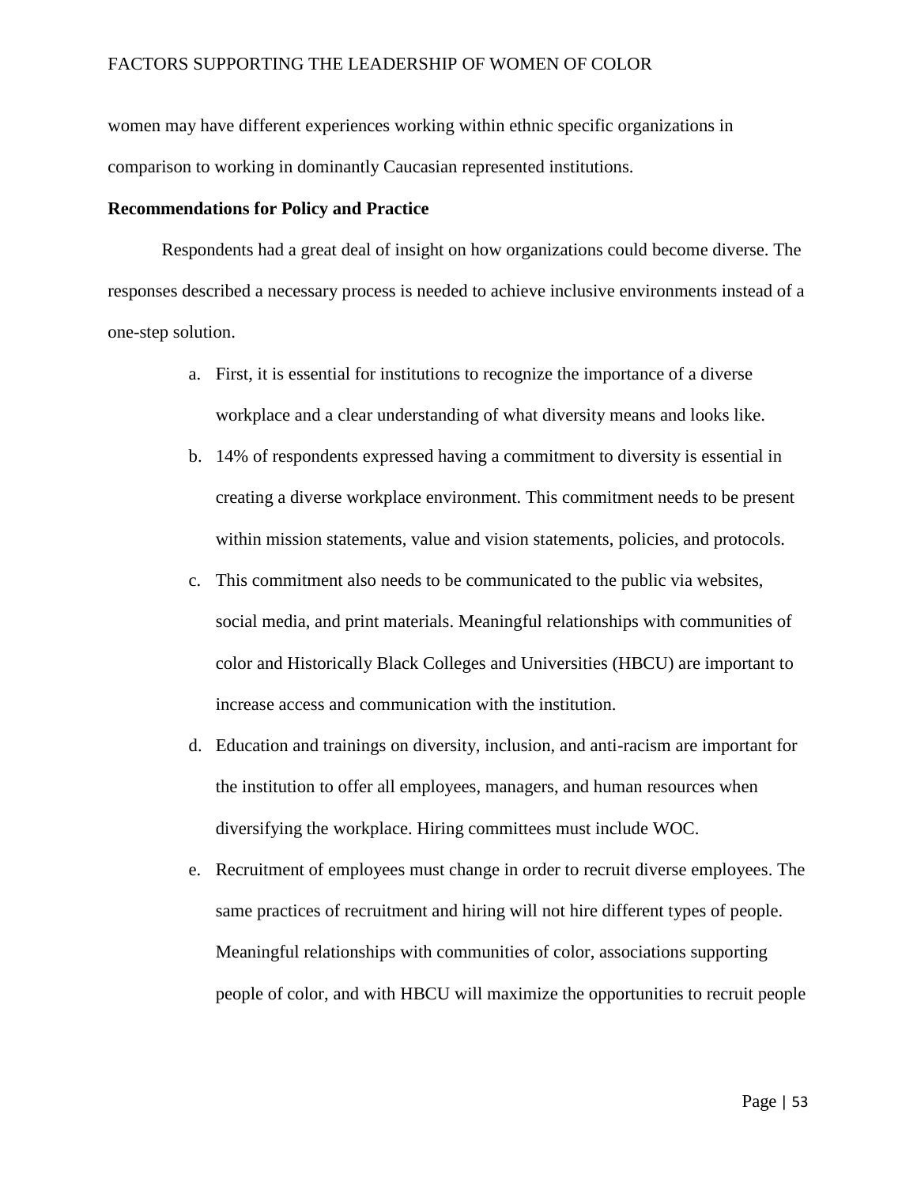women may have different experiences working within ethnic specific organizations in comparison to working in dominantly Caucasian represented institutions.

**Recommendations for Policy and Practice**

Respondents had a great deal of insight on how organizations could become diverse. The responses described a necessary process is needed to achieve inclusive environments instead of a one-step solution.

a. First, it is essential for institutions to recognize the importance of a diverse workplace and a clear understanding of what diversity means and looks like.
b. 14% of respondents expressed having a commitment to diversity is essential in creating a diverse workplace environment. This commitment needs to be present within mission statements, value and vision statements, policies, and protocols.
c. This commitment also needs to be communicated to the public via websites, social media, and print materials. Meaningful relationships with communities of color and Historically Black Colleges and Universities (HBCU) are important to increase access and communication with the institution.
d. Education and trainings on diversity, inclusion, and anti-racism are important for the institution to offer all employees, managers, and human resources when diversifying the workplace. Hiring committees must include WOC.
e. Recruitment of employees must change in order to recruit diverse employees. The same practices of recruitment and hiring will not hire different types of people. Meaningful relationships with communities of color, associations supporting people of color, and with HBCU will maximize the opportunities to recruit people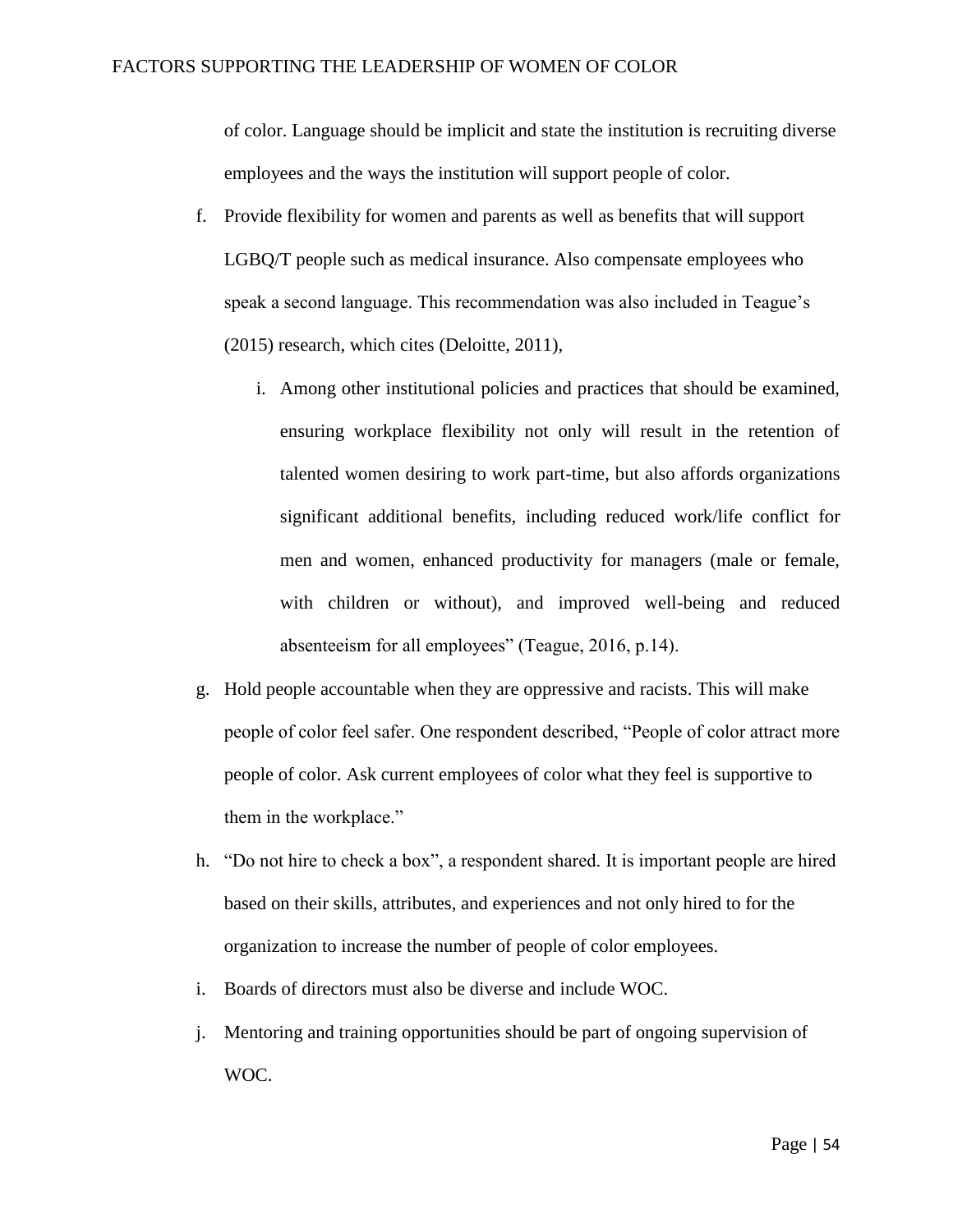of color. Language should be implicit and state the institution is recruiting diverse employees and the ways the institution will support people of color.

f. Provide flexibility for women and parents as well as benefits that will support LGBQ/T people such as medical insurance. Also compensate employees who speak a second language. This recommendation was also included in Teague's (2015) research, which cites (Deloitte, 2011),

    i. Among other institutional policies and practices that should be examined, ensuring workplace flexibility not only will result in the retention of talented women desiring to work part-time, but also affords organizations significant additional benefits, including reduced work/life conflict for men and women, enhanced productivity for managers (male or female, with children or without), and improved well-being and reduced absenteeism for all employees" (Teague, 2016, p.14).

g. Hold people accountable when they are oppressive and racists. This will make people of color feel safer. One respondent described, "People of color attract more people of color. Ask current employees of color what they feel is supportive to them in the workplace."

h. "Do not hire to check a box", a respondent shared. It is important people are hired based on their skills, attributes, and experiences and not only hired to for the organization to increase the number of people of color employees.

i. Boards of directors must also be diverse and include WOC.

j. Mentoring and training opportunities should be part of ongoing supervision of WOC.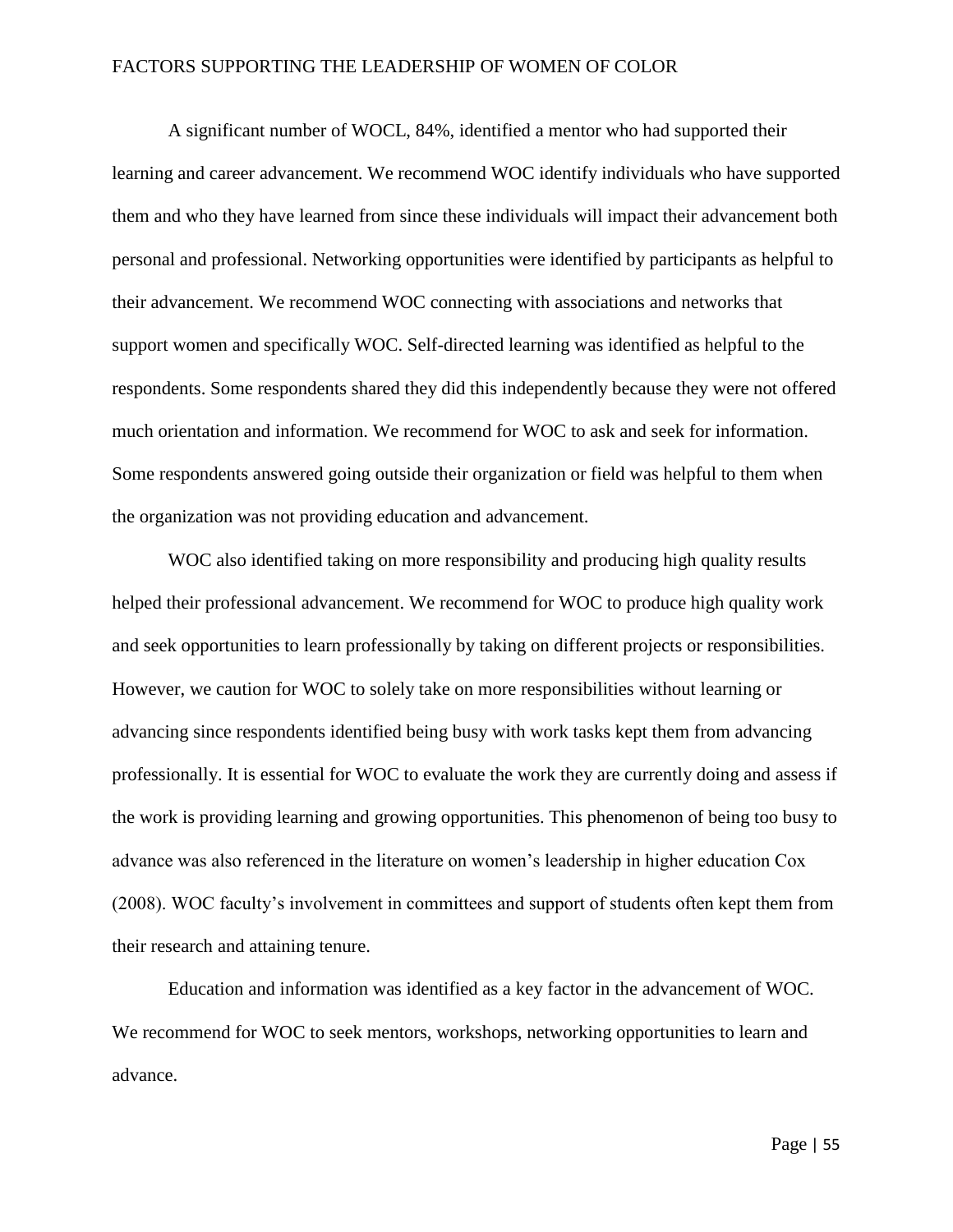A significant number of WOCL, 84%, identified a mentor who had supported their learning and career advancement. We recommend WOC identify individuals who have supported them and who they have learned from since these individuals will impact their advancement both personal and professional. Networking opportunities were identified by participants as helpful to their advancement. We recommend WOC connecting with associations and networks that support women and specifically WOC. Self-directed learning was identified as helpful to the respondents. Some respondents shared they did this independently because they were not offered much orientation and information. We recommend for WOC to ask and seek for information. Some respondents answered going outside their organization or field was helpful to them when the organization was not providing education and advancement.

WOC also identified taking on more responsibility and producing high quality results helped their professional advancement. We recommend for WOC to produce high quality work and seek opportunities to learn professionally by taking on different projects or responsibilities. However, we caution for WOC to solely take on more responsibilities without learning or advancing since respondents identified being busy with work tasks kept them from advancing professionally. It is essential for WOC to evaluate the work they are currently doing and assess if the work is providing learning and growing opportunities. This phenomenon of being too busy to advance was also referenced in the literature on women's leadership in higher education Cox (2008). WOC faculty's involvement in committees and support of students often kept them from their research and attaining tenure.

Education and information was identified as a key factor in the advancement of WOC. We recommend for WOC to seek mentors, workshops, networking opportunities to learn and advance.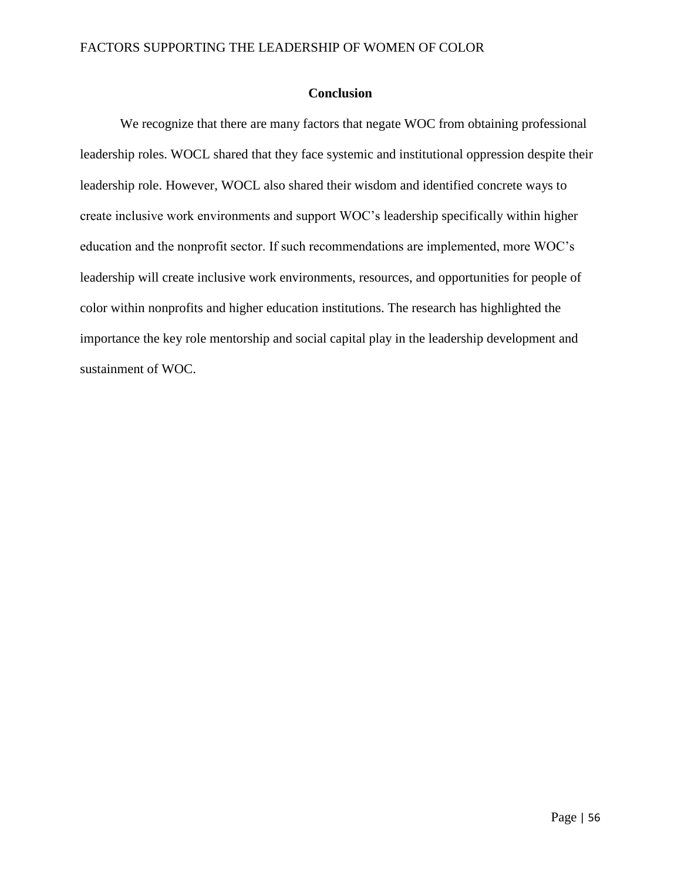## Conclusion

We recognize that there are many factors that negate WOC from obtaining professional leadership roles. WOCL shared that they face systemic and institutional oppression despite their leadership role. However, WOCL also shared their wisdom and identified concrete ways to create inclusive work environments and support WOC's leadership specifically within higher education and the nonprofit sector. If such recommendations are implemented, more WOC's leadership will create inclusive work environments, resources, and opportunities for people of color within nonprofits and higher education institutions. The research has highlighted the importance the key role mentorship and social capital play in the leadership development and sustainment of WOC.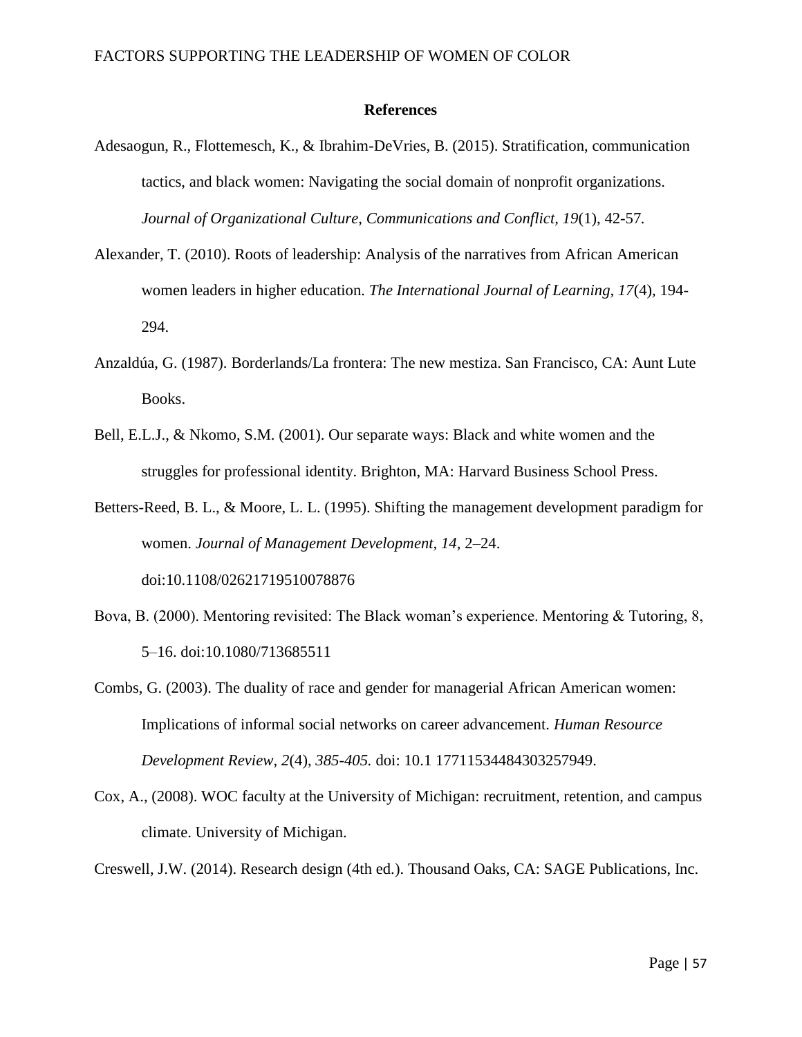## References

Adesaogun, R., Flottemesch, K., & Ibrahim-DeVries, B. (2015). Stratification, communication tactics, and black women: Navigating the social domain of nonprofit organizations. *Journal of Organizational Culture, Communications and Conflict, 19*(1), 42-57.

Alexander, T. (2010). Roots of leadership: Analysis of the narratives from African American women leaders in higher education. *The International Journal of Learning, 17*(4), 194-294.

Anzaldúa, G. (1987). Borderlands/La frontera: The new mestiza. San Francisco, CA: Aunt Lute Books.

Bell, E.L.J., & Nkomo, S.M. (2001). Our separate ways: Black and white women and the struggles for professional identity. Brighton, MA: Harvard Business School Press.

Betters-Reed, B. L., & Moore, L. L. (1995). Shifting the management development paradigm for women. *Journal of Management Development, 14,* 2–24. doi:10.1108/02621719510078876

Bova, B. (2000). Mentoring revisited: The Black woman's experience. Mentoring & Tutoring, 8, 5–16. doi:10.1080/713685511

Combs, G. (2003). The duality of race and gender for managerial African American women: Implications of informal social networks on career advancement. *Human Resource Development Review, 2*(4), *385-405.* doi: 10.1 17711534484303257949.

Cox, A., (2008). WOC faculty at the University of Michigan: recruitment, retention, and campus climate. University of Michigan.

Creswell, J.W. (2014). Research design (4th ed.). Thousand Oaks, CA: SAGE Publications, Inc.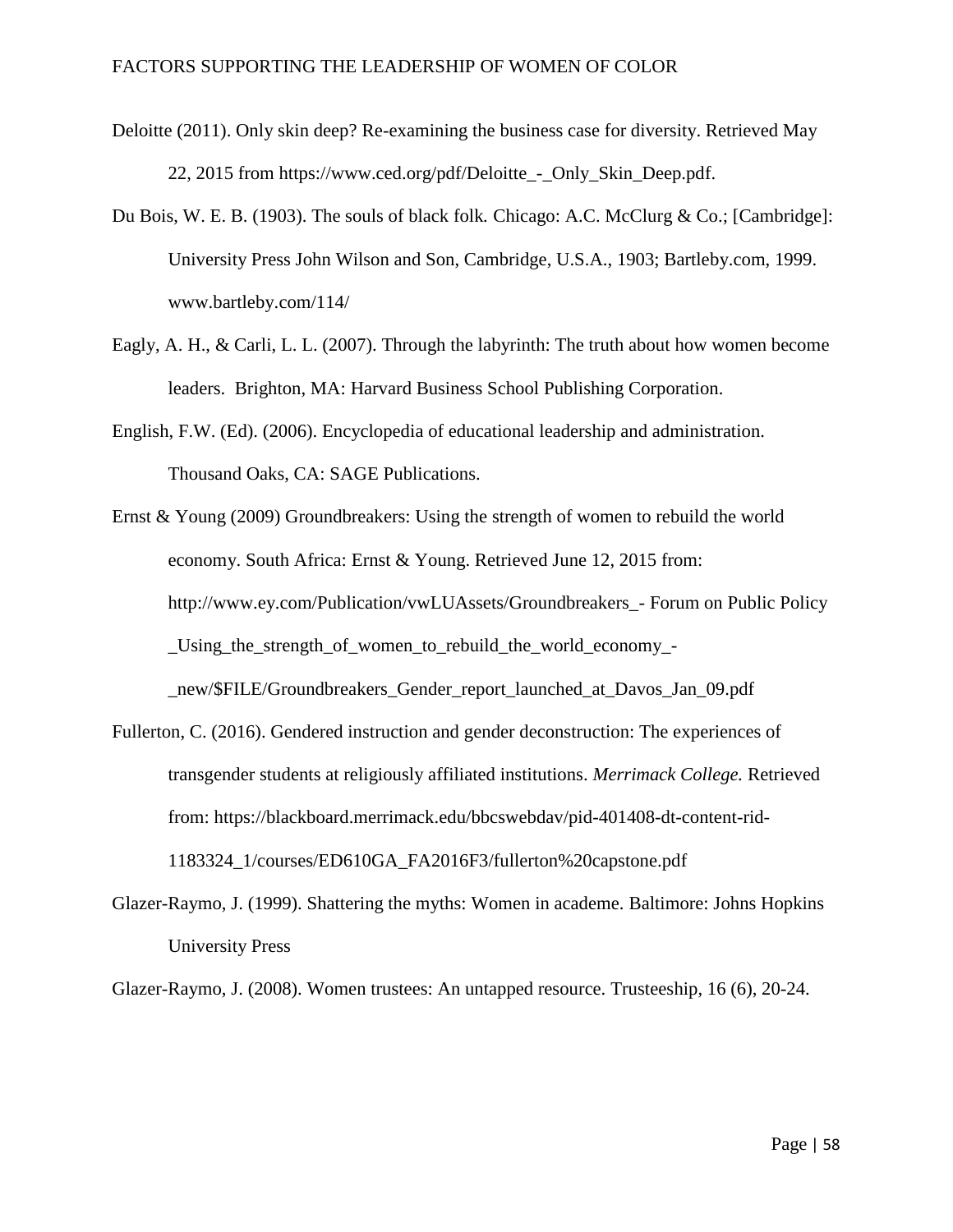Deloitte (2011). Only skin deep? Re-examining the business case for diversity. Retrieved May 22, 2015 from https://www.ced.org/pdf/Deloitte_-_Only_Skin_Deep.pdf.

Du Bois, W. E. B. (1903). The souls of black folk*.* Chicago: A.C. McClurg & Co.; [Cambridge]: University Press John Wilson and Son, Cambridge, U.S.A., 1903; Bartleby.com, 1999. www.bartleby.com/114/

Eagly, A. H., & Carli, L. L. (2007). Through the labyrinth: The truth about how women become leaders. Brighton, MA: Harvard Business School Publishing Corporation.

English, F.W. (Ed). (2006). Encyclopedia of educational leadership and administration. Thousand Oaks, CA: SAGE Publications.

Ernst & Young (2009) Groundbreakers: Using the strength of women to rebuild the world economy. South Africa: Ernst & Young. Retrieved June 12, 2015 from: http://www.ey.com/Publication/vwLUAssets/Groundbreakers_- Forum on Public Policy _Using_the_strength_of_women_to_rebuild_the_world_economy_-_new/$FILE/Groundbreakers_Gender_report_launched_at_Davos_Jan_09.pdf

Fullerton, C. (2016). Gendered instruction and gender deconstruction: The experiences of transgender students at religiously affiliated institutions. *Merrimack College.* Retrieved from: https://blackboard.merrimack.edu/bbcswebdav/pid-401408-dt-content-rid-1183324_1/courses/ED610GA_FA2016F3/fullerton%20capstone.pdf

Glazer-Raymo, J. (1999). Shattering the myths: Women in academe. Baltimore: Johns Hopkins University Press

Glazer-Raymo, J. (2008). Women trustees: An untapped resource. Trusteeship, 16 (6), 20-24.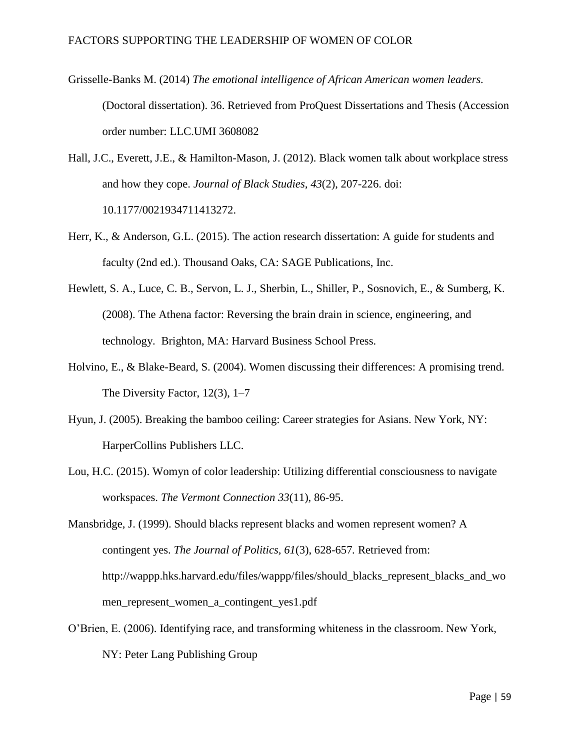Grisselle-Banks M. (2014) *The emotional intelligence of African American women leaders.* (Doctoral dissertation). 36. Retrieved from ProQuest Dissertations and Thesis (Accession order number: LLC.UMI 3608082

Hall, J.C., Everett, J.E., & Hamilton-Mason, J. (2012). Black women talk about workplace stress and how they cope. *Journal of Black Studies, 43*(2), 207-226. doi: 10.1177/0021934711413272.

Herr, K., & Anderson, G.L. (2015). The action research dissertation: A guide for students and faculty (2nd ed.). Thousand Oaks, CA: SAGE Publications, Inc.

Hewlett, S. A., Luce, C. B., Servon, L. J., Sherbin, L., Shiller, P., Sosnovich, E., & Sumberg, K. (2008). The Athena factor: Reversing the brain drain in science, engineering, and technology. Brighton, MA: Harvard Business School Press.

Holvino, E., & Blake-Beard, S. (2004). Women discussing their differences: A promising trend. The Diversity Factor, 12(3), 1–7

Hyun, J. (2005). Breaking the bamboo ceiling: Career strategies for Asians. New York, NY: HarperCollins Publishers LLC.

Lou, H.C. (2015). Womyn of color leadership: Utilizing differential consciousness to navigate workspaces. *The Vermont Connection 33*(11), 86-95.

Mansbridge, J. (1999). Should blacks represent blacks and women represent women? A contingent yes. *The Journal of Politics, 61*(3), 628-657. Retrieved from: http://wappp.hks.harvard.edu/files/wappp/files/should_blacks_represent_blacks_and_women_represent_women_a_contingent_yes1.pdf

O'Brien, E. (2006). Identifying race, and transforming whiteness in the classroom. New York, NY: Peter Lang Publishing Group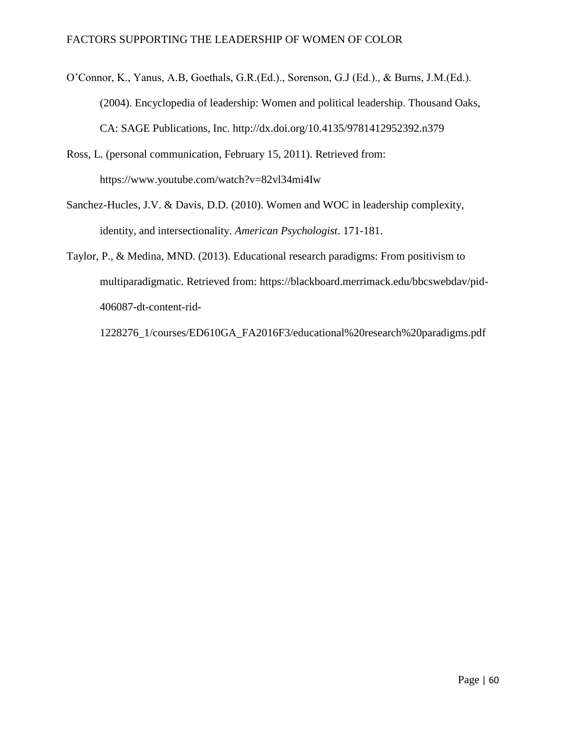O'Connor, K., Yanus, A.B, Goethals, G.R.(Ed.)., Sorenson, G.J (Ed.)., & Burns, J.M.(Ed.). (2004). Encyclopedia of leadership: Women and political leadership. Thousand Oaks, CA: SAGE Publications, Inc. http://dx.doi.org/10.4135/9781412952392.n379

Ross, L. (personal communication, February 15, 2011). Retrieved from: https://www.youtube.com/watch?v=82vl34mi4Iw

Sanchez-Hucles, J.V. & Davis, D.D. (2010). Women and WOC in leadership complexity, identity, and intersectionality. *American Psychologist*. 171-181.

Taylor, P., & Medina, MND. (2013). Educational research paradigms: From positivism to multiparadigmatic. Retrieved from: https://blackboard.merrimack.edu/bbcswebdav/pid-406087-dt-content-rid-1228276_1/courses/ED610GA_FA2016F3/educational%20research%20paradigms.pdf